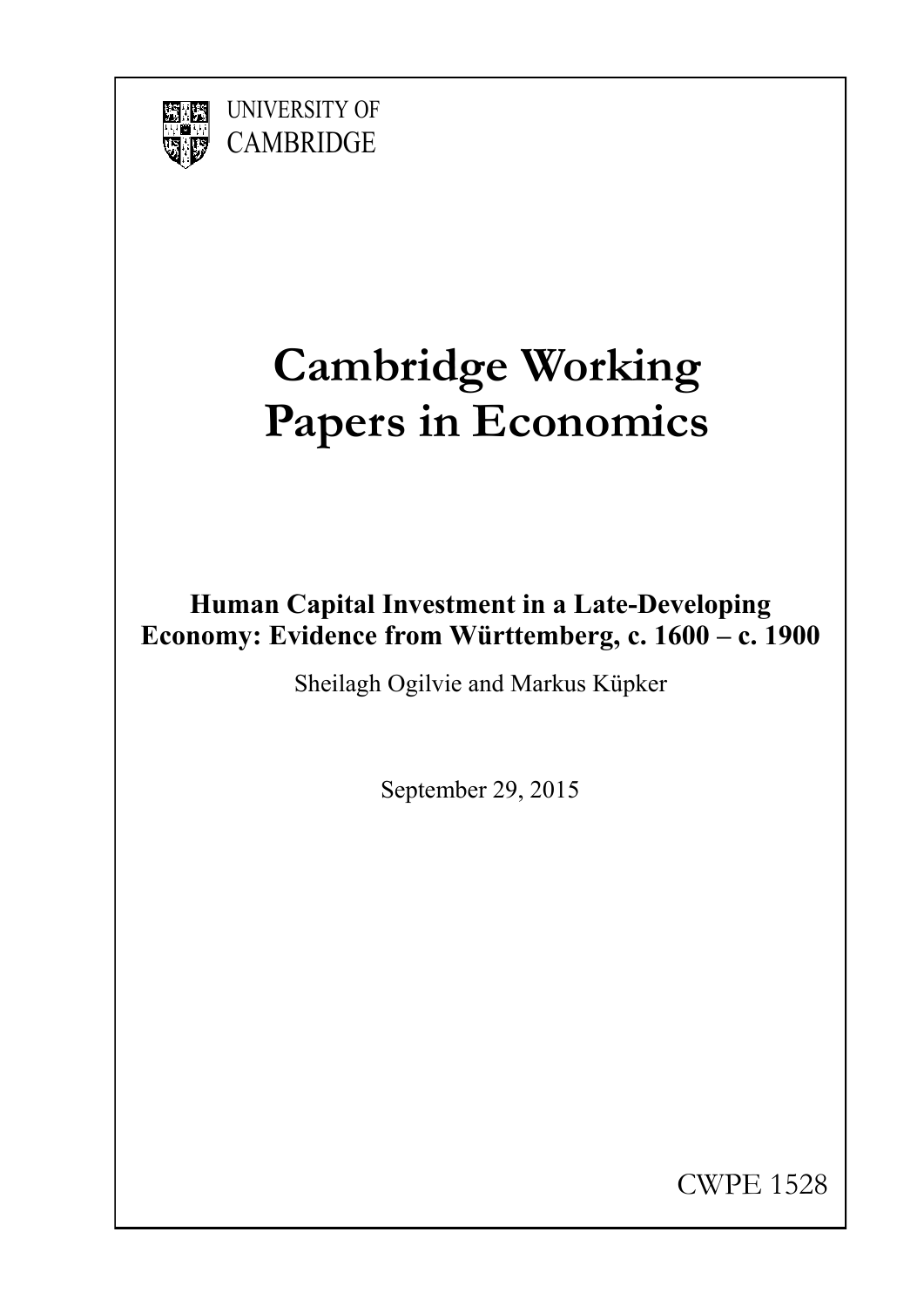UNIVERSITY OF
CAMBRIDGE

# Cambridge Working Papers in Economics

## Human Capital Investment in a Late-Developing Economy: Evidence from Württemberg, c. 1600 – c. 1900

Sheilagh Ogilvie and Markus Küpker

September 29, 2015

CWPE 1528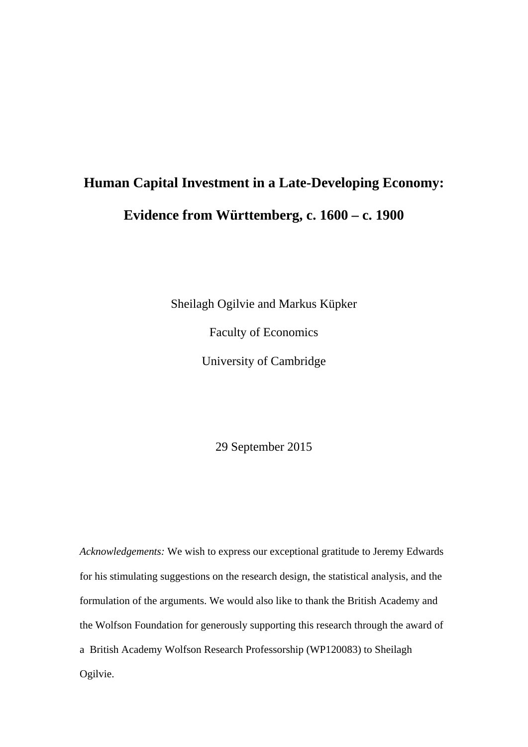# Human Capital Investment in a Late-Developing Economy:

# Evidence from Württemberg, c. 1600 – c. 1900

Sheilagh Ogilvie and Markus Küpker

Faculty of Economics

University of Cambridge

29 September 2015

*Acknowledgements:* We wish to express our exceptional gratitude to Jeremy Edwards for his stimulating suggestions on the research design, the statistical analysis, and the formulation of the arguments. We would also like to thank the British Academy and the Wolfson Foundation for generously supporting this research through the award of a British Academy Wolfson Research Professorship (WP120083) to Sheilagh Ogilvie.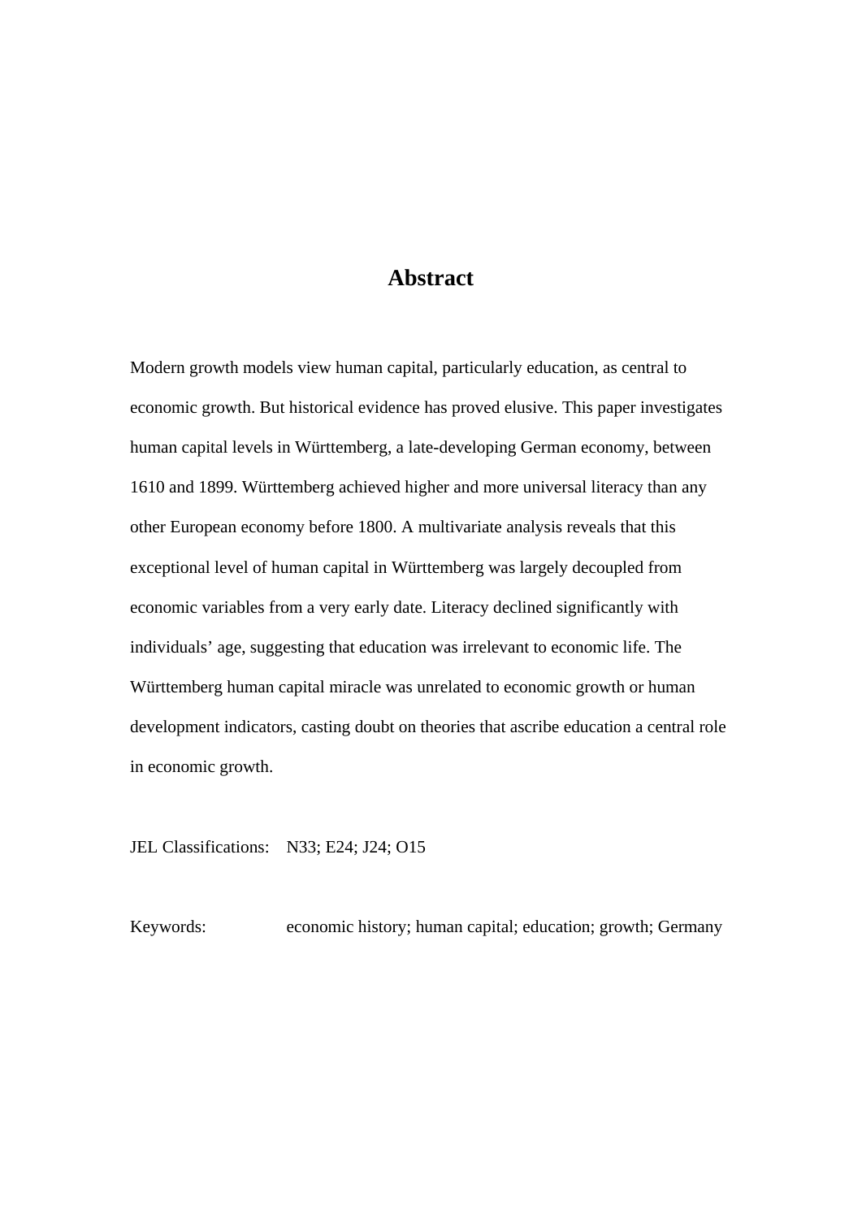# Abstract

Modern growth models view human capital, particularly education, as central to economic growth. But historical evidence has proved elusive. This paper investigates human capital levels in Württemberg, a late-developing German economy, between 1610 and 1899. Württemberg achieved higher and more universal literacy than any other European economy before 1800. A multivariate analysis reveals that this exceptional level of human capital in Württemberg was largely decoupled from economic variables from a very early date. Literacy declined significantly with individuals' age, suggesting that education was irrelevant to economic life. The Württemberg human capital miracle was unrelated to economic growth or human development indicators, casting doubt on theories that ascribe education a central role in economic growth.

JEL Classifications: N33; E24; J24; O15

Keywords: economic history; human capital; education; growth; Germany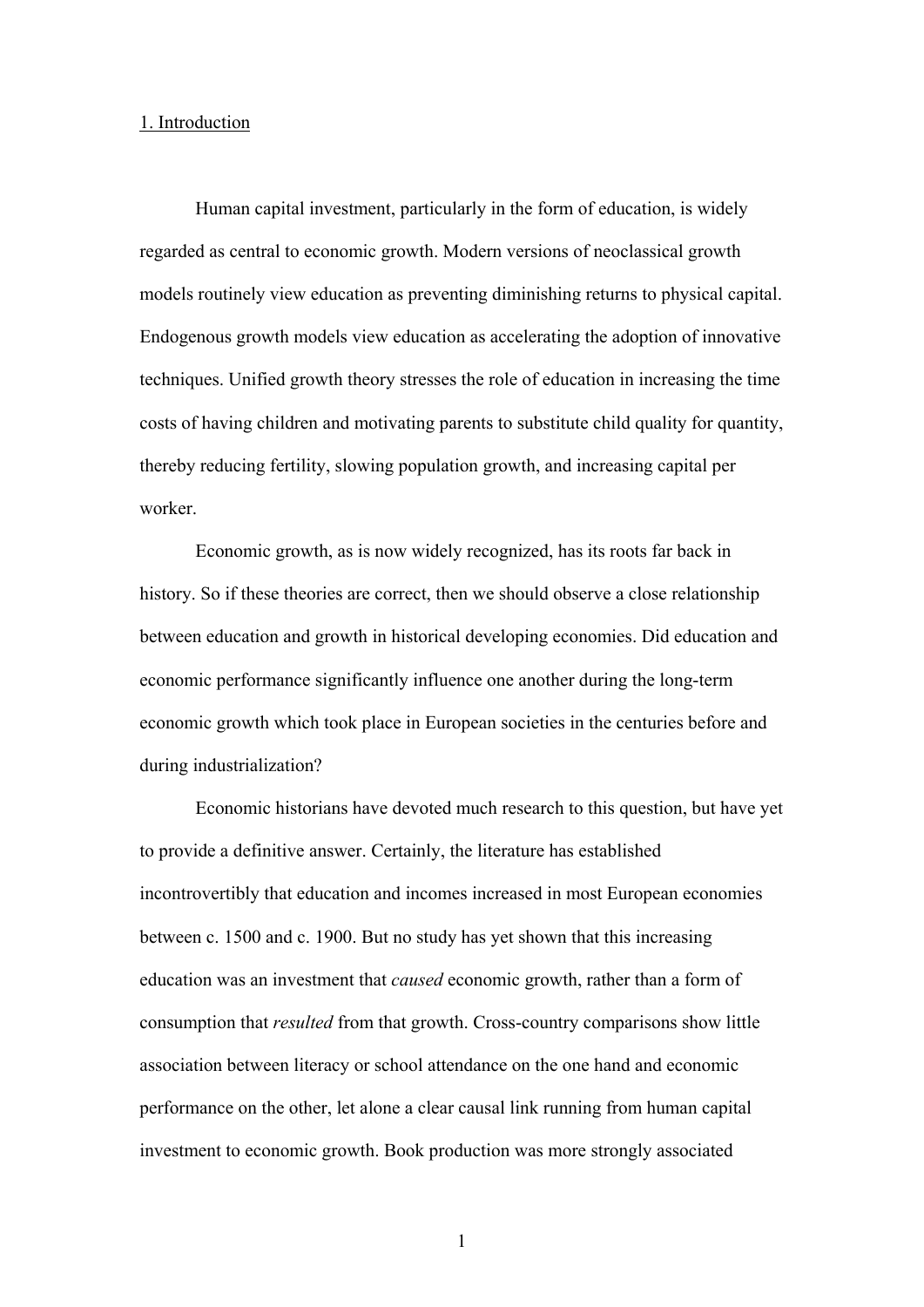## 1. Introduction

Human capital investment, particularly in the form of education, is widely regarded as central to economic growth. Modern versions of neoclassical growth models routinely view education as preventing diminishing returns to physical capital. Endogenous growth models view education as accelerating the adoption of innovative techniques. Unified growth theory stresses the role of education in increasing the time costs of having children and motivating parents to substitute child quality for quantity, thereby reducing fertility, slowing population growth, and increasing capital per worker.

Economic growth, as is now widely recognized, has its roots far back in history. So if these theories are correct, then we should observe a close relationship between education and growth in historical developing economies. Did education and economic performance significantly influence one another during the long-term economic growth which took place in European societies in the centuries before and during industrialization?

Economic historians have devoted much research to this question, but have yet to provide a definitive answer. Certainly, the literature has established incontrovertibly that education and incomes increased in most European economies between c. 1500 and c. 1900. But no study has yet shown that this increasing education was an investment that *caused* economic growth, rather than a form of consumption that *resulted* from that growth. Cross-country comparisons show little association between literacy or school attendance on the one hand and economic performance on the other, let alone a clear causal link running from human capital investment to economic growth. Book production was more strongly associated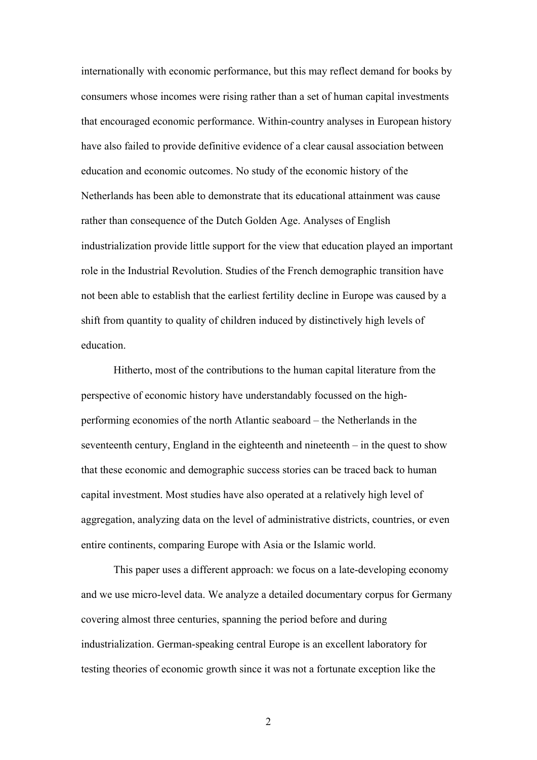internationally with economic performance, but this may reflect demand for books by consumers whose incomes were rising rather than a set of human capital investments that encouraged economic performance. Within-country analyses in European history have also failed to provide definitive evidence of a clear causal association between education and economic outcomes. No study of the economic history of the Netherlands has been able to demonstrate that its educational attainment was cause rather than consequence of the Dutch Golden Age. Analyses of English industrialization provide little support for the view that education played an important role in the Industrial Revolution. Studies of the French demographic transition have not been able to establish that the earliest fertility decline in Europe was caused by a shift from quantity to quality of children induced by distinctively high levels of education.

Hitherto, most of the contributions to the human capital literature from the perspective of economic history have understandably focussed on the high-performing economies of the north Atlantic seaboard – the Netherlands in the seventeenth century, England in the eighteenth and nineteenth – in the quest to show that these economic and demographic success stories can be traced back to human capital investment. Most studies have also operated at a relatively high level of aggregation, analyzing data on the level of administrative districts, countries, or even entire continents, comparing Europe with Asia or the Islamic world.

This paper uses a different approach: we focus on a late-developing economy and we use micro-level data. We analyze a detailed documentary corpus for Germany covering almost three centuries, spanning the period before and during industrialization. German-speaking central Europe is an excellent laboratory for testing theories of economic growth since it was not a fortunate exception like the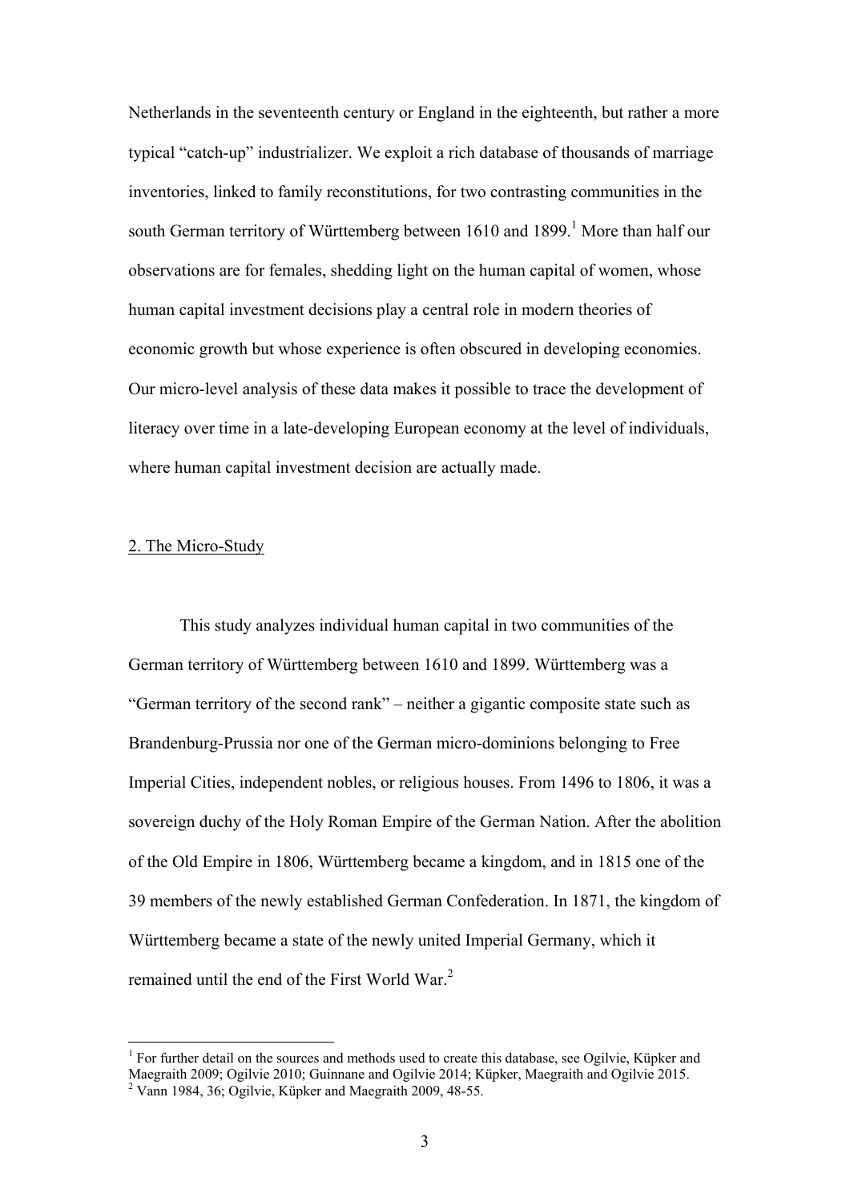Netherlands in the seventeenth century or England in the eighteenth, but rather a more typical "catch-up" industrializer. We exploit a rich database of thousands of marriage inventories, linked to family reconstitutions, for two contrasting communities in the south German territory of Württemberg between 1610 and 1899.[1] More than half our observations are for females, shedding light on the human capital of women, whose human capital investment decisions play a central role in modern theories of economic growth but whose experience is often obscured in developing economies. Our micro-level analysis of these data makes it possible to trace the development of literacy over time in a late-developing European economy at the level of individuals, where human capital investment decision are actually made.

## 2. The Micro-Study

This study analyzes individual human capital in two communities of the German territory of Württemberg between 1610 and 1899. Württemberg was a "German territory of the second rank" – neither a gigantic composite state such as Brandenburg-Prussia nor one of the German micro-dominions belonging to Free Imperial Cities, independent nobles, or religious houses. From 1496 to 1806, it was a sovereign duchy of the Holy Roman Empire of the German Nation. After the abolition of the Old Empire in 1806, Württemberg became a kingdom, and in 1815 one of the 39 members of the newly established German Confederation. In 1871, the kingdom of Württemberg became a state of the newly united Imperial Germany, which it remained until the end of the First World War.[2]

---

[1] For further detail on the sources and methods used to create this database, see Ogilvie, Küpker and Maegraith 2009; Ogilvie 2010; Guinnane and Ogilvie 2014; Küpker, Maegraith and Ogilvie 2015.

[2] Vann 1984, 36; Ogilvie, Küpker and Maegraith 2009, 48-55.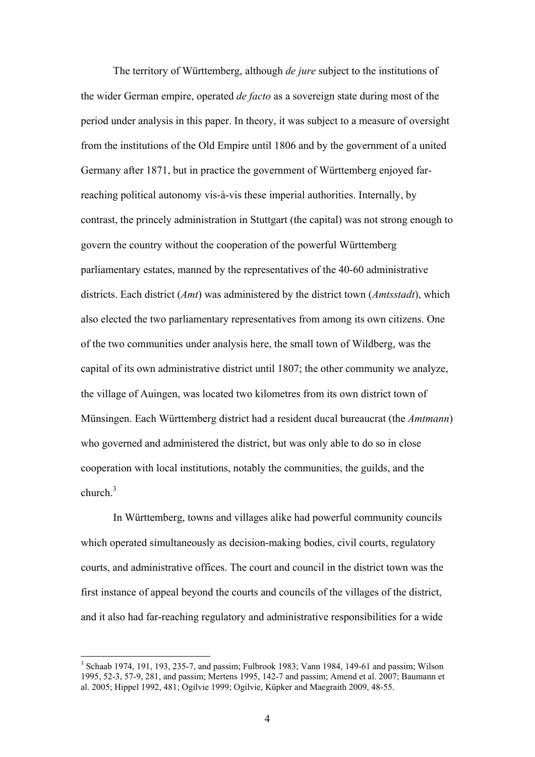The territory of Württemberg, although *de jure* subject to the institutions of the wider German empire, operated *de facto* as a sovereign state during most of the period under analysis in this paper. In theory, it was subject to a measure of oversight from the institutions of the Old Empire until 1806 and by the government of a united Germany after 1871, but in practice the government of Württemberg enjoyed far-reaching political autonomy vis-à-vis these imperial authorities. Internally, by contrast, the princely administration in Stuttgart (the capital) was not strong enough to govern the country without the cooperation of the powerful Württemberg parliamentary estates, manned by the representatives of the 40-60 administrative districts. Each district (*Amt*) was administered by the district town (*Amtsstadt*), which also elected the two parliamentary representatives from among its own citizens. One of the two communities under analysis here, the small town of Wildberg, was the capital of its own administrative district until 1807; the other community we analyze, the village of Auingen, was located two kilometres from its own district town of Münsingen. Each Württemberg district had a resident ducal bureaucrat (the *Amtmann*) who governed and administered the district, but was only able to do so in close cooperation with local institutions, notably the communities, the guilds, and the church.[3]

In Württemberg, towns and villages alike had powerful community councils which operated simultaneously as decision-making bodies, civil courts, regulatory courts, and administrative offices. The court and council in the district town was the first instance of appeal beyond the courts and councils of the villages of the district, and it also had far-reaching regulatory and administrative responsibilities for a wide

[3] Schaab 1974, 191, 193, 235-7, and passim; Fulbrook 1983; Vann 1984, 149-61 and passim; Wilson 1995, 52-3, 57-9, 281, and passim; Mertens 1995, 142-7 and passim; Amend et al. 2007; Baumann et al. 2005; Hippel 1992, 481; Ogilvie 1999; Ogilvie, Küpker and Maegraith 2009, 48-55.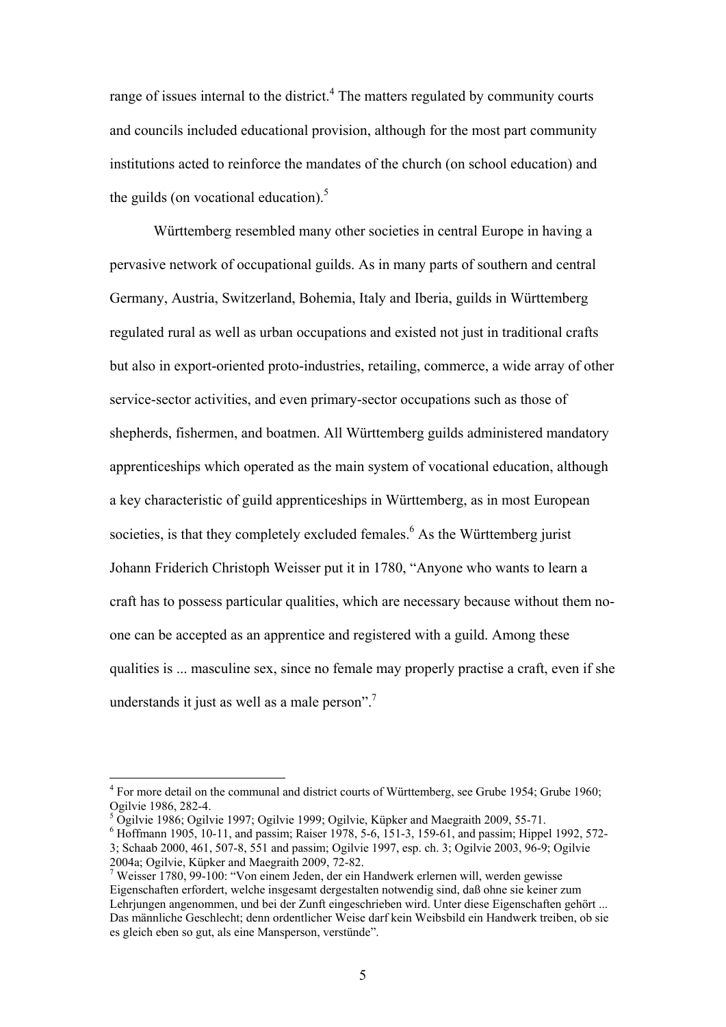range of issues internal to the district.[4] The matters regulated by community courts and councils included educational provision, although for the most part community institutions acted to reinforce the mandates of the church (on school education) and the guilds (on vocational education).[5]

Württemberg resembled many other societies in central Europe in having a pervasive network of occupational guilds. As in many parts of southern and central Germany, Austria, Switzerland, Bohemia, Italy and Iberia, guilds in Württemberg regulated rural as well as urban occupations and existed not just in traditional crafts but also in export-oriented proto-industries, retailing, commerce, a wide array of other service-sector activities, and even primary-sector occupations such as those of shepherds, fishermen, and boatmen. All Württemberg guilds administered mandatory apprenticeships which operated as the main system of vocational education, although a key characteristic of guild apprenticeships in Württemberg, as in most European societies, is that they completely excluded females.[6] As the Württemberg jurist Johann Friderich Christoph Weisser put it in 1780, "Anyone who wants to learn a craft has to possess particular qualities, which are necessary because without them no-one can be accepted as an apprentice and registered with a guild. Among these qualities is ... masculine sex, since no female may properly practise a craft, even if she understands it just as well as a male person".[7]

---

[4] For more detail on the communal and district courts of Württemberg, see Grube 1954; Grube 1960; Ogilvie 1986, 282-4.

[5] Ogilvie 1986; Ogilvie 1997; Ogilvie 1999; Ogilvie, Küpker and Maegraith 2009, 55-71.

[6] Hoffmann 1905, 10-11, and passim; Raiser 1978, 5-6, 151-3, 159-61, and passim; Hippel 1992, 572-3; Schaab 2000, 461, 507-8, 551 and passim; Ogilvie 1997, esp. ch. 3; Ogilvie 2003, 96-9; Ogilvie 2004a; Ogilvie, Küpker and Maegraith 2009, 72-82.

[7] Weisser 1780, 99-100: "Von einem Jeden, der ein Handwerk erlernen will, werden gewisse Eigenschaften erfordert, welche insgesamt dergestalten notwendig sind, daß ohne sie keiner zum Lehrjungen angenommen, und bei der Zunft eingeschrieben wird. Unter diese Eigenschaften gehört ... Das männliche Geschlecht; denn ordentlicher Weise darf kein Weibsbild ein Handwerk treiben, ob sie es gleich eben so gut, als eine Mansperson, verstünde".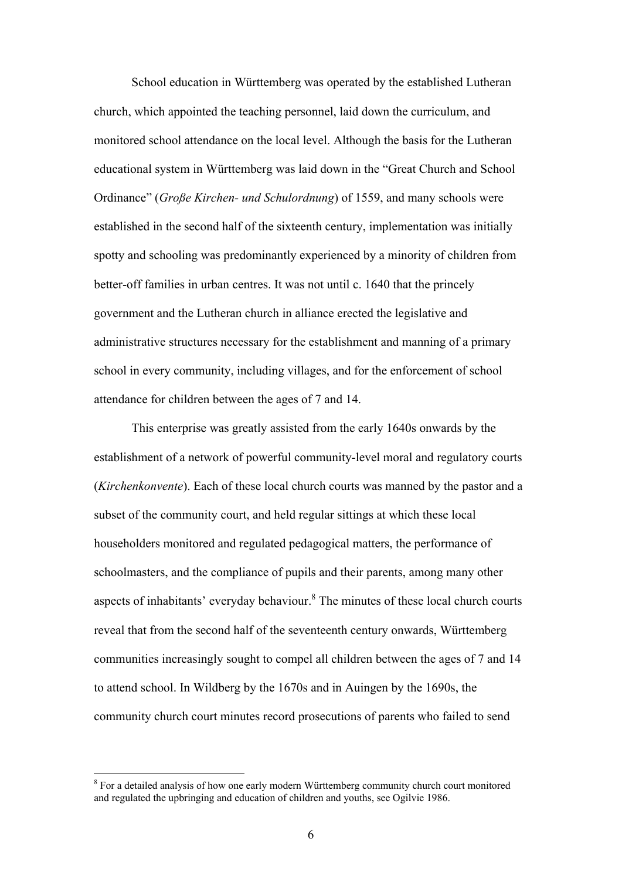School education in Württemberg was operated by the established Lutheran church, which appointed the teaching personnel, laid down the curriculum, and monitored school attendance on the local level. Although the basis for the Lutheran educational system in Württemberg was laid down in the "Great Church and School Ordinance" (*Große Kirchen- und Schulordnung*) of 1559, and many schools were established in the second half of the sixteenth century, implementation was initially spotty and schooling was predominantly experienced by a minority of children from better-off families in urban centres. It was not until c. 1640 that the princely government and the Lutheran church in alliance erected the legislative and administrative structures necessary for the establishment and manning of a primary school in every community, including villages, and for the enforcement of school attendance for children between the ages of 7 and 14.

This enterprise was greatly assisted from the early 1640s onwards by the establishment of a network of powerful community-level moral and regulatory courts (*Kirchenkonvente*). Each of these local church courts was manned by the pastor and a subset of the community court, and held regular sittings at which these local householders monitored and regulated pedagogical matters, the performance of schoolmasters, and the compliance of pupils and their parents, among many other aspects of inhabitants' everyday behaviour.[8] The minutes of these local church courts reveal that from the second half of the seventeenth century onwards, Württemberg communities increasingly sought to compel all children between the ages of 7 and 14 to attend school. In Wildberg by the 1670s and in Auingen by the 1690s, the community church court minutes record prosecutions of parents who failed to send

[8] For a detailed analysis of how one early modern Württemberg community church court monitored and regulated the upbringing and education of children and youths, see Ogilvie 1986.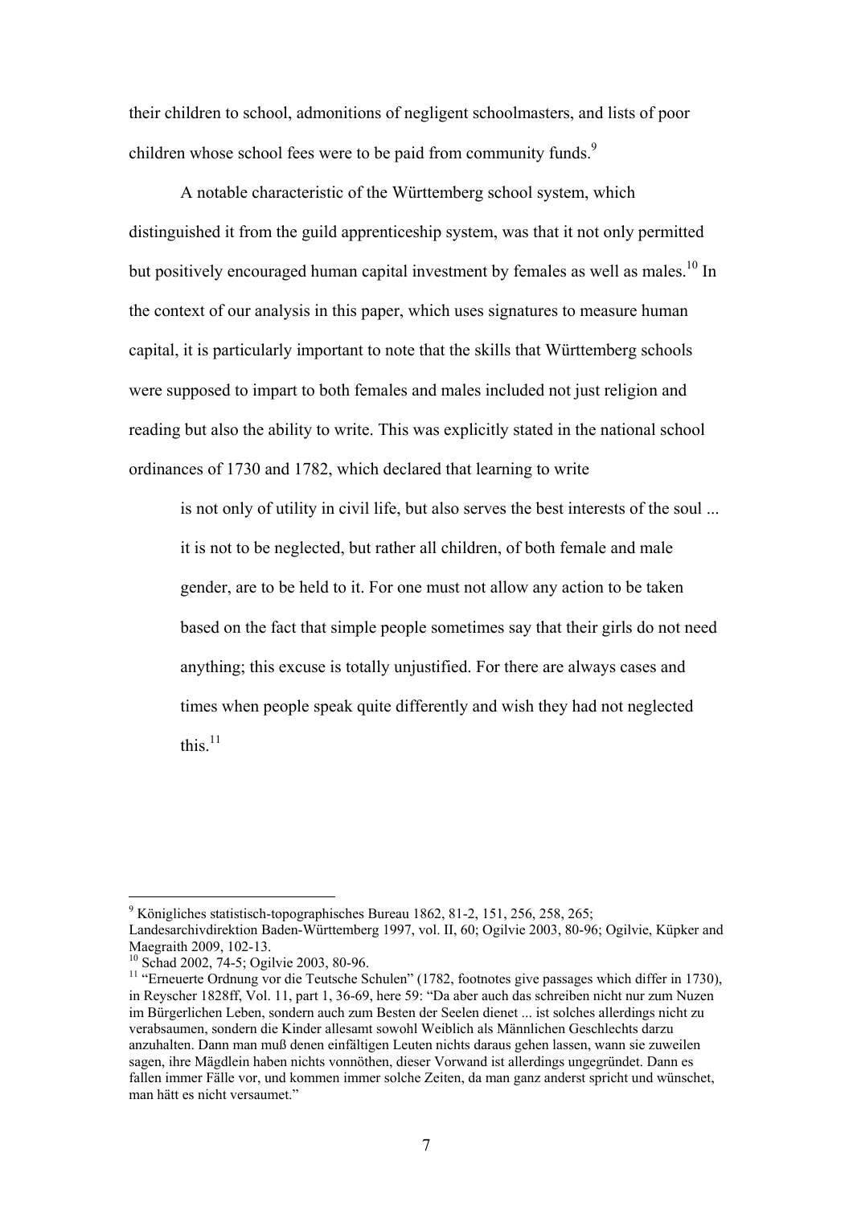their children to school, admonitions of negligent schoolmasters, and lists of poor children whose school fees were to be paid from community funds.[9]

A notable characteristic of the Württemberg school system, which distinguished it from the guild apprenticeship system, was that it not only permitted but positively encouraged human capital investment by females as well as males.[10] In the context of our analysis in this paper, which uses signatures to measure human capital, it is particularly important to note that the skills that Württemberg schools were supposed to impart to both females and males included not just religion and reading but also the ability to write. This was explicitly stated in the national school ordinances of 1730 and 1782, which declared that learning to write

> is not only of utility in civil life, but also serves the best interests of the soul ... it is not to be neglected, but rather all children, of both female and male gender, are to be held to it. For one must not allow any action to be taken based on the fact that simple people sometimes say that their girls do not need anything; this excuse is totally unjustified. For there are always cases and times when people speak quite differently and wish they had not neglected this.[11]

---

[9] Königliches statistisch-topographisches Bureau 1862, 81-2, 151, 256, 258, 265; Landesarchivdirektion Baden-Württemberg 1997, vol. II, 60; Ogilvie 2003, 80-96; Ogilvie, Küpker and Maegraith 2009, 102-13.

[10] Schad 2002, 74-5; Ogilvie 2003, 80-96.

[11] "Erneuerte Ordnung vor die Teutsche Schulen" (1782, footnotes give passages which differ in 1730), in Reyscher 1828ff, Vol. 11, part 1, 36-69, here 59: "Da aber auch das schreiben nicht nur zum Nuzen im Bürgerlichen Leben, sondern auch zum Besten der Seelen dienet ... ist solches allerdings nicht zu verabsaumen, sondern die Kinder allesamt sowohl Weiblich als Männlichen Geschlechts darzu anzuhalten. Dann man muß denen einfältigen Leuten nichts daraus gehen lassen, wann sie zuweilen sagen, ihre Mägdlein haben nichts vonnöthen, dieser Vorwand ist allerdings ungegründet. Dann es fallen immer Fälle vor, und kommen immer solche Zeiten, da man ganz anderst spricht und wünschet, man hätt es nicht versaumet."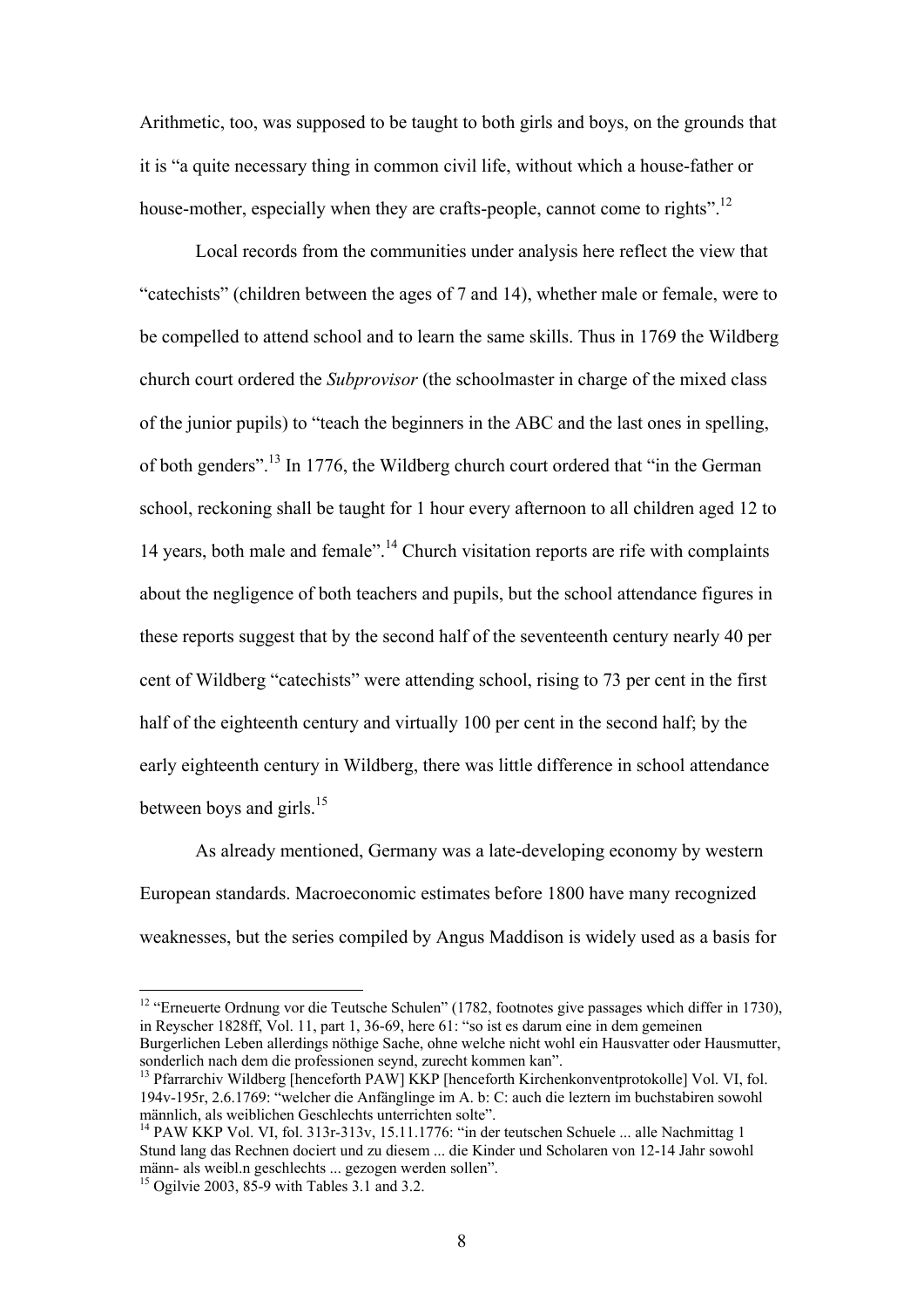Arithmetic, too, was supposed to be taught to both girls and boys, on the grounds that it is "a quite necessary thing in common civil life, without which a house-father or house-mother, especially when they are crafts-people, cannot come to rights".[12]

Local records from the communities under analysis here reflect the view that "catechists" (children between the ages of 7 and 14), whether male or female, were to be compelled to attend school and to learn the same skills. Thus in 1769 the Wildberg church court ordered the *Subprovisor* (the schoolmaster in charge of the mixed class of the junior pupils) to "teach the beginners in the ABC and the last ones in spelling, of both genders".[13] In 1776, the Wildberg church court ordered that "in the German school, reckoning shall be taught for 1 hour every afternoon to all children aged 12 to 14 years, both male and female".[14] Church visitation reports are rife with complaints about the negligence of both teachers and pupils, but the school attendance figures in these reports suggest that by the second half of the seventeenth century nearly 40 per cent of Wildberg "catechists" were attending school, rising to 73 per cent in the first half of the eighteenth century and virtually 100 per cent in the second half; by the early eighteenth century in Wildberg, there was little difference in school attendance between boys and girls.[15]

As already mentioned, Germany was a late-developing economy by western European standards. Macroeconomic estimates before 1800 have many recognized weaknesses, but the series compiled by Angus Maddison is widely used as a basis for

---

[12] "Erneuerte Ordnung vor die Teutsche Schulen" (1782, footnotes give passages which differ in 1730), in Reyscher 1828ff, Vol. 11, part 1, 36-69, here 61: "so ist es darum eine in dem gemeinen Burgerlichen Leben allerdings nöthige Sache, ohne welche nicht wohl ein Hausvatter oder Hausmutter, sonderlich nach dem die professionen seynd, zurecht kommen kan".

[13] Pfarrarchiv Wildberg [henceforth PAW] KKP [henceforth Kirchenkonventprotokolle] Vol. VI, fol. 194v-195r, 2.6.1769: "welcher die Anfänglinge im A. b: C: auch die leztern im buchstabiren sowohl männlich, als weiblichen Geschlechts unterrichten solte".

[14] PAW KKP Vol. VI, fol. 313r-313v, 15.11.1776: "in der teutschen Schuele ... alle Nachmittag 1 Stund lang das Rechnen dociert und zu diesem ... die Kinder und Scholaren von 12-14 Jahr sowohl männ- als weibl.n geschlechts ... gezogen werden sollen".

[15] Ogilvie 2003, 85-9 with Tables 3.1 and 3.2.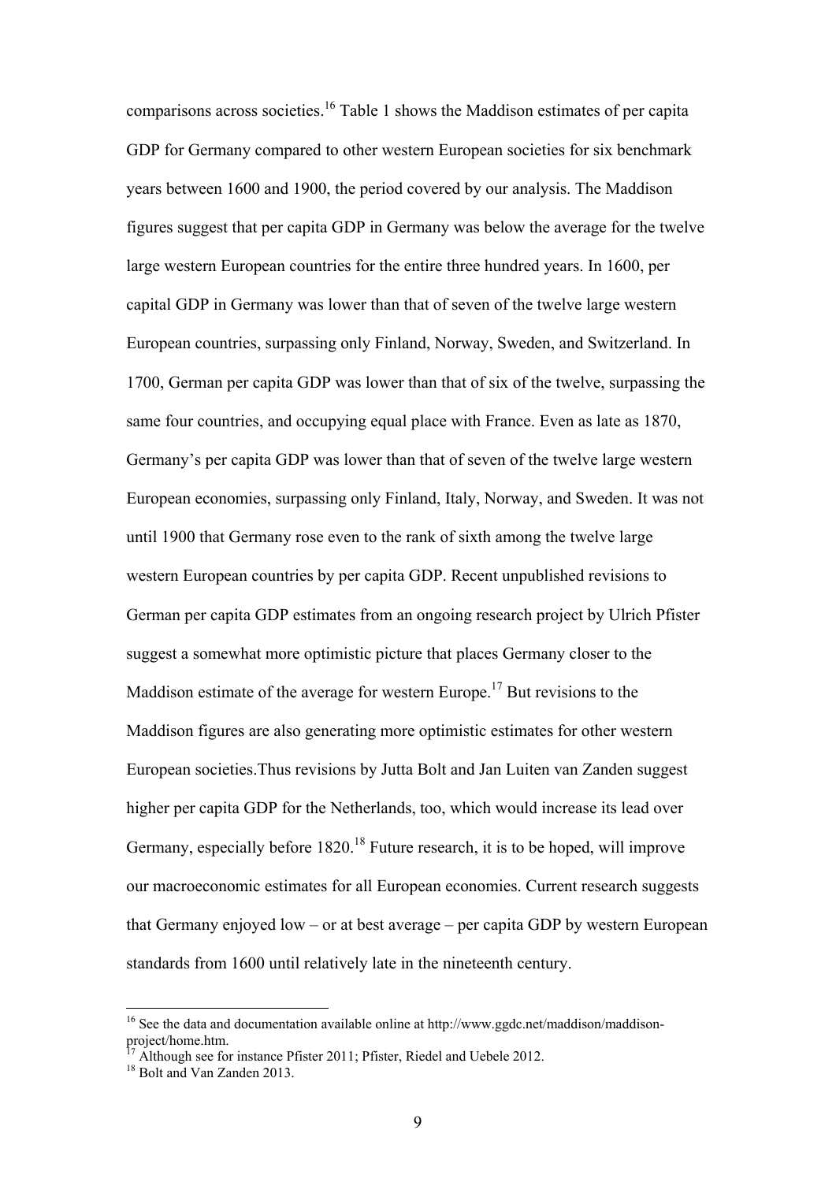comparisons across societies.[16] Table 1 shows the Maddison estimates of per capita GDP for Germany compared to other western European societies for six benchmark years between 1600 and 1900, the period covered by our analysis. The Maddison figures suggest that per capita GDP in Germany was below the average for the twelve large western European countries for the entire three hundred years. In 1600, per capital GDP in Germany was lower than that of seven of the twelve large western European countries, surpassing only Finland, Norway, Sweden, and Switzerland. In 1700, German per capita GDP was lower than that of six of the twelve, surpassing the same four countries, and occupying equal place with France. Even as late as 1870, Germany's per capita GDP was lower than that of seven of the twelve large western European economies, surpassing only Finland, Italy, Norway, and Sweden. It was not until 1900 that Germany rose even to the rank of sixth among the twelve large western European countries by per capita GDP. Recent unpublished revisions to German per capita GDP estimates from an ongoing research project by Ulrich Pfister suggest a somewhat more optimistic picture that places Germany closer to the Maddison estimate of the average for western Europe.[17] But revisions to the Maddison figures are also generating more optimistic estimates for other western European societies.Thus revisions by Jutta Bolt and Jan Luiten van Zanden suggest higher per capita GDP for the Netherlands, too, which would increase its lead over Germany, especially before 1820.[18] Future research, it is to be hoped, will improve our macroeconomic estimates for all European economies. Current research suggests that Germany enjoyed low – or at best average – per capita GDP by western European standards from 1600 until relatively late in the nineteenth century.

---

[16] See the data and documentation available online at http://www.ggdc.net/maddison/maddison-project/home.htm.

[17] Although see for instance Pfister 2011; Pfister, Riedel and Uebele 2012.

[18] Bolt and Van Zanden 2013.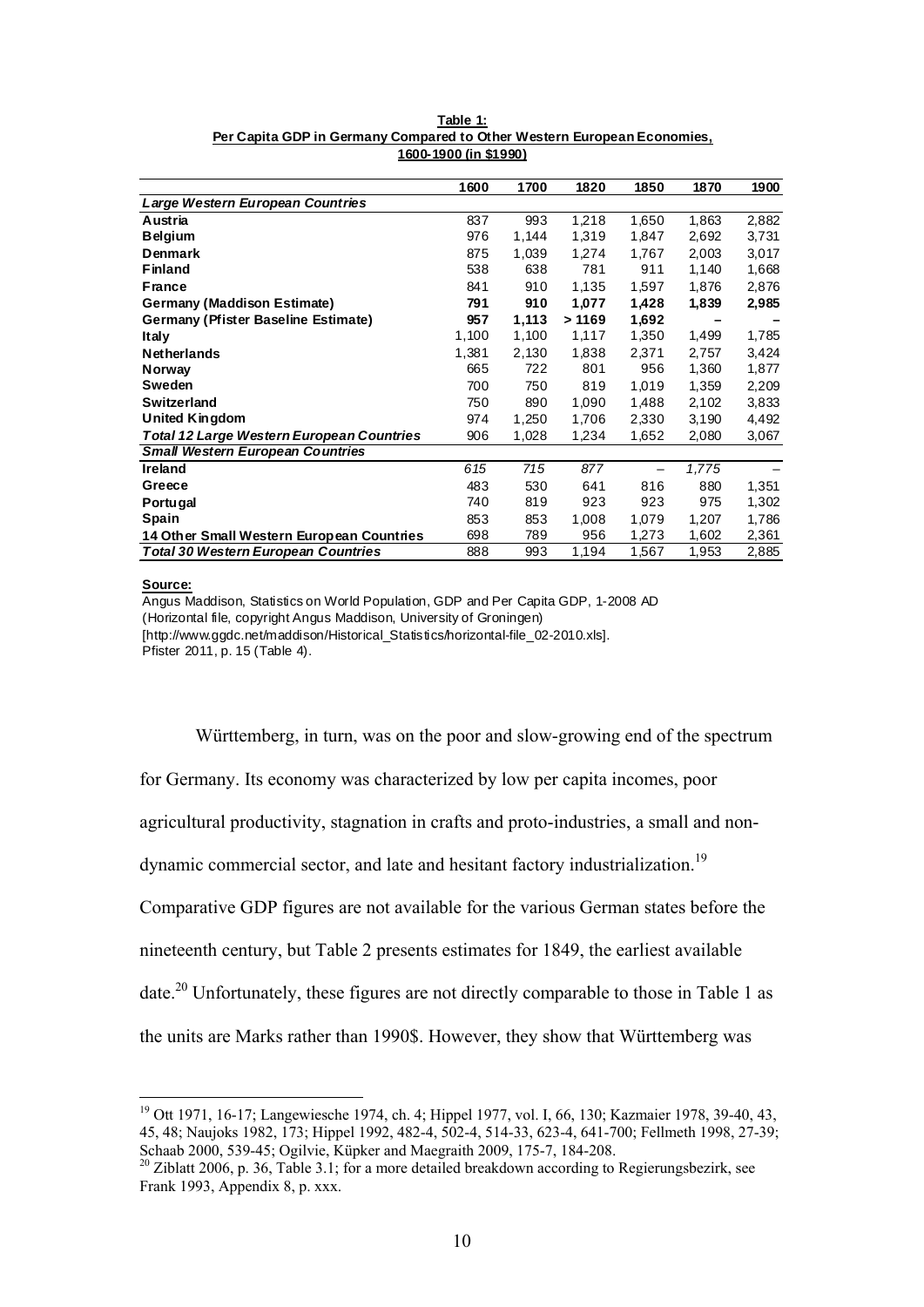**Table 1:**
**Per Capita GDP in Germany Compared to Other Western European Economies, 1600-1900 (in $1990)**

| | 1600 | 1700 | 1820 | 1850 | 1870 | 1900 |
|---|---|---|---|---|---|---|
| *Large Western European Countries* | | | | | | |
| **Austria** | 837 | 993 | 1,218 | 1,650 | 1,863 | 2,882 |
| **Belgium** | 976 | 1,144 | 1,319 | 1,847 | 2,692 | 3,731 |
| **Denmark** | 875 | 1,039 | 1,274 | 1,767 | 2,003 | 3,017 |
| **Finland** | 538 | 638 | 781 | 911 | 1,140 | 1,668 |
| **France** | 841 | 910 | 1,135 | 1,597 | 1,876 | 2,876 |
| **Germany (Maddison Estimate)** | **791** | **910** | **1,077** | **1,428** | **1,839** | **2,985** |
| **Germany (Pfister Baseline Estimate)** | **957** | **1,113** | **> 1169** | **1,692** | **–** | **–** |
| **Italy** | 1,100 | 1,100 | 1,117 | 1,350 | 1,499 | 1,785 |
| **Netherlands** | 1,381 | 2,130 | 1,838 | 2,371 | 2,757 | 3,424 |
| **Norway** | 665 | 722 | 801 | 956 | 1,360 | 1,877 |
| **Sweden** | 700 | 750 | 819 | 1,019 | 1,359 | 2,209 |
| **Switzerland** | 750 | 890 | 1,090 | 1,488 | 2,102 | 3,833 |
| **United Kingdom** | 974 | 1,250 | 1,706 | 2,330 | 3,190 | 4,492 |
| ***Total 12 Large Western European Countries*** | 906 | 1,028 | 1,234 | 1,652 | 2,080 | 3,067 |
| ***Small Western European Countries*** | | | | | | |
| **Ireland** | *615* | *715* | *877* | – | *1,775* | – |
| **Greece** | 483 | 530 | 641 | 816 | 880 | 1,351 |
| **Portugal** | 740 | 819 | 923 | 923 | 975 | 1,302 |
| **Spain** | 853 | 853 | 1,008 | 1,079 | 1,207 | 1,786 |
| **14 Other Small Western European Countries** | 698 | 789 | 956 | 1,273 | 1,602 | 2,361 |
| ***Total 30 Western European Countries*** | 888 | 993 | 1,194 | 1,567 | 1,953 | 2,885 |

**Source:**
Angus Maddison, Statistics on World Population, GDP and Per Capita GDP, 1-2008 AD (Horizontal file, copyright Angus Maddison, University of Groningen) [http://www.ggdc.net/maddison/Historical_Statistics/horizontal-file_02-2010.xls].
Pfister 2011, p. 15 (Table 4).

Württemberg, in turn, was on the poor and slow-growing end of the spectrum for Germany. Its economy was characterized by low per capita incomes, poor agricultural productivity, stagnation in crafts and proto-industries, a small and non-dynamic commercial sector, and late and hesitant factory industrialization.[19] Comparative GDP figures are not available for the various German states before the nineteenth century, but Table 2 presents estimates for 1849, the earliest available date.[20] Unfortunately, these figures are not directly comparable to those in Table 1 as the units are Marks rather than 1990$. However, they show that Württemberg was

[19] Ott 1971, 16-17; Langewiesche 1974, ch. 4; Hippel 1977, vol. I, 66, 130; Kazmaier 1978, 39-40, 43, 45, 48; Naujoks 1982, 173; Hippel 1992, 482-4, 502-4, 514-33, 623-4, 641-700; Fellmeth 1998, 27-39; Schaab 2000, 539-45; Ogilvie, Küpker and Maegraith 2009, 175-7, 184-208.

[20] Ziblatt 2006, p. 36, Table 3.1; for a more detailed breakdown according to Regierungsbezirk, see Frank 1993, Appendix 8, p. xxx.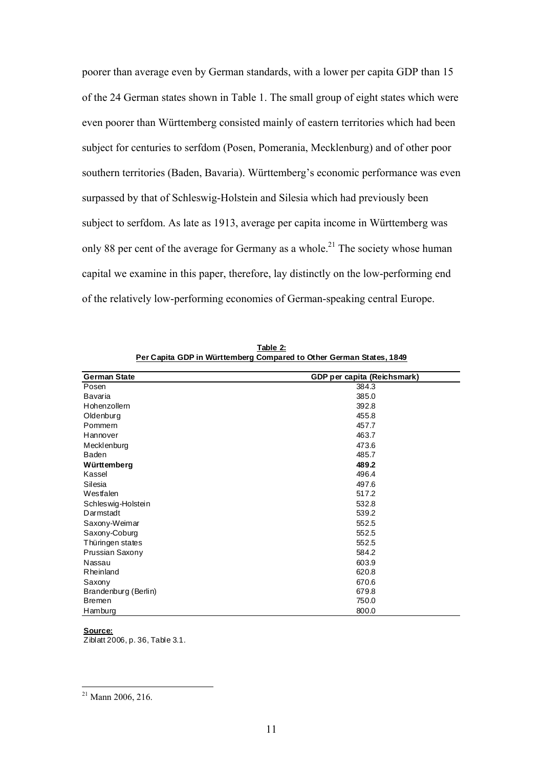poorer than average even by German standards, with a lower per capita GDP than 15 of the 24 German states shown in Table 1. The small group of eight states which were even poorer than Württemberg consisted mainly of eastern territories which had been subject for centuries to serfdom (Posen, Pomerania, Mecklenburg) and of other poor southern territories (Baden, Bavaria). Württemberg's economic performance was even surpassed by that of Schleswig-Holstein and Silesia which had previously been subject to serfdom. As late as 1913, average per capita income in Württemberg was only 88 per cent of the average for Germany as a whole.[21] The society whose human capital we examine in this paper, therefore, lay distinctly on the low-performing end of the relatively low-performing economies of German-speaking central Europe.

**Table 2:**
**Per Capita GDP in Württemberg Compared to Other German States, 1849**

| German State | GDP per capita (Reichsmark) |
|---|---|
| Posen | 384.3 |
| Bavaria | 385.0 |
| Hohenzollern | 392.8 |
| Oldenburg | 455.8 |
| Pommern | 457.7 |
| Hannover | 463.7 |
| Mecklenburg | 473.6 |
| Baden | 485.7 |
| **Württemberg** | **489.2** |
| Kassel | 496.4 |
| Silesia | 497.6 |
| Westfalen | 517.2 |
| Schleswig-Holstein | 532.8 |
| Darmstadt | 539.2 |
| Saxony-Weimar | 552.5 |
| Saxony-Coburg | 552.5 |
| Thüringen states | 552.5 |
| Prussian Saxony | 584.2 |
| Nassau | 603.9 |
| Rheinland | 620.8 |
| Saxony | 670.6 |
| Brandenburg (Berlin) | 679.8 |
| Bremen | 750.0 |
| Hamburg | 800.0 |

**Source:**
Ziblatt 2006, p. 36, Table 3.1.

[21] Mann 2006, 216.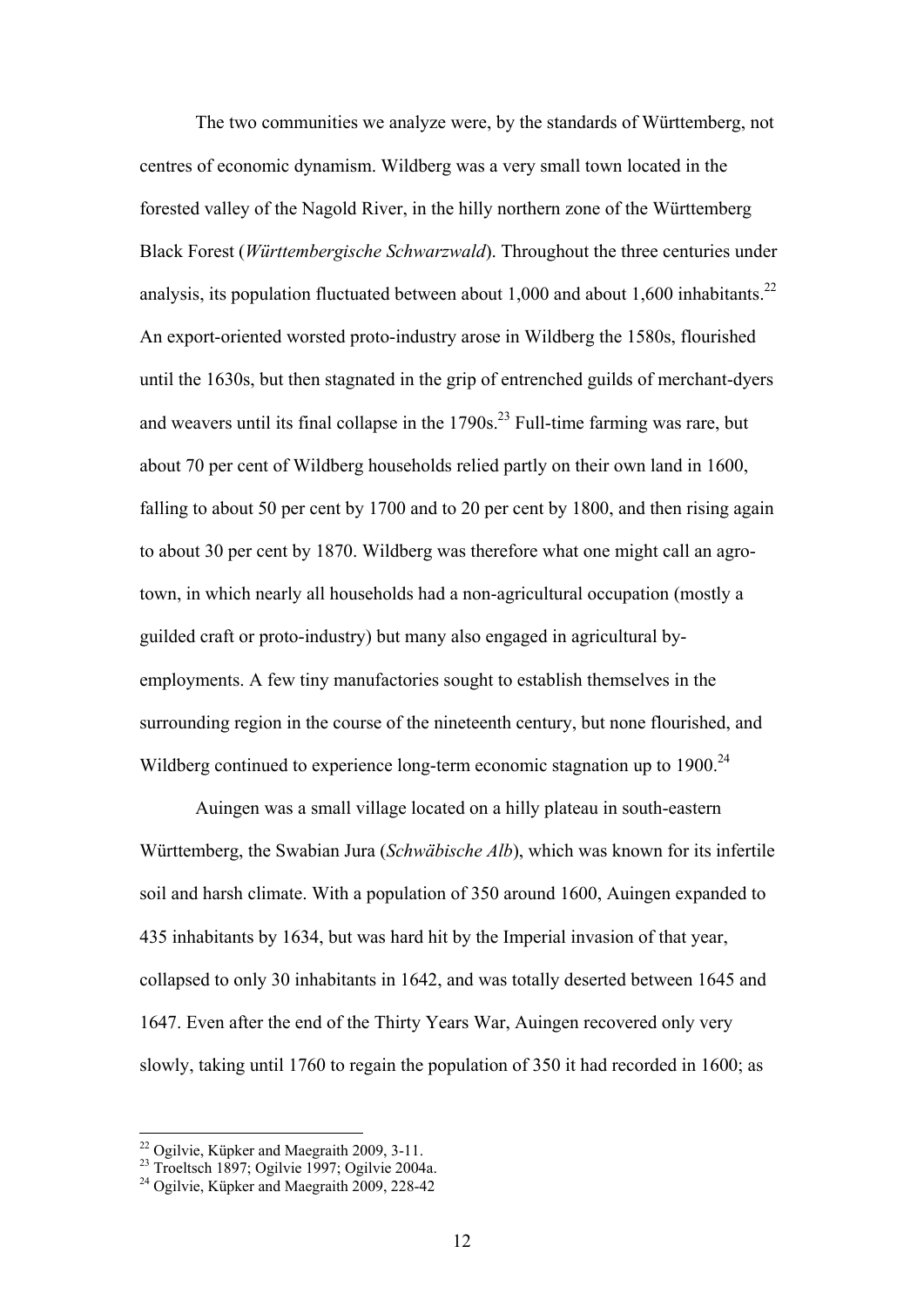The two communities we analyze were, by the standards of Württemberg, not centres of economic dynamism. Wildberg was a very small town located in the forested valley of the Nagold River, in the hilly northern zone of the Württemberg Black Forest (*Württembergische Schwarzwald*). Throughout the three centuries under analysis, its population fluctuated between about 1,000 and about 1,600 inhabitants.[22] An export-oriented worsted proto-industry arose in Wildberg the 1580s, flourished until the 1630s, but then stagnated in the grip of entrenched guilds of merchant-dyers and weavers until its final collapse in the 1790s.[23] Full-time farming was rare, but about 70 per cent of Wildberg households relied partly on their own land in 1600, falling to about 50 per cent by 1700 and to 20 per cent by 1800, and then rising again to about 30 per cent by 1870. Wildberg was therefore what one might call an agro-town, in which nearly all households had a non-agricultural occupation (mostly a guilded craft or proto-industry) but many also engaged in agricultural by-employments. A few tiny manufactories sought to establish themselves in the surrounding region in the course of the nineteenth century, but none flourished, and Wildberg continued to experience long-term economic stagnation up to 1900.[24]

Auingen was a small village located on a hilly plateau in south-eastern Württemberg, the Swabian Jura (*Schwäbische Alb*), which was known for its infertile soil and harsh climate. With a population of 350 around 1600, Auingen expanded to 435 inhabitants by 1634, but was hard hit by the Imperial invasion of that year, collapsed to only 30 inhabitants in 1642, and was totally deserted between 1645 and 1647. Even after the end of the Thirty Years War, Auingen recovered only very slowly, taking until 1760 to regain the population of 350 it had recorded in 1600; as

[22] Ogilvie, Küpker and Maegraith 2009, 3-11.
[23] Troeltsch 1897; Ogilvie 1997; Ogilvie 2004a.
[24] Ogilvie, Küpker and Maegraith 2009, 228-42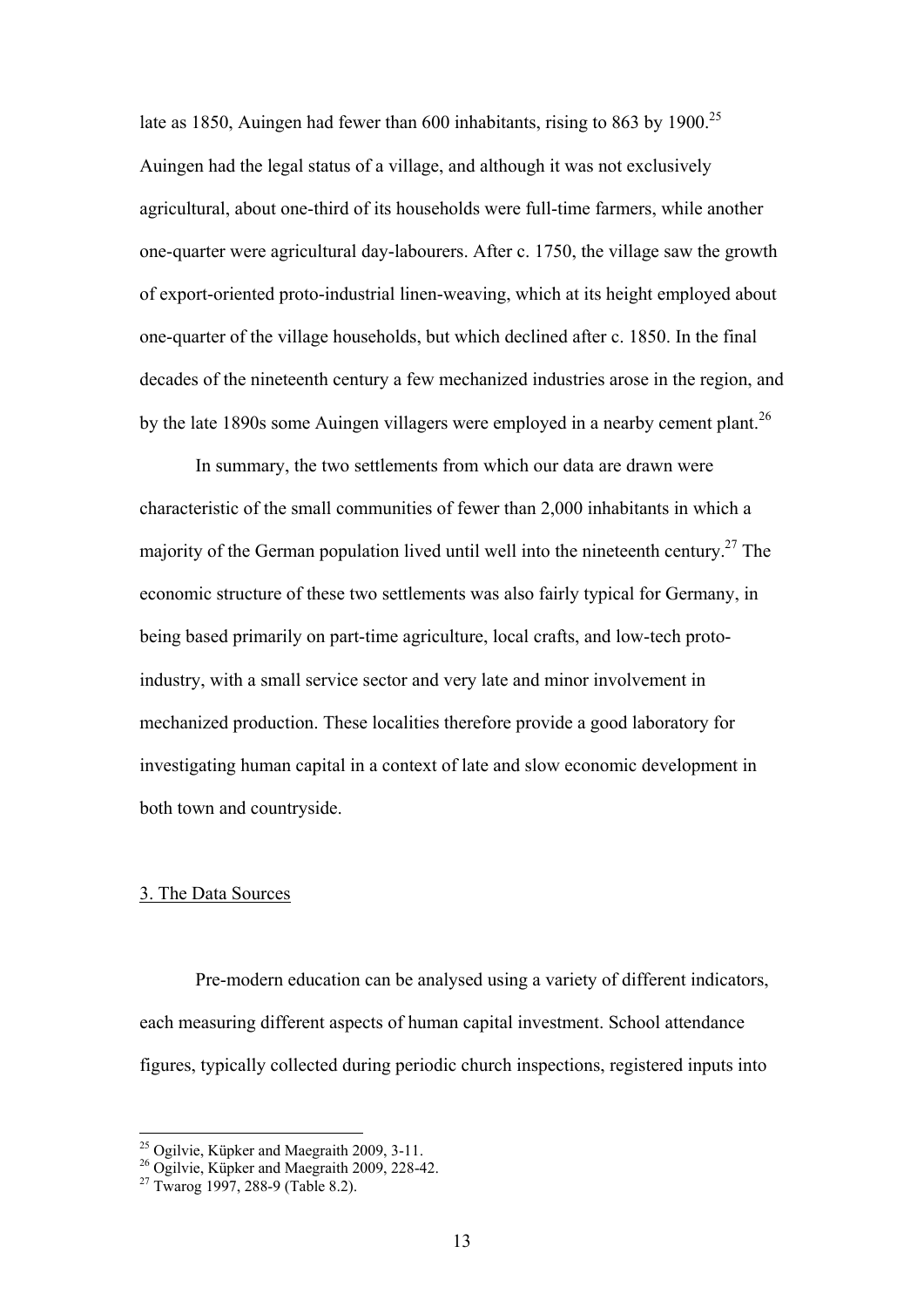late as 1850, Auingen had fewer than 600 inhabitants, rising to 863 by 1900.[25] Auingen had the legal status of a village, and although it was not exclusively agricultural, about one-third of its households were full-time farmers, while another one-quarter were agricultural day-labourers. After c. 1750, the village saw the growth of export-oriented proto-industrial linen-weaving, which at its height employed about one-quarter of the village households, but which declined after c. 1850. In the final decades of the nineteenth century a few mechanized industries arose in the region, and by the late 1890s some Auingen villagers were employed in a nearby cement plant.[26]

In summary, the two settlements from which our data are drawn were characteristic of the small communities of fewer than 2,000 inhabitants in which a majority of the German population lived until well into the nineteenth century.[27] The economic structure of these two settlements was also fairly typical for Germany, in being based primarily on part-time agriculture, local crafts, and low-tech proto-industry, with a small service sector and very late and minor involvement in mechanized production. These localities therefore provide a good laboratory for investigating human capital in a context of late and slow economic development in both town and countryside.

## 3. The Data Sources

Pre-modern education can be analysed using a variety of different indicators, each measuring different aspects of human capital investment. School attendance figures, typically collected during periodic church inspections, registered inputs into

---

[25] Ogilvie, Küpker and Maegraith 2009, 3-11.

[26] Ogilvie, Küpker and Maegraith 2009, 228-42.

[27] Twarog 1997, 288-9 (Table 8.2).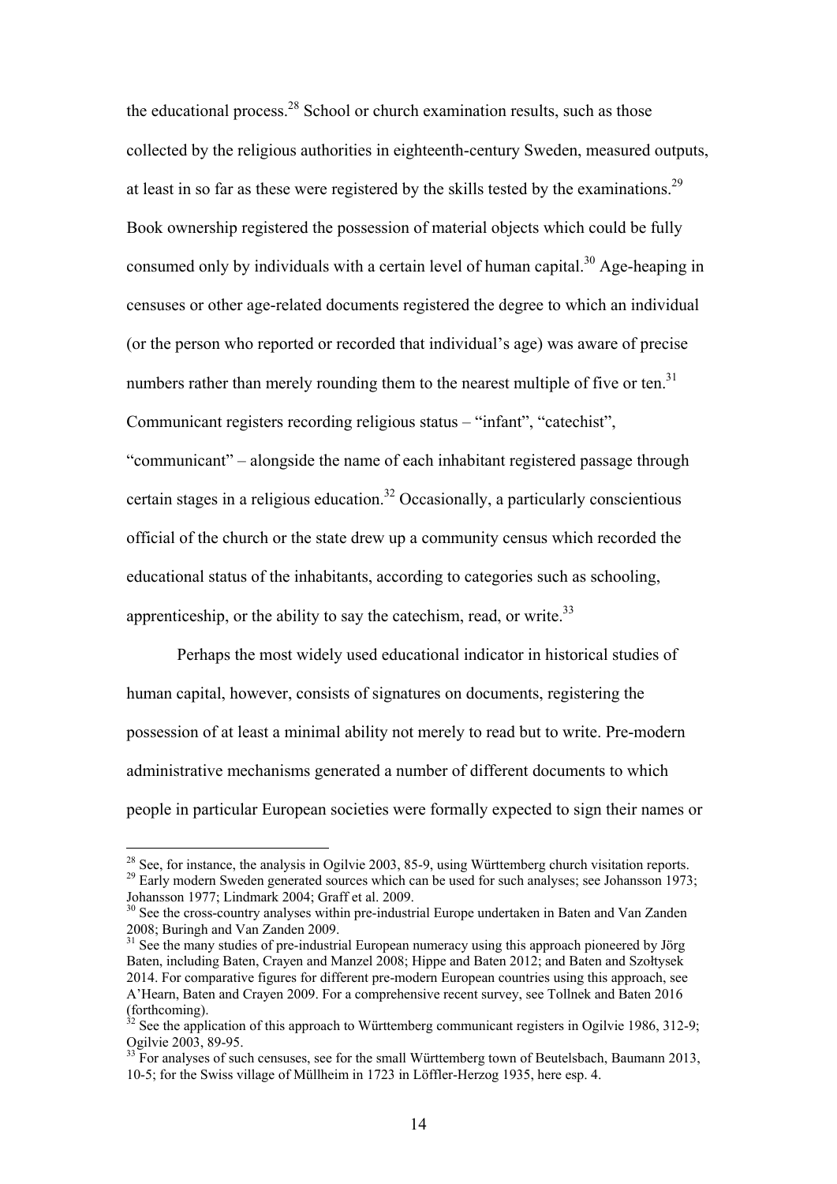the educational process.[28] School or church examination results, such as those collected by the religious authorities in eighteenth-century Sweden, measured outputs, at least in so far as these were registered by the skills tested by the examinations.[29] Book ownership registered the possession of material objects which could be fully consumed only by individuals with a certain level of human capital.[30] Age-heaping in censuses or other age-related documents registered the degree to which an individual (or the person who reported or recorded that individual's age) was aware of precise numbers rather than merely rounding them to the nearest multiple of five or ten.[31] Communicant registers recording religious status – "infant", "catechist", "communicant" – alongside the name of each inhabitant registered passage through certain stages in a religious education.[32] Occasionally, a particularly conscientious official of the church or the state drew up a community census which recorded the educational status of the inhabitants, according to categories such as schooling, apprenticeship, or the ability to say the catechism, read, or write.[33]

Perhaps the most widely used educational indicator in historical studies of human capital, however, consists of signatures on documents, registering the possession of at least a minimal ability not merely to read but to write. Pre-modern administrative mechanisms generated a number of different documents to which people in particular European societies were formally expected to sign their names or

---

[28] See, for instance, the analysis in Ogilvie 2003, 85-9, using Württemberg church visitation reports.

[29] Early modern Sweden generated sources which can be used for such analyses; see Johansson 1973; Johansson 1977; Lindmark 2004; Graff et al. 2009.

[30] See the cross-country analyses within pre-industrial Europe undertaken in Baten and Van Zanden 2008; Buringh and Van Zanden 2009.

[31] See the many studies of pre-industrial European numeracy using this approach pioneered by Jörg Baten, including Baten, Crayen and Manzel 2008; Hippe and Baten 2012; and Baten and Szołtysek 2014. For comparative figures for different pre-modern European countries using this approach, see A'Hearn, Baten and Crayen 2009. For a comprehensive recent survey, see Tollnek and Baten 2016 (forthcoming).

[32] See the application of this approach to Württemberg communicant registers in Ogilvie 1986, 312-9; Ogilvie 2003, 89-95.

[33] For analyses of such censuses, see for the small Württemberg town of Beutelsbach, Baumann 2013, 10-5; for the Swiss village of Müllheim in 1723 in Löffler-Herzog 1935, here esp. 4.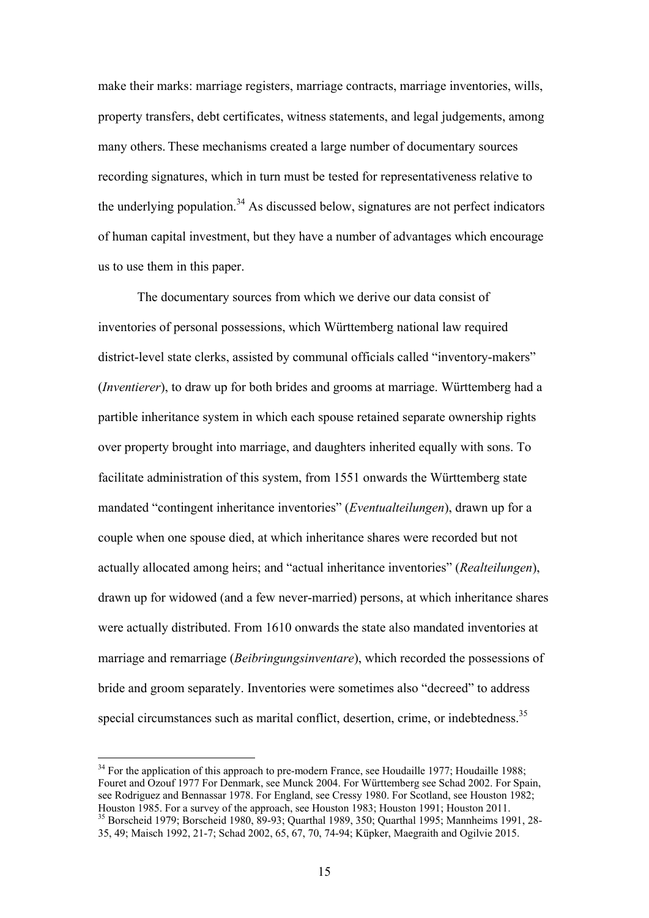make their marks: marriage registers, marriage contracts, marriage inventories, wills, property transfers, debt certificates, witness statements, and legal judgements, among many others. These mechanisms created a large number of documentary sources recording signatures, which in turn must be tested for representativeness relative to the underlying population.[34] As discussed below, signatures are not perfect indicators of human capital investment, but they have a number of advantages which encourage us to use them in this paper.

The documentary sources from which we derive our data consist of inventories of personal possessions, which Württemberg national law required district-level state clerks, assisted by communal officials called "inventory-makers" (*Inventierer*), to draw up for both brides and grooms at marriage. Württemberg had a partible inheritance system in which each spouse retained separate ownership rights over property brought into marriage, and daughters inherited equally with sons. To facilitate administration of this system, from 1551 onwards the Württemberg state mandated "contingent inheritance inventories" (*Eventualteilungen*), drawn up for a couple when one spouse died, at which inheritance shares were recorded but not actually allocated among heirs; and "actual inheritance inventories" (*Realteilungen*), drawn up for widowed (and a few never-married) persons, at which inheritance shares were actually distributed. From 1610 onwards the state also mandated inventories at marriage and remarriage (*Beibringungsinventare*), which recorded the possessions of bride and groom separately. Inventories were sometimes also "decreed" to address special circumstances such as marital conflict, desertion, crime, or indebtedness.[35]

---

[34] For the application of this approach to pre-modern France, see Houdaille 1977; Houdaille 1988; Fouret and Ozouf 1977 For Denmark, see Munck 2004. For Württemberg see Schad 2002. For Spain, see Rodriguez and Bennassar 1978. For England, see Cressy 1980. For Scotland, see Houston 1982; Houston 1985. For a survey of the approach, see Houston 1983; Houston 1991; Houston 2011.

[35] Borscheid 1979; Borscheid 1980, 89-93; Quarthal 1989, 350; Quarthal 1995; Mannheims 1991, 28-35, 49; Maisch 1992, 21-7; Schad 2002, 65, 67, 70, 74-94; Küpker, Maegraith and Ogilvie 2015.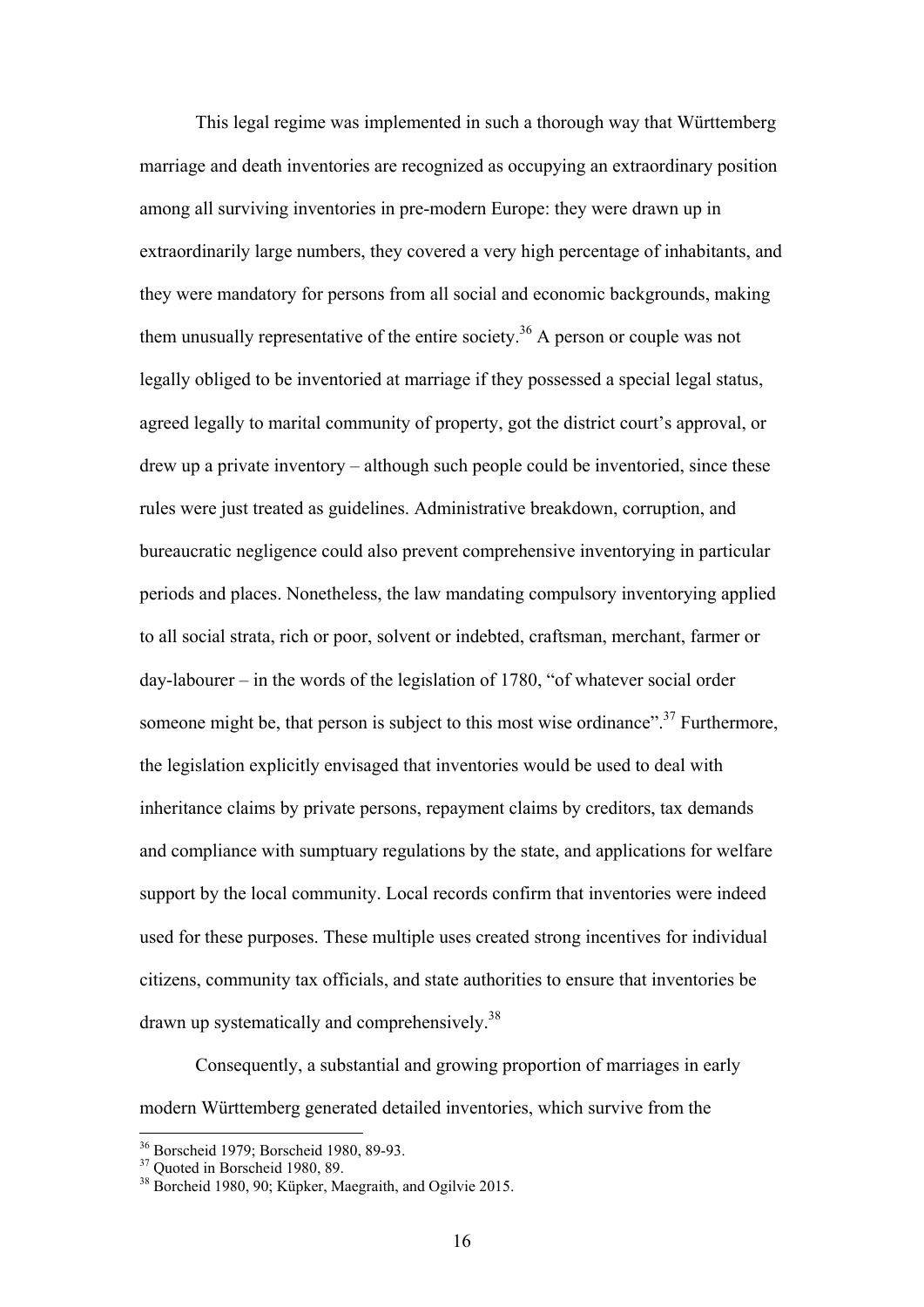This legal regime was implemented in such a thorough way that Württemberg marriage and death inventories are recognized as occupying an extraordinary position among all surviving inventories in pre-modern Europe: they were drawn up in extraordinarily large numbers, they covered a very high percentage of inhabitants, and they were mandatory for persons from all social and economic backgrounds, making them unusually representative of the entire society.[36] A person or couple was not legally obliged to be inventoried at marriage if they possessed a special legal status, agreed legally to marital community of property, got the district court's approval, or drew up a private inventory – although such people could be inventoried, since these rules were just treated as guidelines. Administrative breakdown, corruption, and bureaucratic negligence could also prevent comprehensive inventorying in particular periods and places. Nonetheless, the law mandating compulsory inventorying applied to all social strata, rich or poor, solvent or indebted, craftsman, merchant, farmer or day-labourer – in the words of the legislation of 1780, "of whatever social order someone might be, that person is subject to this most wise ordinance".[37] Furthermore, the legislation explicitly envisaged that inventories would be used to deal with inheritance claims by private persons, repayment claims by creditors, tax demands and compliance with sumptuary regulations by the state, and applications for welfare support by the local community. Local records confirm that inventories were indeed used for these purposes. These multiple uses created strong incentives for individual citizens, community tax officials, and state authorities to ensure that inventories be drawn up systematically and comprehensively.[38]

Consequently, a substantial and growing proportion of marriages in early modern Württemberg generated detailed inventories, which survive from the

---

[36] Borscheid 1979; Borscheid 1980, 89-93.

[37] Quoted in Borscheid 1980, 89.

[38] Borcheid 1980, 90; Küpker, Maegraith, and Ogilvie 2015.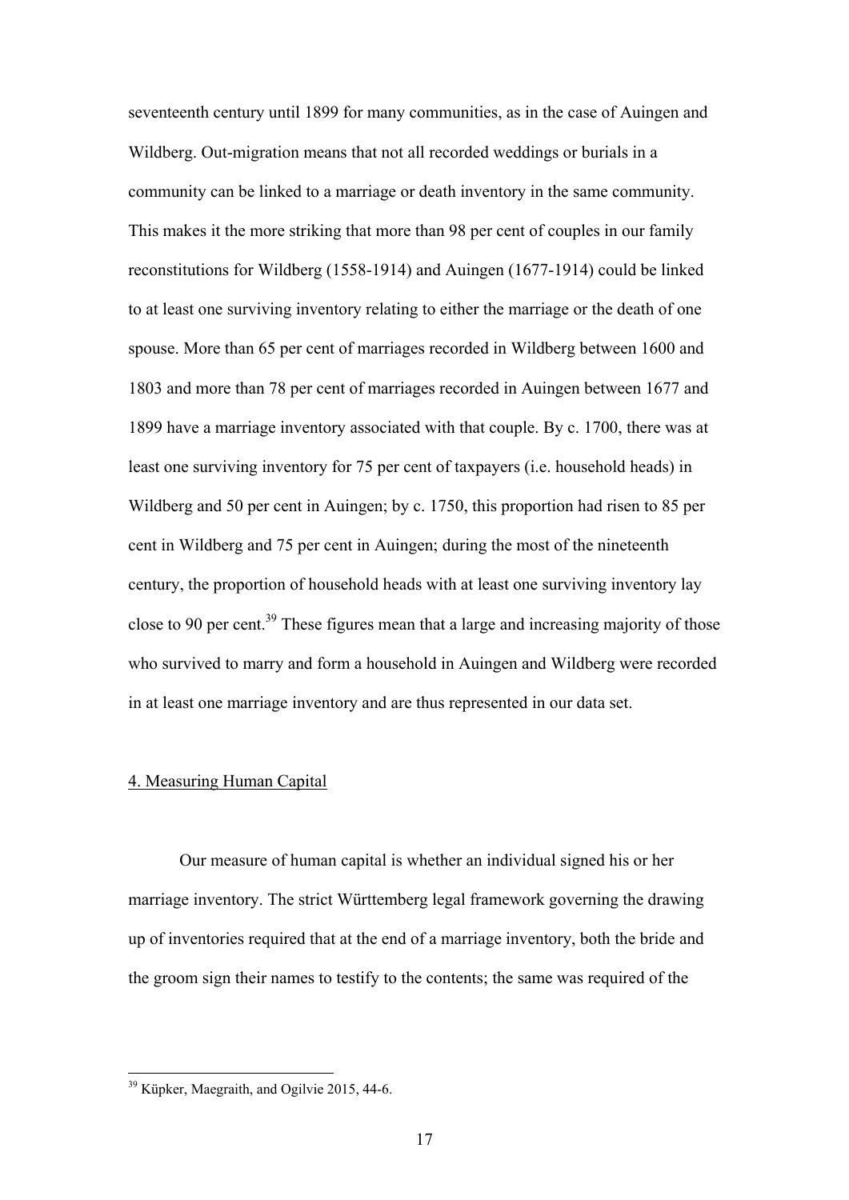seventeenth century until 1899 for many communities, as in the case of Auingen and Wildberg. Out-migration means that not all recorded weddings or burials in a community can be linked to a marriage or death inventory in the same community. This makes it the more striking that more than 98 per cent of couples in our family reconstitutions for Wildberg (1558-1914) and Auingen (1677-1914) could be linked to at least one surviving inventory relating to either the marriage or the death of one spouse. More than 65 per cent of marriages recorded in Wildberg between 1600 and 1803 and more than 78 per cent of marriages recorded in Auingen between 1677 and 1899 have a marriage inventory associated with that couple. By c. 1700, there was at least one surviving inventory for 75 per cent of taxpayers (i.e. household heads) in Wildberg and 50 per cent in Auingen; by c. 1750, this proportion had risen to 85 per cent in Wildberg and 75 per cent in Auingen; during the most of the nineteenth century, the proportion of household heads with at least one surviving inventory lay close to 90 per cent.[39] These figures mean that a large and increasing majority of those who survived to marry and form a household in Auingen and Wildberg were recorded in at least one marriage inventory and are thus represented in our data set.

## 4. Measuring Human Capital

Our measure of human capital is whether an individual signed his or her marriage inventory. The strict Württemberg legal framework governing the drawing up of inventories required that at the end of a marriage inventory, both the bride and the groom sign their names to testify to the contents; the same was required of the

[39] Küpker, Maegraith, and Ogilvie 2015, 44-6.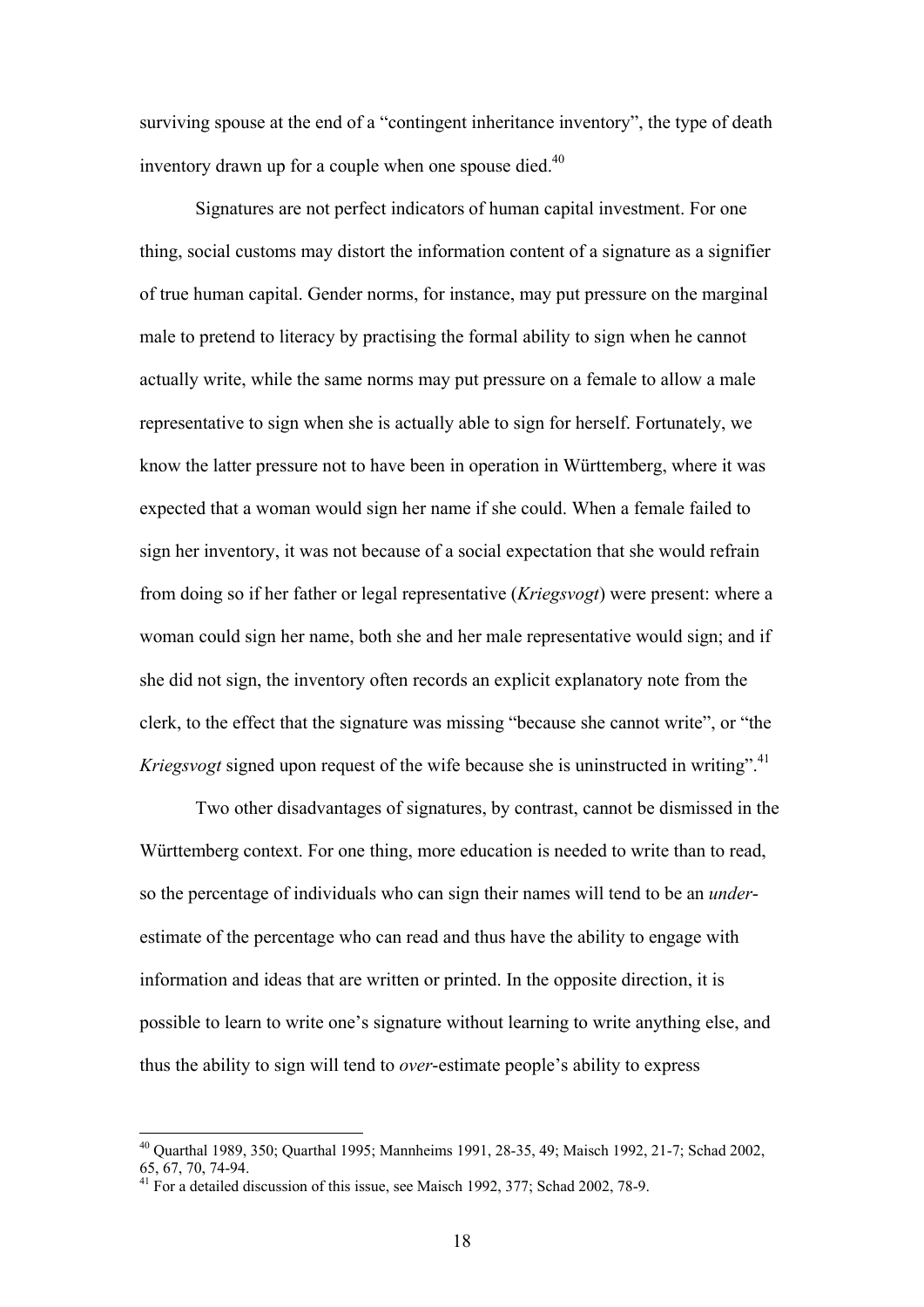surviving spouse at the end of a "contingent inheritance inventory", the type of death inventory drawn up for a couple when one spouse died.[40]

Signatures are not perfect indicators of human capital investment. For one thing, social customs may distort the information content of a signature as a signifier of true human capital. Gender norms, for instance, may put pressure on the marginal male to pretend to literacy by practising the formal ability to sign when he cannot actually write, while the same norms may put pressure on a female to allow a male representative to sign when she is actually able to sign for herself. Fortunately, we know the latter pressure not to have been in operation in Württemberg, where it was expected that a woman would sign her name if she could. When a female failed to sign her inventory, it was not because of a social expectation that she would refrain from doing so if her father or legal representative (*Kriegsvogt*) were present: where a woman could sign her name, both she and her male representative would sign; and if she did not sign, the inventory often records an explicit explanatory note from the clerk, to the effect that the signature was missing "because she cannot write", or "the *Kriegsvogt* signed upon request of the wife because she is uninstructed in writing".[41]

Two other disadvantages of signatures, by contrast, cannot be dismissed in the Württemberg context. For one thing, more education is needed to write than to read, so the percentage of individuals who can sign their names will tend to be an *under*-estimate of the percentage who can read and thus have the ability to engage with information and ideas that are written or printed. In the opposite direction, it is possible to learn to write one's signature without learning to write anything else, and thus the ability to sign will tend to *over*-estimate people's ability to express

[40] Quarthal 1989, 350; Quarthal 1995; Mannheims 1991, 28-35, 49; Maisch 1992, 21-7; Schad 2002, 65, 67, 70, 74-94.

[41] For a detailed discussion of this issue, see Maisch 1992, 377; Schad 2002, 78-9.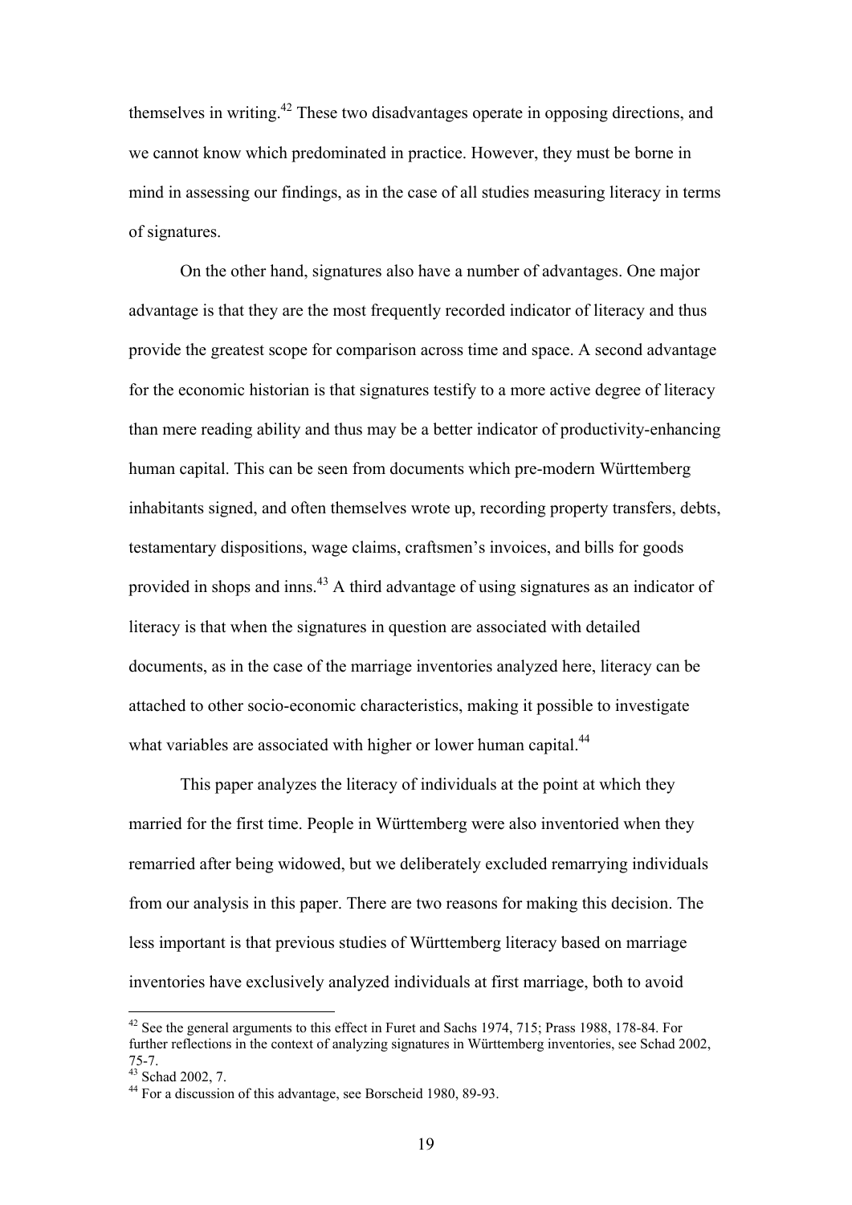themselves in writing.[42] These two disadvantages operate in opposing directions, and we cannot know which predominated in practice. However, they must be borne in mind in assessing our findings, as in the case of all studies measuring literacy in terms of signatures.

On the other hand, signatures also have a number of advantages. One major advantage is that they are the most frequently recorded indicator of literacy and thus provide the greatest scope for comparison across time and space. A second advantage for the economic historian is that signatures testify to a more active degree of literacy than mere reading ability and thus may be a better indicator of productivity-enhancing human capital. This can be seen from documents which pre-modern Württemberg inhabitants signed, and often themselves wrote up, recording property transfers, debts, testamentary dispositions, wage claims, craftsmen's invoices, and bills for goods provided in shops and inns.[43] A third advantage of using signatures as an indicator of literacy is that when the signatures in question are associated with detailed documents, as in the case of the marriage inventories analyzed here, literacy can be attached to other socio-economic characteristics, making it possible to investigate what variables are associated with higher or lower human capital.[44]

This paper analyzes the literacy of individuals at the point at which they married for the first time. People in Württemberg were also inventoried when they remarried after being widowed, but we deliberately excluded remarrying individuals from our analysis in this paper. There are two reasons for making this decision. The less important is that previous studies of Württemberg literacy based on marriage inventories have exclusively analyzed individuals at first marriage, both to avoid

[42] See the general arguments to this effect in Furet and Sachs 1974, 715; Prass 1988, 178-84. For further reflections in the context of analyzing signatures in Württemberg inventories, see Schad 2002, 75-7.

[43] Schad 2002, 7.

[44] For a discussion of this advantage, see Borscheid 1980, 89-93.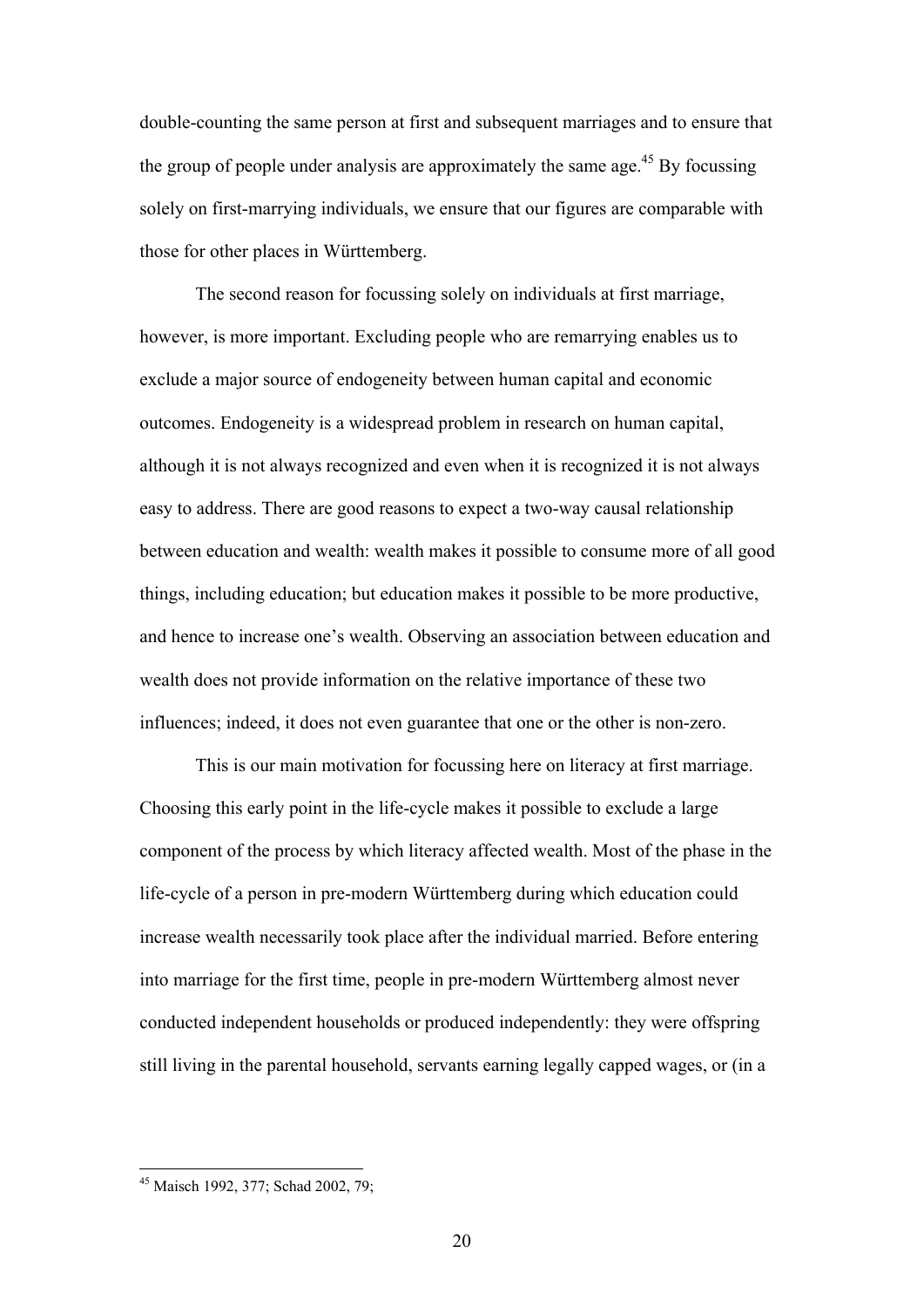double-counting the same person at first and subsequent marriages and to ensure that the group of people under analysis are approximately the same age.[45] By focussing solely on first-marrying individuals, we ensure that our figures are comparable with those for other places in Württemberg.

The second reason for focussing solely on individuals at first marriage, however, is more important. Excluding people who are remarrying enables us to exclude a major source of endogeneity between human capital and economic outcomes. Endogeneity is a widespread problem in research on human capital, although it is not always recognized and even when it is recognized it is not always easy to address. There are good reasons to expect a two-way causal relationship between education and wealth: wealth makes it possible to consume more of all good things, including education; but education makes it possible to be more productive, and hence to increase one's wealth. Observing an association between education and wealth does not provide information on the relative importance of these two influences; indeed, it does not even guarantee that one or the other is non-zero.

This is our main motivation for focussing here on literacy at first marriage. Choosing this early point in the life-cycle makes it possible to exclude a large component of the process by which literacy affected wealth. Most of the phase in the life-cycle of a person in pre-modern Württemberg during which education could increase wealth necessarily took place after the individual married. Before entering into marriage for the first time, people in pre-modern Württemberg almost never conducted independent households or produced independently: they were offspring still living in the parental household, servants earning legally capped wages, or (in a

[45] Maisch 1992, 377; Schad 2002, 79;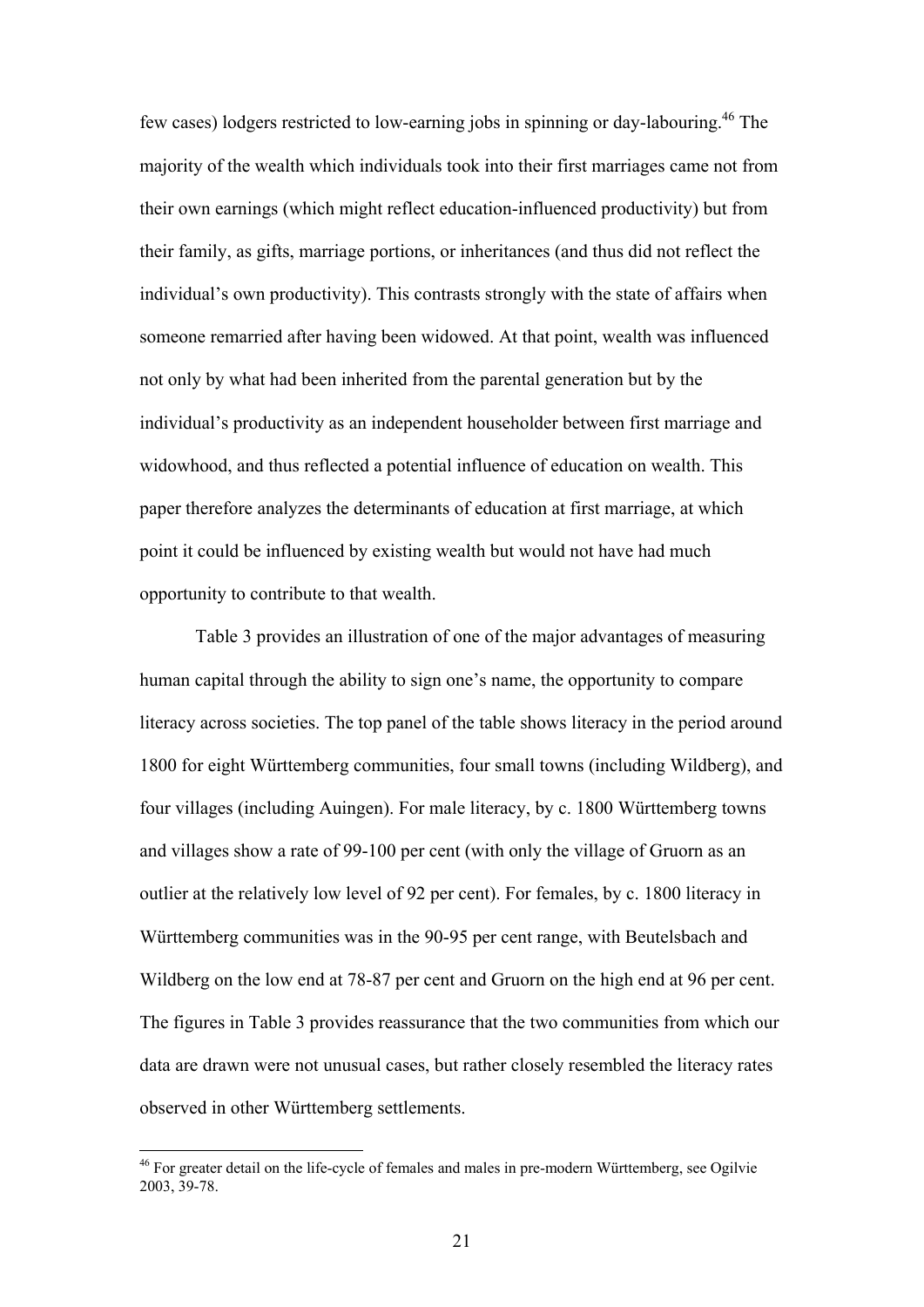few cases) lodgers restricted to low-earning jobs in spinning or day-labouring.[46] The majority of the wealth which individuals took into their first marriages came not from their own earnings (which might reflect education-influenced productivity) but from their family, as gifts, marriage portions, or inheritances (and thus did not reflect the individual's own productivity). This contrasts strongly with the state of affairs when someone remarried after having been widowed. At that point, wealth was influenced not only by what had been inherited from the parental generation but by the individual's productivity as an independent householder between first marriage and widowhood, and thus reflected a potential influence of education on wealth. This paper therefore analyzes the determinants of education at first marriage, at which point it could be influenced by existing wealth but would not have had much opportunity to contribute to that wealth.

Table 3 provides an illustration of one of the major advantages of measuring human capital through the ability to sign one's name, the opportunity to compare literacy across societies. The top panel of the table shows literacy in the period around 1800 for eight Württemberg communities, four small towns (including Wildberg), and four villages (including Auingen). For male literacy, by c. 1800 Württemberg towns and villages show a rate of 99-100 per cent (with only the village of Gruorn as an outlier at the relatively low level of 92 per cent). For females, by c. 1800 literacy in Württemberg communities was in the 90-95 per cent range, with Beutelsbach and Wildberg on the low end at 78-87 per cent and Gruorn on the high end at 96 per cent. The figures in Table 3 provides reassurance that the two communities from which our data are drawn were not unusual cases, but rather closely resembled the literacy rates observed in other Württemberg settlements.

[46] For greater detail on the life-cycle of females and males in pre-modern Württemberg, see Ogilvie 2003, 39-78.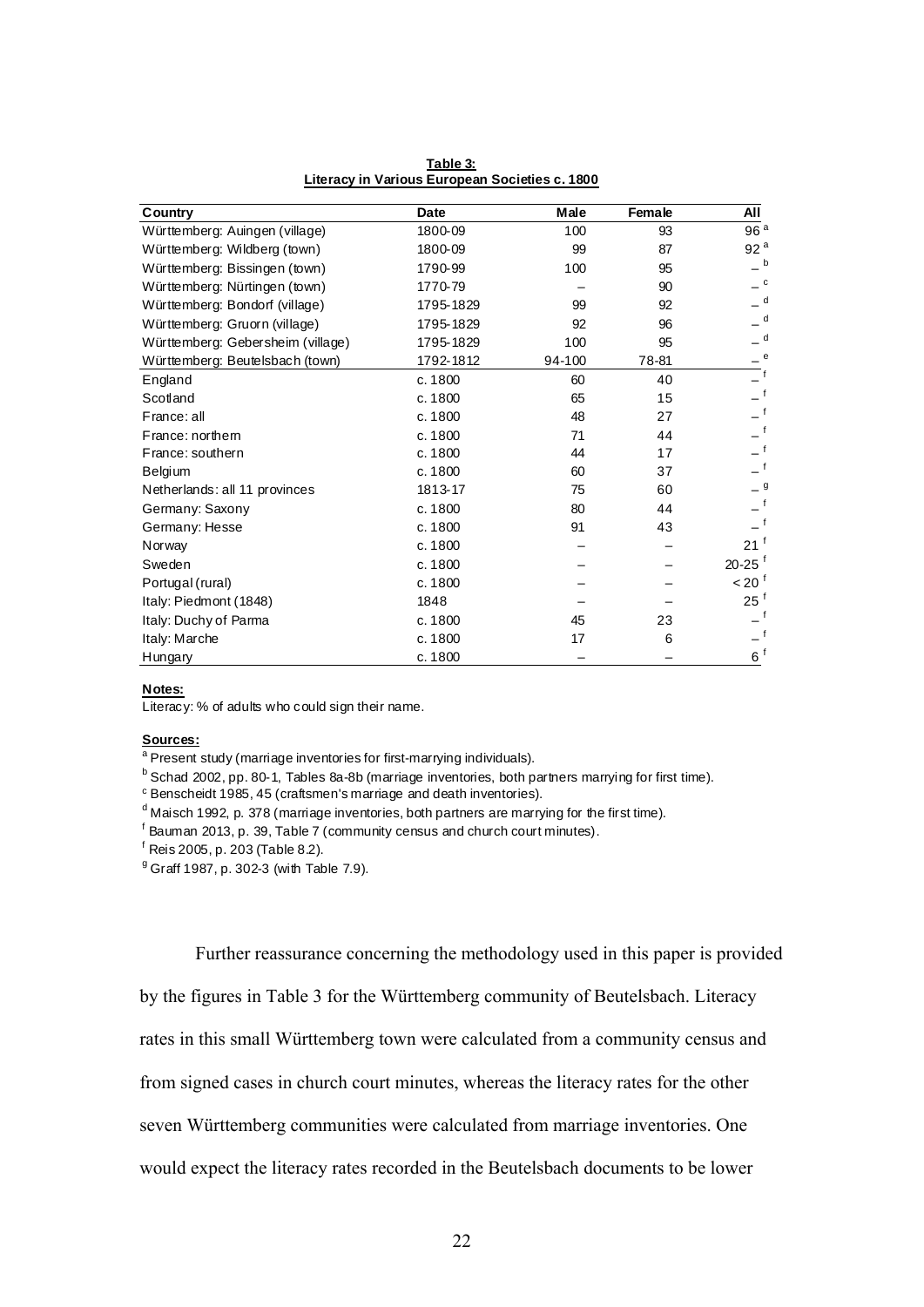**Table 3: Literacy in Various European Societies c. 1800**

| Country | Date | Male | Female | All |
|---|---|---|---|---|
| Württemberg: Auingen (village) | 1800-09 | 100 | 93 | 96 [a] |
| Württemberg: Wildberg (town) | 1800-09 | 99 | 87 | 92 [a] |
| Württemberg: Bissingen (town) | 1790-99 | 100 | 95 | – [b] |
| Württemberg: Nürtingen (town) | 1770-79 | – | 90 | – [c] |
| Württemberg: Bondorf (village) | 1795-1829 | 99 | 92 | – [d] |
| Württemberg: Gruorn (village) | 1795-1829 | 92 | 96 | – [d] |
| Württemberg: Gebersheim (village) | 1795-1829 | 100 | 95 | – [d] |
| Württemberg: Beutelsbach (town) | 1792-1812 | 94-100 | 78-81 | – [e] |
| England | c. 1800 | 60 | 40 | – [f] |
| Scotland | c. 1800 | 65 | 15 | – [f] |
| France: all | c. 1800 | 48 | 27 | – [f] |
| France: northern | c. 1800 | 71 | 44 | – [f] |
| France: southern | c. 1800 | 44 | 17 | – [f] |
| Belgium | c. 1800 | 60 | 37 | – [f] |
| Netherlands: all 11 provinces | 1813-17 | 75 | 60 | – [g] |
| Germany: Saxony | c. 1800 | 80 | 44 | – [f] |
| Germany: Hesse | c. 1800 | 91 | 43 | – [f] |
| Norway | c. 1800 | – | – | 21 [f] |
| Sweden | c. 1800 | – | – | 20-25 [f] |
| Portugal (rural) | c. 1800 | – | – | < 20 [f] |
| Italy: Piedmont (1848) | 1848 | – | – | 25 [f] |
| Italy: Duchy of Parma | c. 1800 | 45 | 23 | – [f] |
| Italy: Marche | c. 1800 | 17 | 6 | – [f] |
| Hungary | c. 1800 | – | – | 6 [f] |

**Notes:**

Literacy: % of adults who could sign their name.

**Sources:**

[a] Present study (marriage inventories for first-marrying individuals).
[b] Schad 2002, pp. 80-1, Tables 8a-8b (marriage inventories, both partners marrying for first time).
[c] Benscheidt 1985, 45 (craftsmen's marriage and death inventories).
[d] Maisch 1992, p. 378 (marriage inventories, both partners are marrying for the first time).
[f] Bauman 2013, p. 39, Table 7 (community census and church court minutes).
[f] Reis 2005, p. 203 (Table 8.2).
[g] Graff 1987, p. 302-3 (with Table 7.9).

Further reassurance concerning the methodology used in this paper is provided by the figures in Table 3 for the Württemberg community of Beutelsbach. Literacy rates in this small Württemberg town were calculated from a community census and from signed cases in church court minutes, whereas the literacy rates for the other seven Württemberg communities were calculated from marriage inventories. One would expect the literacy rates recorded in the Beutelsbach documents to be lower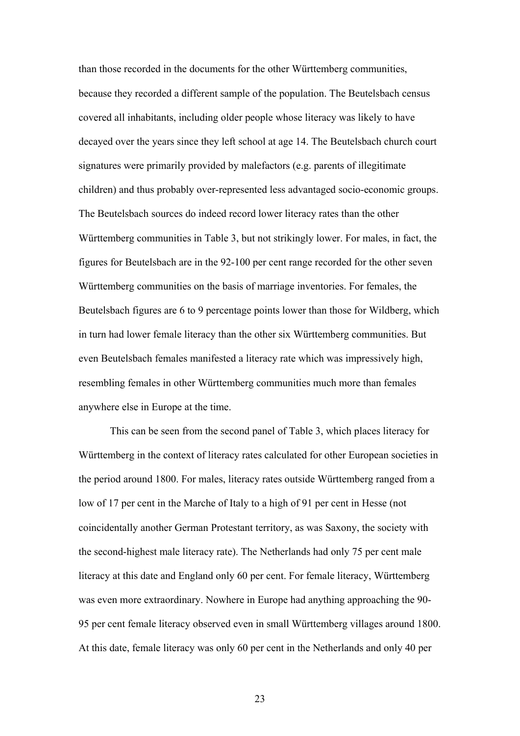than those recorded in the documents for the other Württemberg communities, because they recorded a different sample of the population. The Beutelsbach census covered all inhabitants, including older people whose literacy was likely to have decayed over the years since they left school at age 14. The Beutelsbach church court signatures were primarily provided by malefactors (e.g. parents of illegitimate children) and thus probably over-represented less advantaged socio-economic groups. The Beutelsbach sources do indeed record lower literacy rates than the other Württemberg communities in Table 3, but not strikingly lower. For males, in fact, the figures for Beutelsbach are in the 92-100 per cent range recorded for the other seven Württemberg communities on the basis of marriage inventories. For females, the Beutelsbach figures are 6 to 9 percentage points lower than those for Wildberg, which in turn had lower female literacy than the other six Württemberg communities. But even Beutelsbach females manifested a literacy rate which was impressively high, resembling females in other Württemberg communities much more than females anywhere else in Europe at the time.

This can be seen from the second panel of Table 3, which places literacy for Württemberg in the context of literacy rates calculated for other European societies in the period around 1800. For males, literacy rates outside Württemberg ranged from a low of 17 per cent in the Marche of Italy to a high of 91 per cent in Hesse (not coincidentally another German Protestant territory, as was Saxony, the society with the second-highest male literacy rate). The Netherlands had only 75 per cent male literacy at this date and England only 60 per cent. For female literacy, Württemberg was even more extraordinary. Nowhere in Europe had anything approaching the 90-95 per cent female literacy observed even in small Württemberg villages around 1800. At this date, female literacy was only 60 per cent in the Netherlands and only 40 per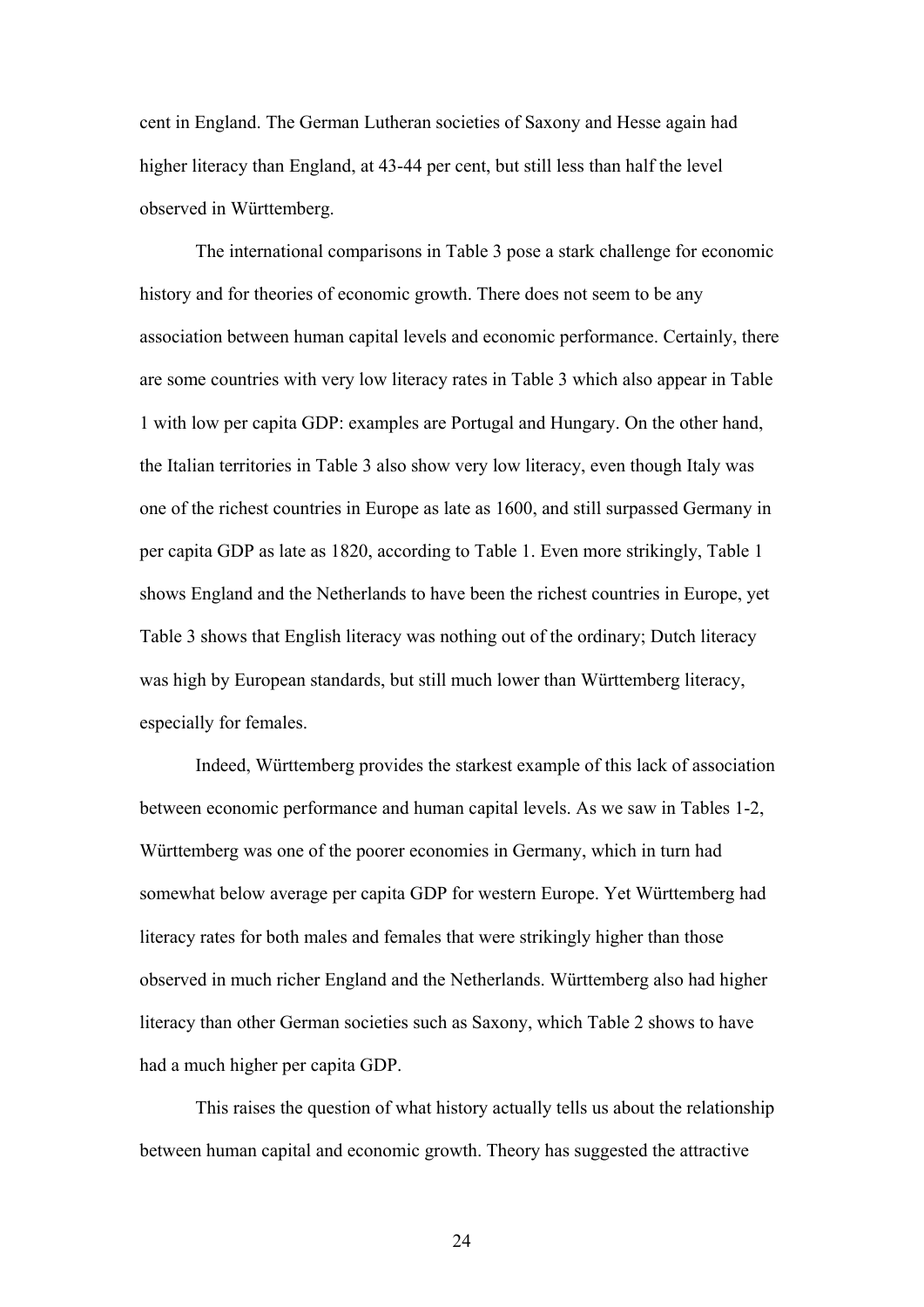cent in England. The German Lutheran societies of Saxony and Hesse again had higher literacy than England, at 43-44 per cent, but still less than half the level observed in Württemberg.

The international comparisons in Table 3 pose a stark challenge for economic history and for theories of economic growth. There does not seem to be any association between human capital levels and economic performance. Certainly, there are some countries with very low literacy rates in Table 3 which also appear in Table 1 with low per capita GDP: examples are Portugal and Hungary. On the other hand, the Italian territories in Table 3 also show very low literacy, even though Italy was one of the richest countries in Europe as late as 1600, and still surpassed Germany in per capita GDP as late as 1820, according to Table 1. Even more strikingly, Table 1 shows England and the Netherlands to have been the richest countries in Europe, yet Table 3 shows that English literacy was nothing out of the ordinary; Dutch literacy was high by European standards, but still much lower than Württemberg literacy, especially for females.

Indeed, Württemberg provides the starkest example of this lack of association between economic performance and human capital levels. As we saw in Tables 1-2, Württemberg was one of the poorer economies in Germany, which in turn had somewhat below average per capita GDP for western Europe. Yet Württemberg had literacy rates for both males and females that were strikingly higher than those observed in much richer England and the Netherlands. Württemberg also had higher literacy than other German societies such as Saxony, which Table 2 shows to have had a much higher per capita GDP.

This raises the question of what history actually tells us about the relationship between human capital and economic growth. Theory has suggested the attractive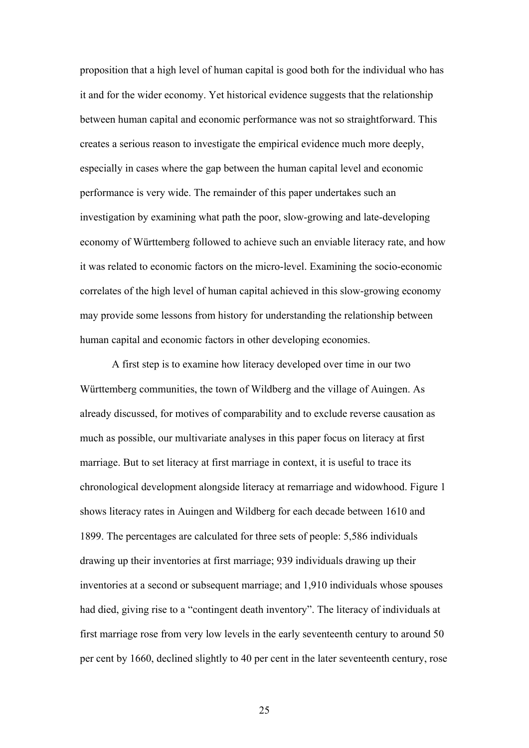proposition that a high level of human capital is good both for the individual who has it and for the wider economy. Yet historical evidence suggests that the relationship between human capital and economic performance was not so straightforward. This creates a serious reason to investigate the empirical evidence much more deeply, especially in cases where the gap between the human capital level and economic performance is very wide. The remainder of this paper undertakes such an investigation by examining what path the poor, slow-growing and late-developing economy of Württemberg followed to achieve such an enviable literacy rate, and how it was related to economic factors on the micro-level. Examining the socio-economic correlates of the high level of human capital achieved in this slow-growing economy may provide some lessons from history for understanding the relationship between human capital and economic factors in other developing economies.

A first step is to examine how literacy developed over time in our two Württemberg communities, the town of Wildberg and the village of Auingen. As already discussed, for motives of comparability and to exclude reverse causation as much as possible, our multivariate analyses in this paper focus on literacy at first marriage. But to set literacy at first marriage in context, it is useful to trace its chronological development alongside literacy at remarriage and widowhood. Figure 1 shows literacy rates in Auingen and Wildberg for each decade between 1610 and 1899. The percentages are calculated for three sets of people: 5,586 individuals drawing up their inventories at first marriage; 939 individuals drawing up their inventories at a second or subsequent marriage; and 1,910 individuals whose spouses had died, giving rise to a "contingent death inventory". The literacy of individuals at first marriage rose from very low levels in the early seventeenth century to around 50 per cent by 1660, declined slightly to 40 per cent in the later seventeenth century, rose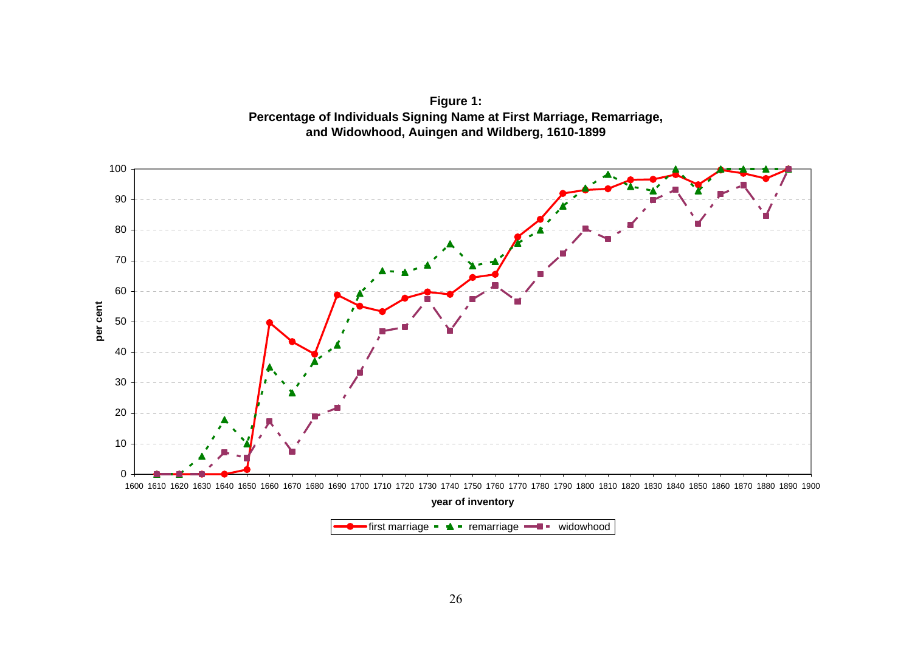**Figure 1:**
**Percentage of Individuals Signing Name at First Marriage, Remarriage, and Widowhood, Auingen and Wildberg, 1610-1899**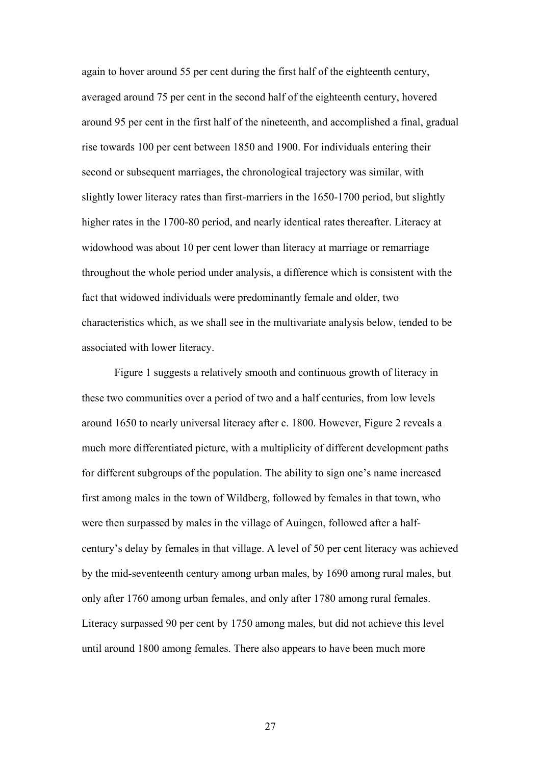again to hover around 55 per cent during the first half of the eighteenth century, averaged around 75 per cent in the second half of the eighteenth century, hovered around 95 per cent in the first half of the nineteenth, and accomplished a final, gradual rise towards 100 per cent between 1850 and 1900. For individuals entering their second or subsequent marriages, the chronological trajectory was similar, with slightly lower literacy rates than first-marriers in the 1650-1700 period, but slightly higher rates in the 1700-80 period, and nearly identical rates thereafter. Literacy at widowhood was about 10 per cent lower than literacy at marriage or remarriage throughout the whole period under analysis, a difference which is consistent with the fact that widowed individuals were predominantly female and older, two characteristics which, as we shall see in the multivariate analysis below, tended to be associated with lower literacy.

Figure 1 suggests a relatively smooth and continuous growth of literacy in these two communities over a period of two and a half centuries, from low levels around 1650 to nearly universal literacy after c. 1800. However, Figure 2 reveals a much more differentiated picture, with a multiplicity of different development paths for different subgroups of the population. The ability to sign one's name increased first among males in the town of Wildberg, followed by females in that town, who were then surpassed by males in the village of Auingen, followed after a half-century's delay by females in that village. A level of 50 per cent literacy was achieved by the mid-seventeenth century among urban males, by 1690 among rural males, but only after 1760 among urban females, and only after 1780 among rural females. Literacy surpassed 90 per cent by 1750 among males, but did not achieve this level until around 1800 among females. There also appears to have been much more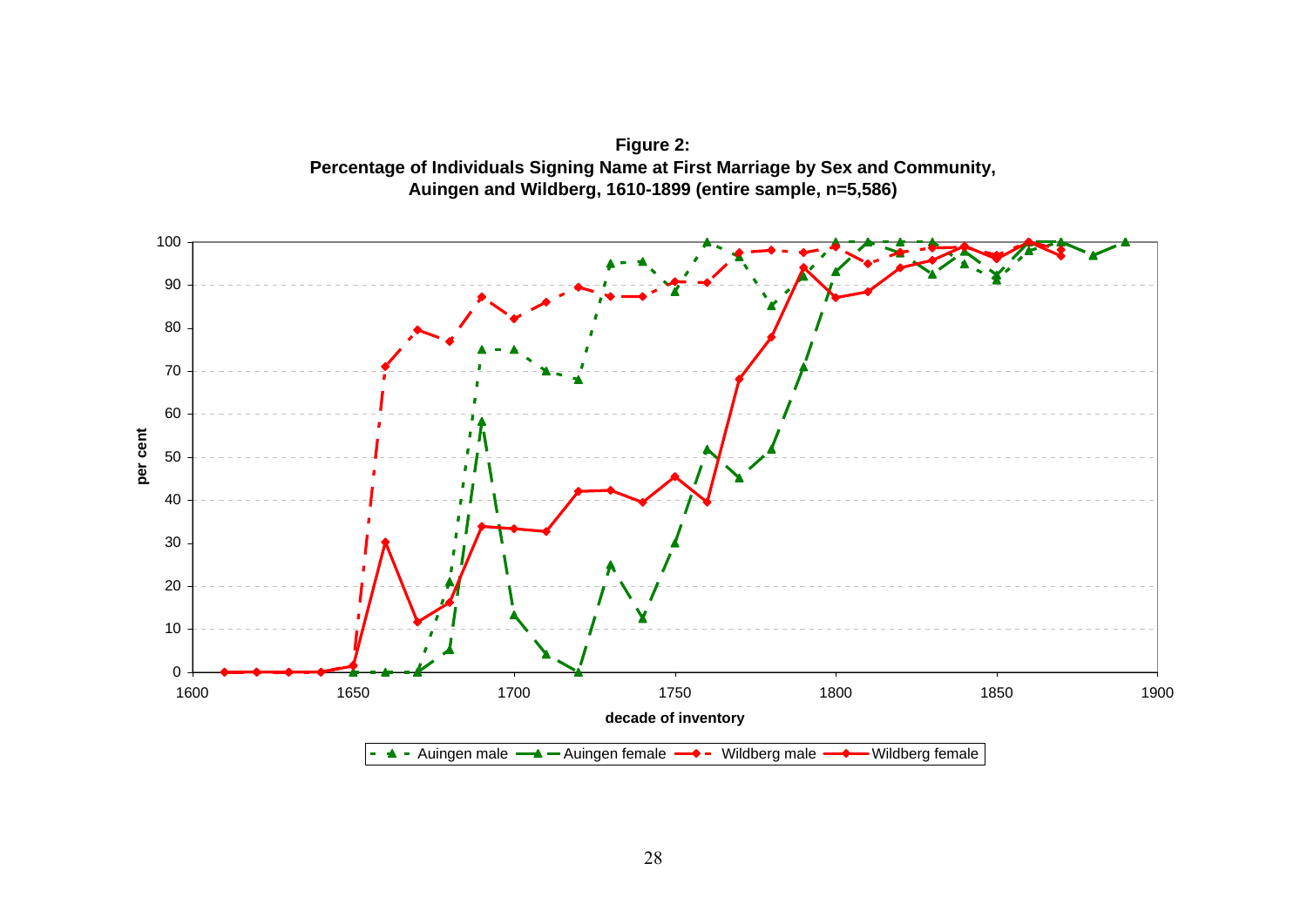**Figure 2:**
**Percentage of Individuals Signing Name at First Marriage by Sex and Community, Auingen and Wildberg, 1610-1899 (entire sample, n=5,586)**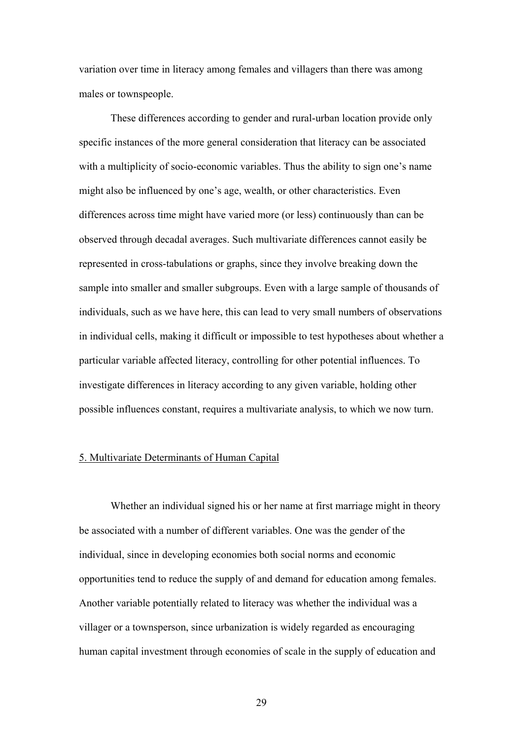variation over time in literacy among females and villagers than there was among males or townspeople.

These differences according to gender and rural-urban location provide only specific instances of the more general consideration that literacy can be associated with a multiplicity of socio-economic variables. Thus the ability to sign one's name might also be influenced by one's age, wealth, or other characteristics. Even differences across time might have varied more (or less) continuously than can be observed through decadal averages. Such multivariate differences cannot easily be represented in cross-tabulations or graphs, since they involve breaking down the sample into smaller and smaller subgroups. Even with a large sample of thousands of individuals, such as we have here, this can lead to very small numbers of observations in individual cells, making it difficult or impossible to test hypotheses about whether a particular variable affected literacy, controlling for other potential influences. To investigate differences in literacy according to any given variable, holding other possible influences constant, requires a multivariate analysis, to which we now turn.

## 5. Multivariate Determinants of Human Capital

Whether an individual signed his or her name at first marriage might in theory be associated with a number of different variables. One was the gender of the individual, since in developing economies both social norms and economic opportunities tend to reduce the supply of and demand for education among females. Another variable potentially related to literacy was whether the individual was a villager or a townsperson, since urbanization is widely regarded as encouraging human capital investment through economies of scale in the supply of education and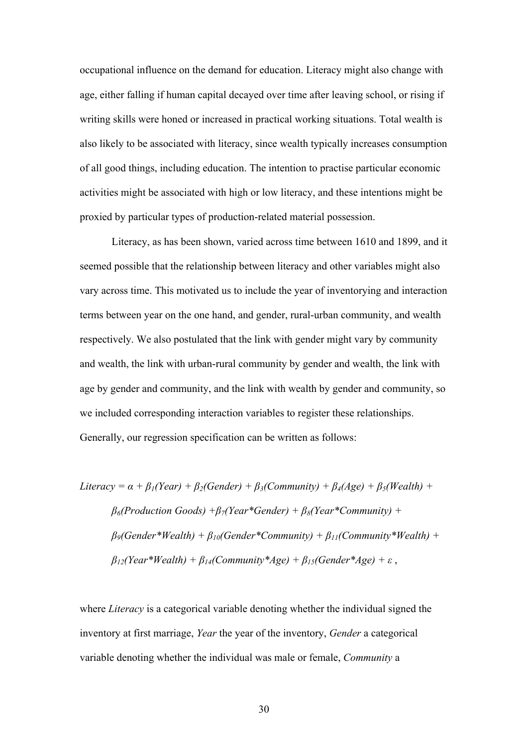occupational influence on the demand for education. Literacy might also change with age, either falling if human capital decayed over time after leaving school, or rising if writing skills were honed or increased in practical working situations. Total wealth is also likely to be associated with literacy, since wealth typically increases consumption of all good things, including education. The intention to practise particular economic activities might be associated with high or low literacy, and these intentions might be proxied by particular types of production-related material possession.

Literacy, as has been shown, varied across time between 1610 and 1899, and it seemed possible that the relationship between literacy and other variables might also vary across time. This motivated us to include the year of inventorying and interaction terms between year on the one hand, and gender, rural-urban community, and wealth respectively. We also postulated that the link with gender might vary by community and wealth, the link with urban-rural community by gender and wealth, the link with age by gender and community, and the link with wealth by gender and community, so we included corresponding interaction variables to register these relationships. Generally, our regression specification can be written as follows:

$$
\begin{aligned}
Literacy = \alpha &+ \beta_1(Year) + \beta_2(Gender) + \beta_3(Community) + \beta_4(Age) + \beta_5(Wealth) + \\
&\beta_6(Production\ Goods) + \beta_7(Year{*}Gender) + \beta_8(Year{*}Community) + \\
&\beta_9(Gender{*}Wealth) + \beta_{10}(Gender{*}Community) + \beta_{11}(Community{*}Wealth) + \\
&\beta_{12}(Year{*}Wealth) + \beta_{14}(Community{*}Age) + \beta_{15}(Gender{*}Age) + \varepsilon\ ,
\end{aligned}
$$

where *Literacy* is a categorical variable denoting whether the individual signed the inventory at first marriage, *Year* the year of the inventory, *Gender* a categorical variable denoting whether the individual was male or female, *Community* a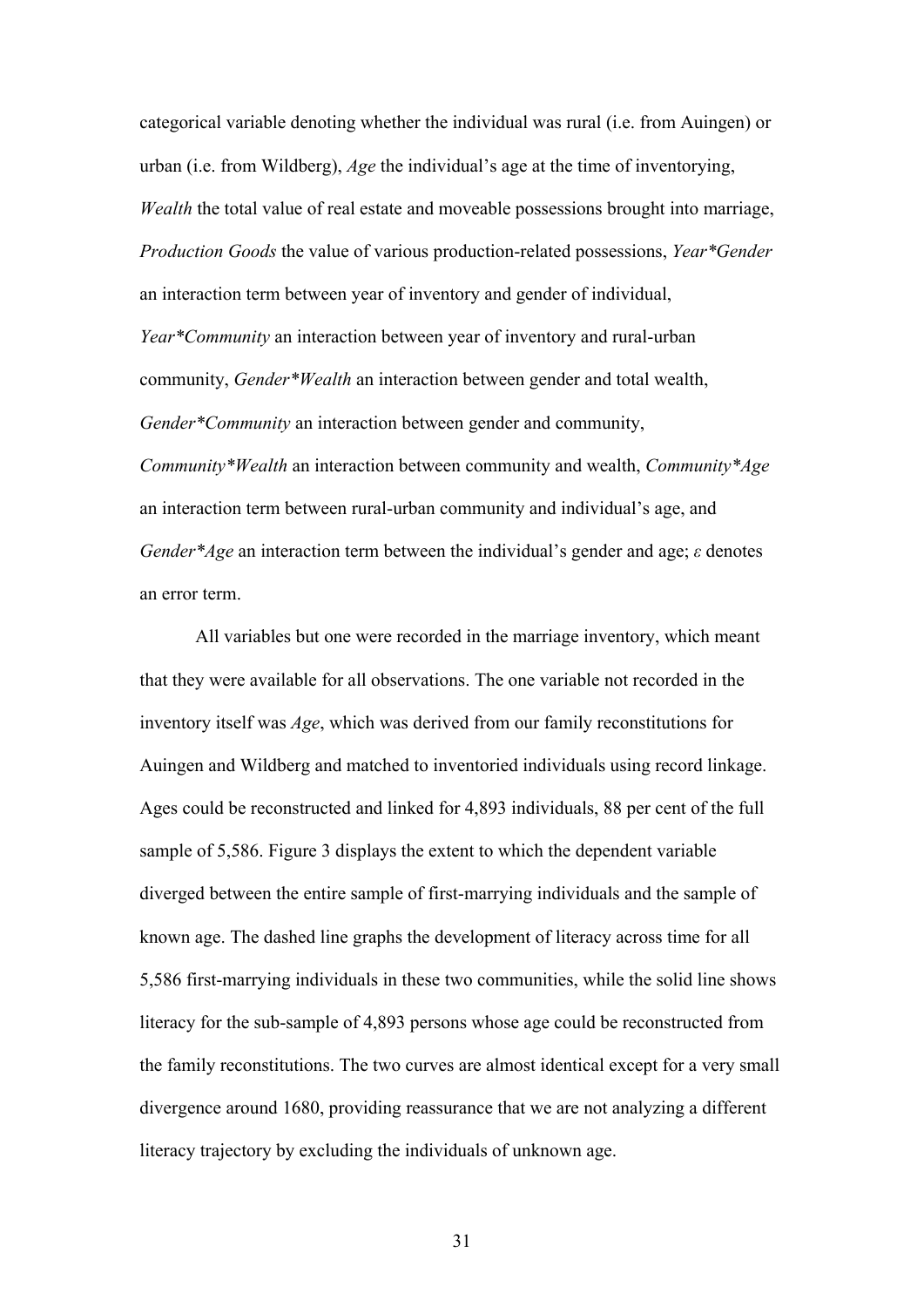categorical variable denoting whether the individual was rural (i.e. from Auingen) or urban (i.e. from Wildberg), *Age* the individual's age at the time of inventorying, *Wealth* the total value of real estate and moveable possessions brought into marriage, *Production Goods* the value of various production-related possessions, *Year*Gender* an interaction term between year of inventory and gender of individual, *Year*Community* an interaction between year of inventory and rural-urban community, *Gender*Wealth* an interaction between gender and total wealth, *Gender*Community* an interaction between gender and community, *Community*Wealth* an interaction between community and wealth, *Community*Age* an interaction term between rural-urban community and individual's age, and *Gender*Age* an interaction term between the individual's gender and age; $\varepsilon$ denotes an error term.

All variables but one were recorded in the marriage inventory, which meant that they were available for all observations. The one variable not recorded in the inventory itself was *Age*, which was derived from our family reconstitutions for Auingen and Wildberg and matched to inventoried individuals using record linkage. Ages could be reconstructed and linked for 4,893 individuals, 88 per cent of the full sample of 5,586. Figure 3 displays the extent to which the dependent variable diverged between the entire sample of first-marrying individuals and the sample of known age. The dashed line graphs the development of literacy across time for all 5,586 first-marrying individuals in these two communities, while the solid line shows literacy for the sub-sample of 4,893 persons whose age could be reconstructed from the family reconstitutions. The two curves are almost identical except for a very small divergence around 1680, providing reassurance that we are not analyzing a different literacy trajectory by excluding the individuals of unknown age.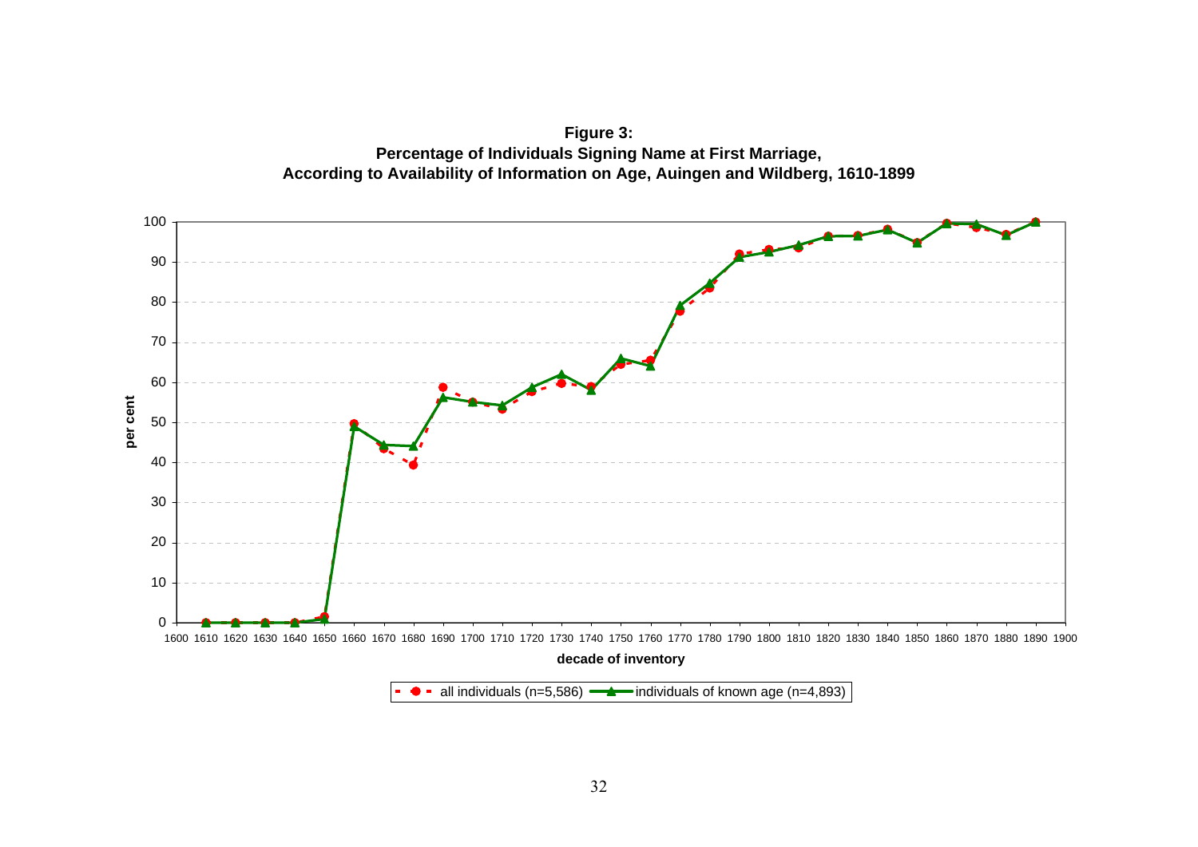**Figure 3: Percentage of Individuals Signing Name at First Marriage, According to Availability of Information on Age, Auingen and Wildberg, 1610-1899**

per cent

decade of inventory

all individuals (n=5,586) — individuals of known age (n=4,893)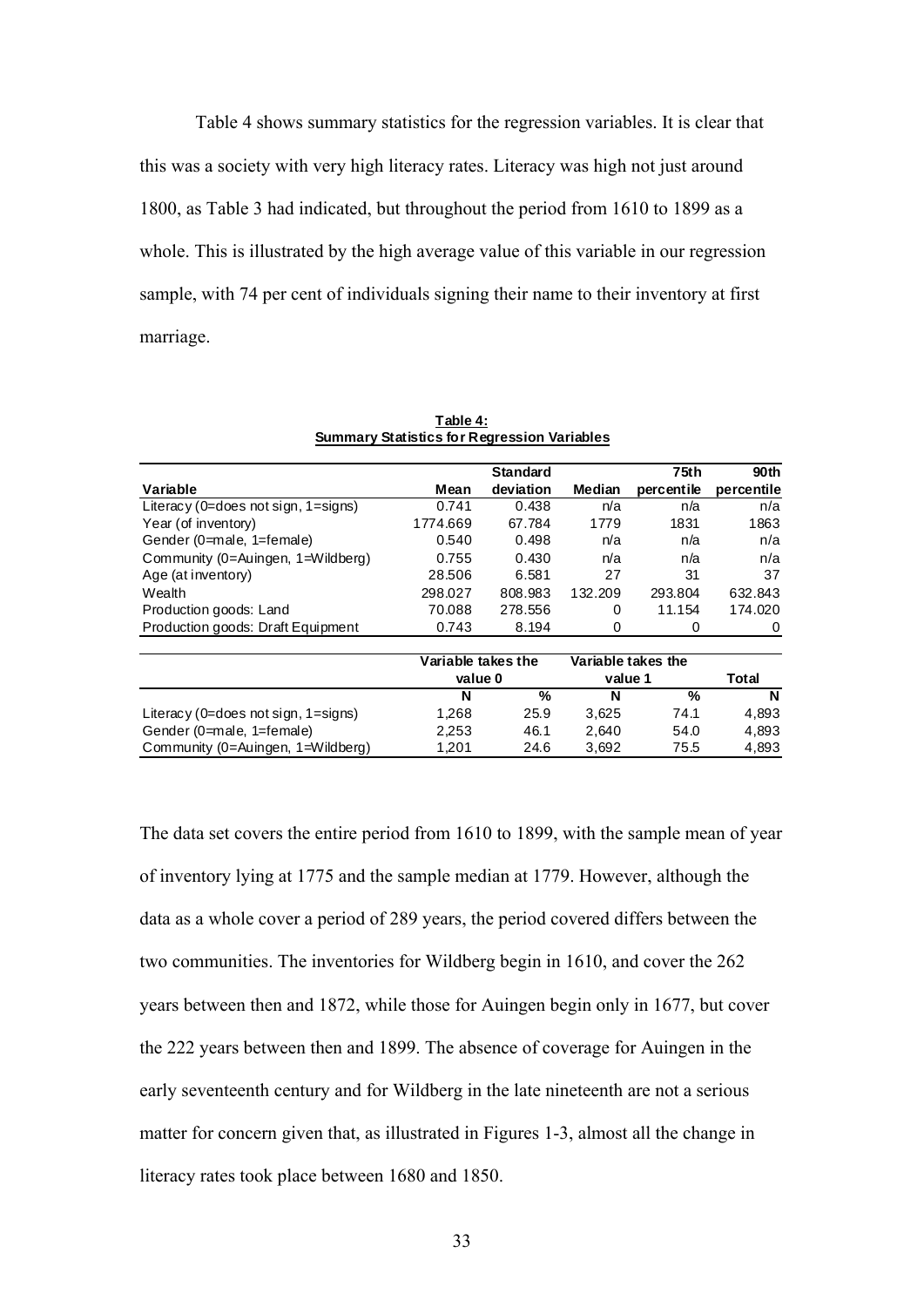Table 4 shows summary statistics for the regression variables. It is clear that this was a society with very high literacy rates. Literacy was high not just around 1800, as Table 3 had indicated, but throughout the period from 1610 to 1899 as a whole. This is illustrated by the high average value of this variable in our regression sample, with 74 per cent of individuals signing their name to their inventory at first marriage.

**Table 4:**
**Summary Statistics for Regression Variables**

| Variable | Mean | Standard deviation | Median | 75th percentile | 90th percentile |
|---|---|---|---|---|---|
| Literacy (0=does not sign, 1=signs) | 0.741 | 0.438 | n/a | n/a | n/a |
| Year (of inventory) | 1774.669 | 67.784 | 1779 | 1831 | 1863 |
| Gender (0=male, 1=female) | 0.540 | 0.498 | n/a | n/a | n/a |
| Community (0=Auingen, 1=Wildberg) | 0.755 | 0.430 | n/a | n/a | n/a |
| Age (at inventory) | 28.506 | 6.581 | 27 | 31 | 37 |
| Wealth | 298.027 | 808.983 | 132.209 | 293.804 | 632.843 |
| Production goods: Land | 70.088 | 278.556 | 0 | 11.154 | 174.020 |
| Production goods: Draft Equipment | 0.743 | 8.194 | 0 | 0 | 0 |

| | Variable takes the value 0 | | Variable takes the value 1 | | Total |
|---|---|---|---|---|---|
| | N | % | N | % | N |
| Literacy (0=does not sign, 1=signs) | 1,268 | 25.9 | 3,625 | 74.1 | 4,893 |
| Gender (0=male, 1=female) | 2,253 | 46.1 | 2,640 | 54.0 | 4,893 |
| Community (0=Auingen, 1=Wildberg) | 1,201 | 24.6 | 3,692 | 75.5 | 4,893 |

The data set covers the entire period from 1610 to 1899, with the sample mean of year of inventory lying at 1775 and the sample median at 1779. However, although the data as a whole cover a period of 289 years, the period covered differs between the two communities. The inventories for Wildberg begin in 1610, and cover the 262 years between then and 1872, while those for Auingen begin only in 1677, but cover the 222 years between then and 1899. The absence of coverage for Auingen in the early seventeenth century and for Wildberg in the late nineteenth are not a serious matter for concern given that, as illustrated in Figures 1-3, almost all the change in literacy rates took place between 1680 and 1850.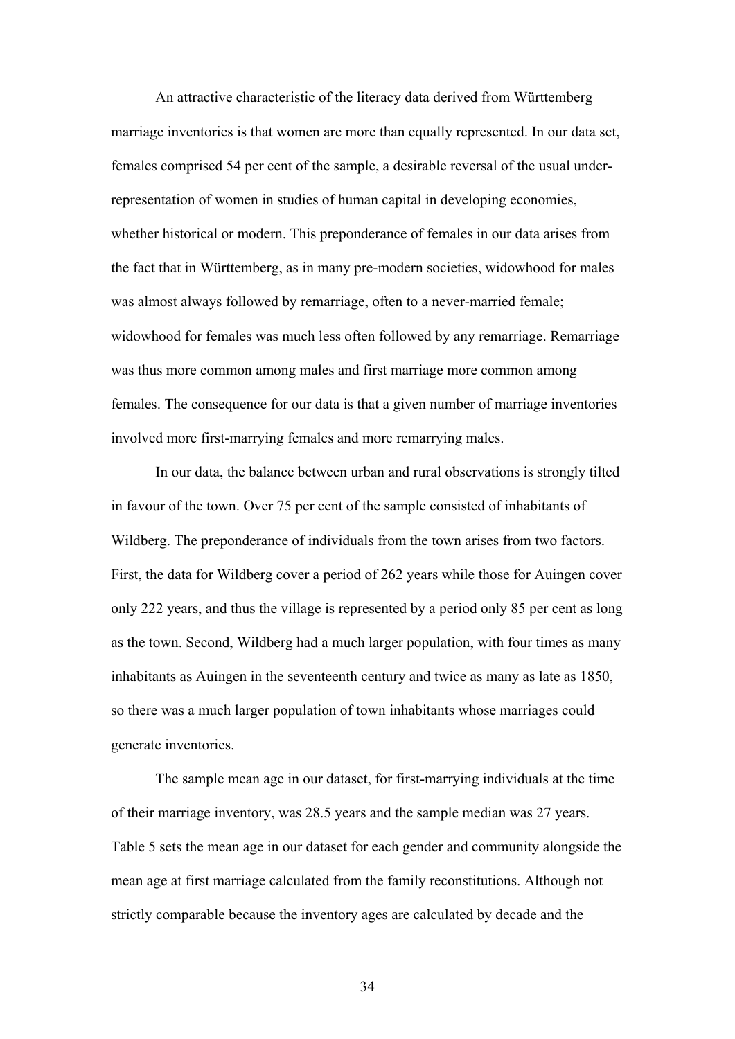An attractive characteristic of the literacy data derived from Württemberg marriage inventories is that women are more than equally represented. In our data set, females comprised 54 per cent of the sample, a desirable reversal of the usual under-representation of women in studies of human capital in developing economies, whether historical or modern. This preponderance of females in our data arises from the fact that in Württemberg, as in many pre-modern societies, widowhood for males was almost always followed by remarriage, often to a never-married female; widowhood for females was much less often followed by any remarriage. Remarriage was thus more common among males and first marriage more common among females. The consequence for our data is that a given number of marriage inventories involved more first-marrying females and more remarrying males.

In our data, the balance between urban and rural observations is strongly tilted in favour of the town. Over 75 per cent of the sample consisted of inhabitants of Wildberg. The preponderance of individuals from the town arises from two factors. First, the data for Wildberg cover a period of 262 years while those for Auingen cover only 222 years, and thus the village is represented by a period only 85 per cent as long as the town. Second, Wildberg had a much larger population, with four times as many inhabitants as Auingen in the seventeenth century and twice as many as late as 1850, so there was a much larger population of town inhabitants whose marriages could generate inventories.

The sample mean age in our dataset, for first-marrying individuals at the time of their marriage inventory, was 28.5 years and the sample median was 27 years. Table 5 sets the mean age in our dataset for each gender and community alongside the mean age at first marriage calculated from the family reconstitutions. Although not strictly comparable because the inventory ages are calculated by decade and the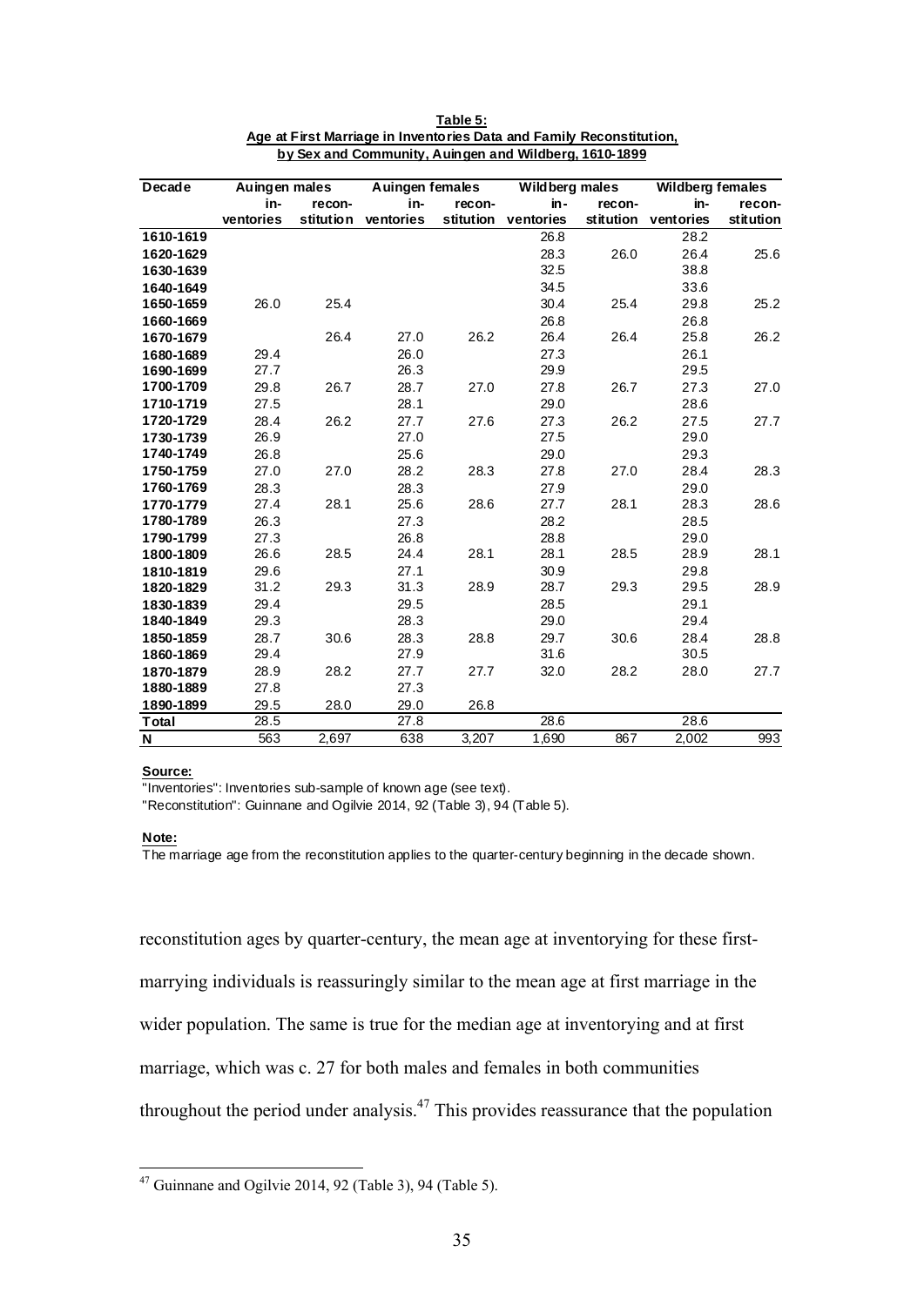**Table 5:**
**Age at First Marriage in Inventories Data and Family Reconstitution, by Sex and Community, Auingen and Wildberg, 1610-1899**

| Decade | Auingen males | | Auingen females | | Wildberg males | | Wildberg females | |
|---|---|---|---|---|---|---|---|---|
| | in-ventories | recon-stitution | in-ventories | recon-stitution | in-ventories | recon-stitution | in-ventories | recon-stitution |
| 1610-1619 | | | | | 26.8 | | 28.2 | |
| 1620-1629 | | | | | 28.3 | 26.0 | 26.4 | 25.6 |
| 1630-1639 | | | | | 32.5 | | 38.8 | |
| 1640-1649 | | | | | 34.5 | | 33.6 | |
| 1650-1659 | 26.0 | 25.4 | | | 30.4 | 25.4 | 29.8 | 25.2 |
| 1660-1669 | | | | | 26.8 | | 26.8 | |
| 1670-1679 | | 26.4 | 27.0 | 26.2 | 26.4 | 26.4 | 25.8 | 26.2 |
| 1680-1689 | 29.4 | | 26.0 | | 27.3 | | 26.1 | |
| 1690-1699 | 27.7 | | 26.3 | | 29.9 | | 29.5 | |
| 1700-1709 | 29.8 | 26.7 | 28.7 | 27.0 | 27.8 | 26.7 | 27.3 | 27.0 |
| 1710-1719 | 27.5 | | 28.1 | | 29.0 | | 28.6 | |
| 1720-1729 | 28.4 | 26.2 | 27.7 | 27.6 | 27.3 | 26.2 | 27.5 | 27.7 |
| 1730-1739 | 26.9 | | 27.0 | | 27.5 | | 29.0 | |
| 1740-1749 | 26.8 | | 25.6 | | 29.0 | | 29.3 | |
| 1750-1759 | 27.0 | 27.0 | 28.2 | 28.3 | 27.8 | 27.0 | 28.4 | 28.3 |
| 1760-1769 | 28.3 | | 28.3 | | 27.9 | | 29.0 | |
| 1770-1779 | 27.4 | 28.1 | 25.6 | 28.6 | 27.7 | 28.1 | 28.3 | 28.6 |
| 1780-1789 | 26.3 | | 27.3 | | 28.2 | | 28.5 | |
| 1790-1799 | 27.3 | | 26.8 | | 28.8 | | 29.0 | |
| 1800-1809 | 26.6 | 28.5 | 24.4 | 28.1 | 28.1 | 28.5 | 28.9 | 28.1 |
| 1810-1819 | 29.6 | | 27.1 | | 30.9 | | 29.8 | |
| 1820-1829 | 31.2 | 29.3 | 31.3 | 28.9 | 28.7 | 29.3 | 29.5 | 28.9 |
| 1830-1839 | 29.4 | | 29.5 | | 28.5 | | 29.1 | |
| 1840-1849 | 29.3 | | 28.3 | | 29.0 | | 29.4 | |
| 1850-1859 | 28.7 | 30.6 | 28.3 | 28.8 | 29.7 | 30.6 | 28.4 | 28.8 |
| 1860-1869 | 29.4 | | 27.9 | | 31.6 | | 30.5 | |
| 1870-1879 | 28.9 | 28.2 | 27.7 | 27.7 | 32.0 | 28.2 | 28.0 | 27.7 |
| 1880-1889 | 27.8 | | 27.3 | | | | | |
| 1890-1899 | 29.5 | 28.0 | 29.0 | 26.8 | | | | |
| **Total** | 28.5 | | 27.8 | | 28.6 | | 28.6 | |
| **N** | 563 | 2,697 | 638 | 3,207 | 1,690 | 867 | 2,002 | 993 |

**Source:**
"Inventories": Inventories sub-sample of known age (see text).
"Reconstitution": Guinnane and Ogilvie 2014, 92 (Table 3), 94 (Table 5).

**Note:**
The marriage age from the reconstitution applies to the quarter-century beginning in the decade shown.

reconstitution ages by quarter-century, the mean age at inventorying for these first-marrying individuals is reassuringly similar to the mean age at first marriage in the wider population. The same is true for the median age at inventorying and at first marriage, which was c. 27 for both males and females in both communities throughout the period under analysis.[47] This provides reassurance that the population

[47] Guinnane and Ogilvie 2014, 92 (Table 3), 94 (Table 5).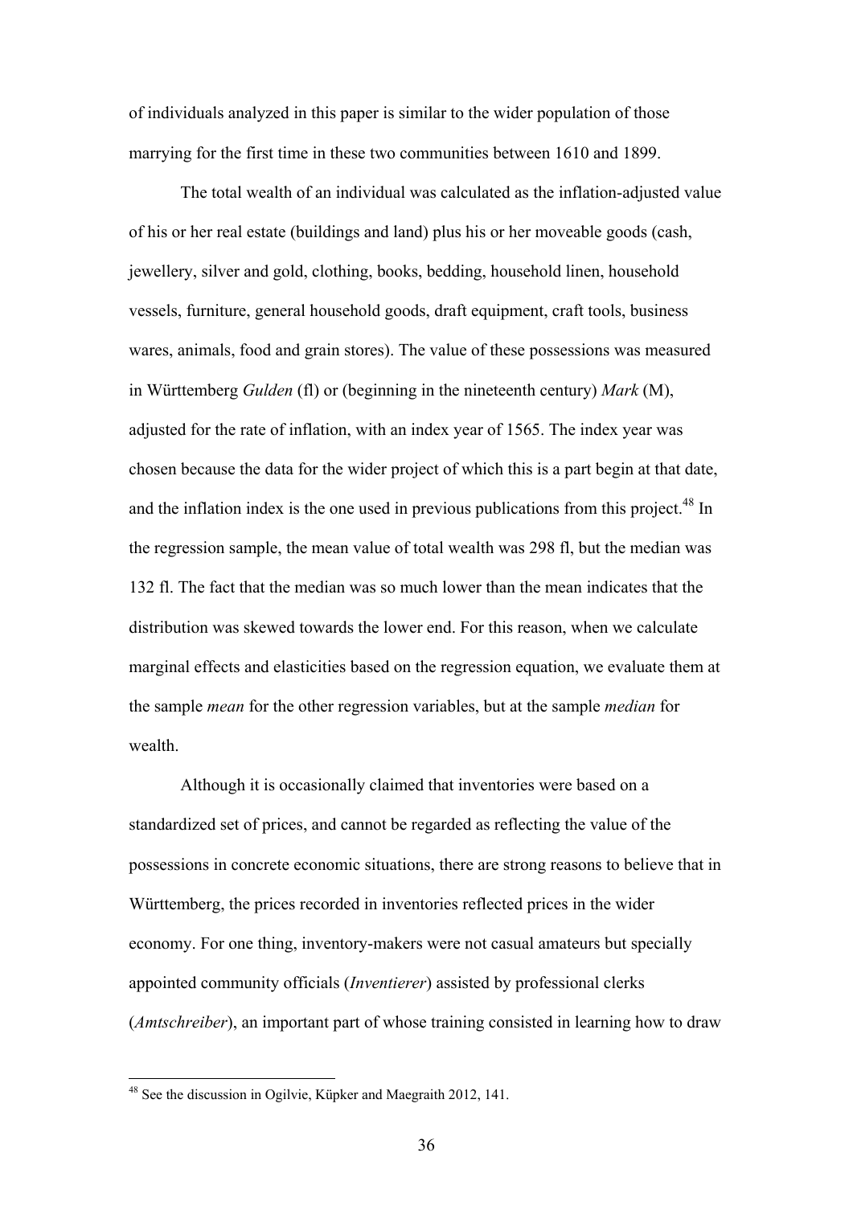of individuals analyzed in this paper is similar to the wider population of those marrying for the first time in these two communities between 1610 and 1899.

The total wealth of an individual was calculated as the inflation-adjusted value of his or her real estate (buildings and land) plus his or her moveable goods (cash, jewellery, silver and gold, clothing, books, bedding, household linen, household vessels, furniture, general household goods, draft equipment, craft tools, business wares, animals, food and grain stores). The value of these possessions was measured in Württemberg *Gulden* (fl) or (beginning in the nineteenth century) *Mark* (M), adjusted for the rate of inflation, with an index year of 1565. The index year was chosen because the data for the wider project of which this is a part begin at that date, and the inflation index is the one used in previous publications from this project.[48] In the regression sample, the mean value of total wealth was 298 fl, but the median was 132 fl. The fact that the median was so much lower than the mean indicates that the distribution was skewed towards the lower end. For this reason, when we calculate marginal effects and elasticities based on the regression equation, we evaluate them at the sample *mean* for the other regression variables, but at the sample *median* for wealth.

Although it is occasionally claimed that inventories were based on a standardized set of prices, and cannot be regarded as reflecting the value of the possessions in concrete economic situations, there are strong reasons to believe that in Württemberg, the prices recorded in inventories reflected prices in the wider economy. For one thing, inventory-makers were not casual amateurs but specially appointed community officials (*Inventierer*) assisted by professional clerks (*Amtschreiber*), an important part of whose training consisted in learning how to draw

[48] See the discussion in Ogilvie, Küpker and Maegraith 2012, 141.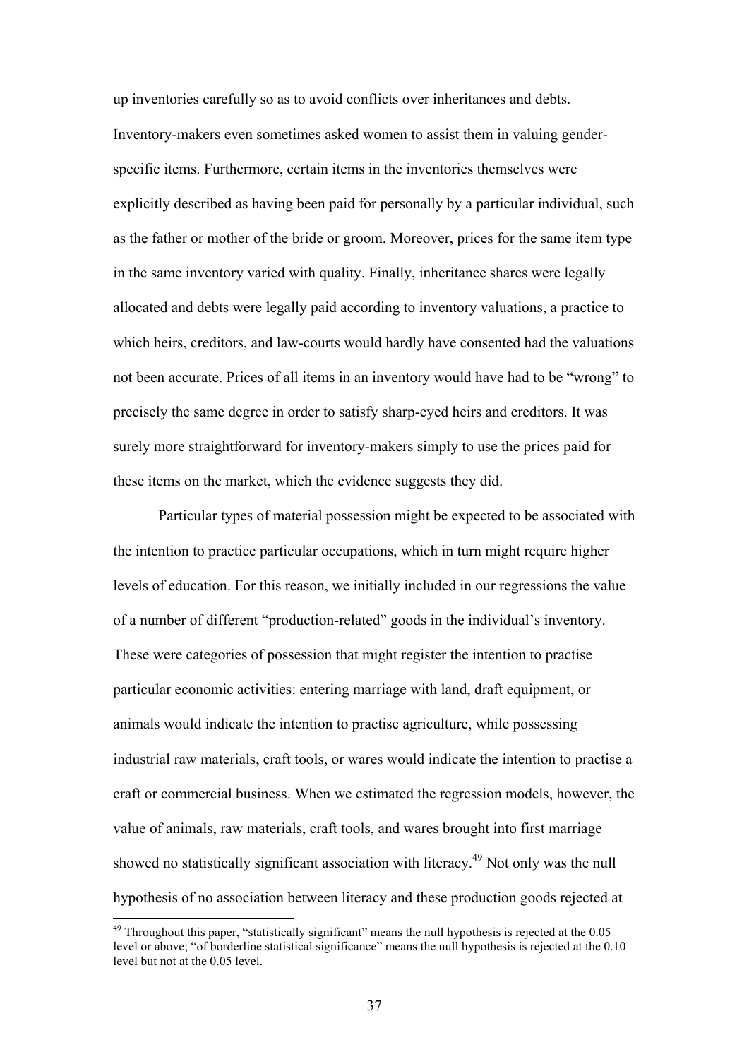up inventories carefully so as to avoid conflicts over inheritances and debts. Inventory-makers even sometimes asked women to assist them in valuing gender-specific items. Furthermore, certain items in the inventories themselves were explicitly described as having been paid for personally by a particular individual, such as the father or mother of the bride or groom. Moreover, prices for the same item type in the same inventory varied with quality. Finally, inheritance shares were legally allocated and debts were legally paid according to inventory valuations, a practice to which heirs, creditors, and law-courts would hardly have consented had the valuations not been accurate. Prices of all items in an inventory would have had to be "wrong" to precisely the same degree in order to satisfy sharp-eyed heirs and creditors. It was surely more straightforward for inventory-makers simply to use the prices paid for these items on the market, which the evidence suggests they did.

Particular types of material possession might be expected to be associated with the intention to practice particular occupations, which in turn might require higher levels of education. For this reason, we initially included in our regressions the value of a number of different "production-related" goods in the individual's inventory. These were categories of possession that might register the intention to practise particular economic activities: entering marriage with land, draft equipment, or animals would indicate the intention to practise agriculture, while possessing industrial raw materials, craft tools, or wares would indicate the intention to practise a craft or commercial business. When we estimated the regression models, however, the value of animals, raw materials, craft tools, and wares brought into first marriage showed no statistically significant association with literacy.[49] Not only was the null hypothesis of no association between literacy and these production goods rejected at

[49] Throughout this paper, "statistically significant" means the null hypothesis is rejected at the 0.05 level or above; "of borderline statistical significance" means the null hypothesis is rejected at the 0.10 level but not at the 0.05 level.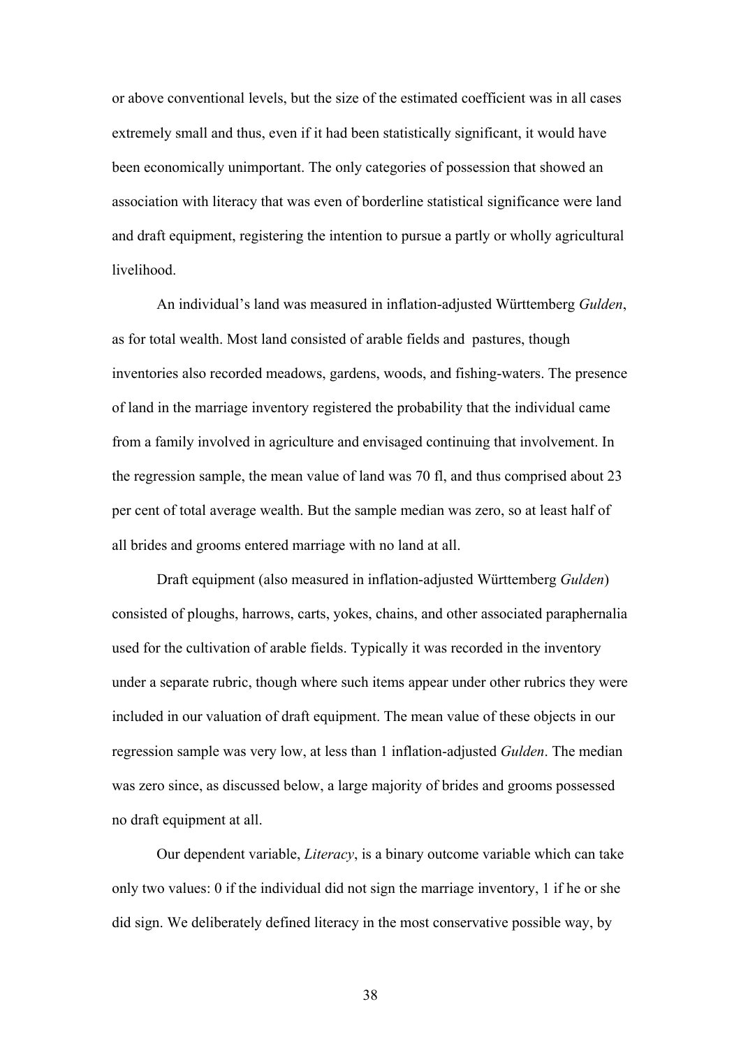or above conventional levels, but the size of the estimated coefficient was in all cases extremely small and thus, even if it had been statistically significant, it would have been economically unimportant. The only categories of possession that showed an association with literacy that was even of borderline statistical significance were land and draft equipment, registering the intention to pursue a partly or wholly agricultural livelihood.

An individual's land was measured in inflation-adjusted Württemberg *Gulden*, as for total wealth. Most land consisted of arable fields and pastures, though inventories also recorded meadows, gardens, woods, and fishing-waters. The presence of land in the marriage inventory registered the probability that the individual came from a family involved in agriculture and envisaged continuing that involvement. In the regression sample, the mean value of land was 70 fl, and thus comprised about 23 per cent of total average wealth. But the sample median was zero, so at least half of all brides and grooms entered marriage with no land at all.

Draft equipment (also measured in inflation-adjusted Württemberg *Gulden*) consisted of ploughs, harrows, carts, yokes, chains, and other associated paraphernalia used for the cultivation of arable fields. Typically it was recorded in the inventory under a separate rubric, though where such items appear under other rubrics they were included in our valuation of draft equipment. The mean value of these objects in our regression sample was very low, at less than 1 inflation-adjusted *Gulden*. The median was zero since, as discussed below, a large majority of brides and grooms possessed no draft equipment at all.

Our dependent variable, *Literacy*, is a binary outcome variable which can take only two values: 0 if the individual did not sign the marriage inventory, 1 if he or she did sign. We deliberately defined literacy in the most conservative possible way, by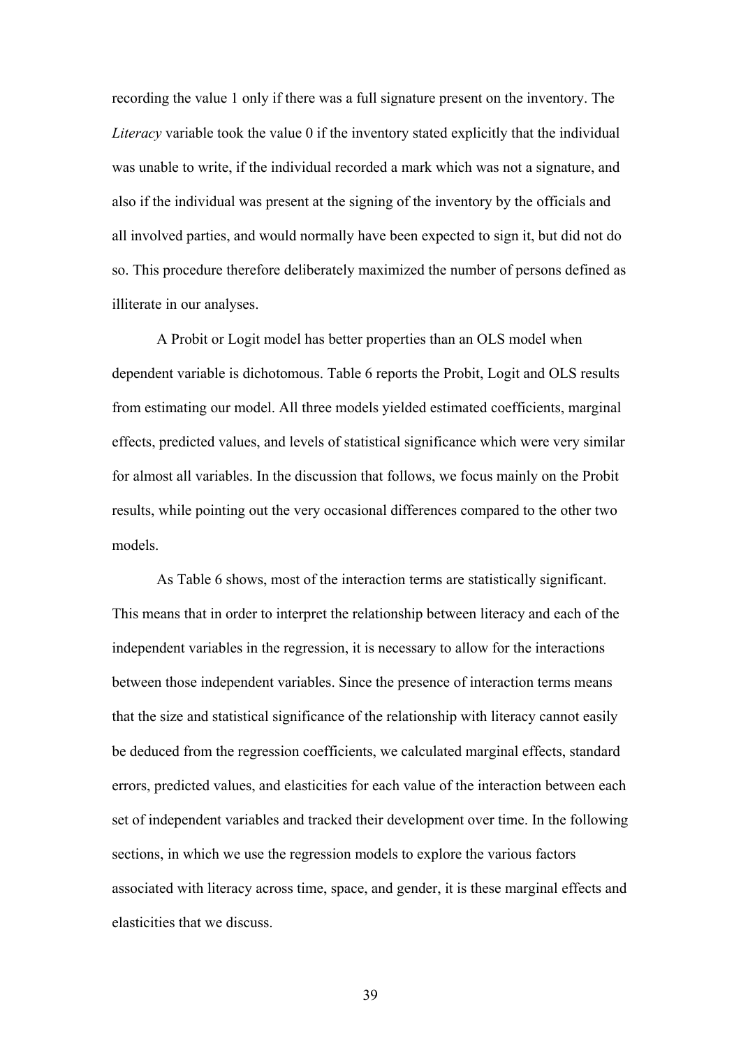recording the value 1 only if there was a full signature present on the inventory. The *Literacy* variable took the value 0 if the inventory stated explicitly that the individual was unable to write, if the individual recorded a mark which was not a signature, and also if the individual was present at the signing of the inventory by the officials and all involved parties, and would normally have been expected to sign it, but did not do so. This procedure therefore deliberately maximized the number of persons defined as illiterate in our analyses.

A Probit or Logit model has better properties than an OLS model when dependent variable is dichotomous. Table 6 reports the Probit, Logit and OLS results from estimating our model. All three models yielded estimated coefficients, marginal effects, predicted values, and levels of statistical significance which were very similar for almost all variables. In the discussion that follows, we focus mainly on the Probit results, while pointing out the very occasional differences compared to the other two models.

As Table 6 shows, most of the interaction terms are statistically significant. This means that in order to interpret the relationship between literacy and each of the independent variables in the regression, it is necessary to allow for the interactions between those independent variables. Since the presence of interaction terms means that the size and statistical significance of the relationship with literacy cannot easily be deduced from the regression coefficients, we calculated marginal effects, standard errors, predicted values, and elasticities for each value of the interaction between each set of independent variables and tracked their development over time. In the following sections, in which we use the regression models to explore the various factors associated with literacy across time, space, and gender, it is these marginal effects and elasticities that we discuss.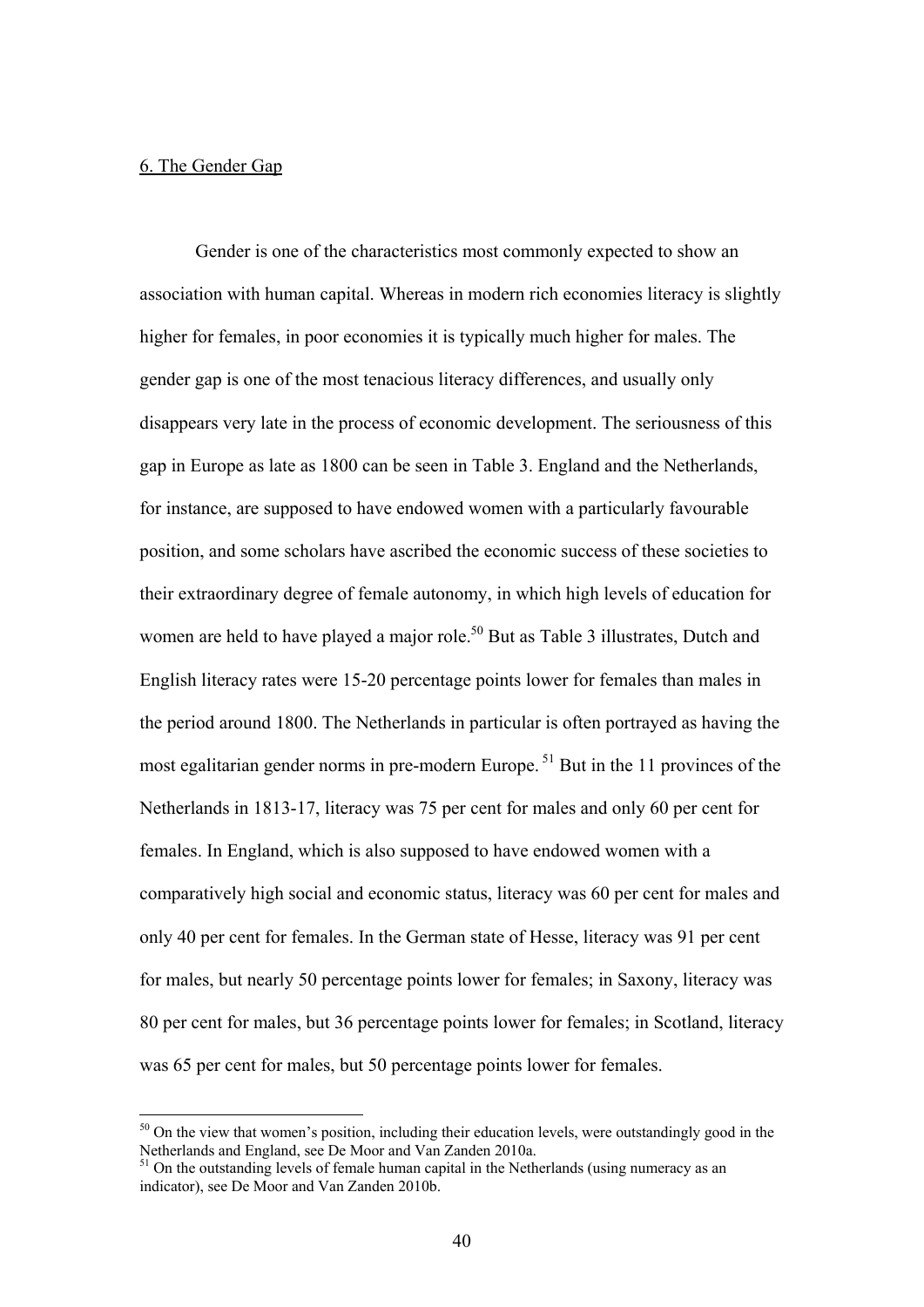## 6. The Gender Gap

Gender is one of the characteristics most commonly expected to show an association with human capital. Whereas in modern rich economies literacy is slightly higher for females, in poor economies it is typically much higher for males. The gender gap is one of the most tenacious literacy differences, and usually only disappears very late in the process of economic development. The seriousness of this gap in Europe as late as 1800 can be seen in Table 3. England and the Netherlands, for instance, are supposed to have endowed women with a particularly favourable position, and some scholars have ascribed the economic success of these societies to their extraordinary degree of female autonomy, in which high levels of education for women are held to have played a major role.[50] But as Table 3 illustrates, Dutch and English literacy rates were 15-20 percentage points lower for females than males in the period around 1800. The Netherlands in particular is often portrayed as having the most egalitarian gender norms in pre-modern Europe.[51] But in the 11 provinces of the Netherlands in 1813-17, literacy was 75 per cent for males and only 60 per cent for females. In England, which is also supposed to have endowed women with a comparatively high social and economic status, literacy was 60 per cent for males and only 40 per cent for females. In the German state of Hesse, literacy was 91 per cent for males, but nearly 50 percentage points lower for females; in Saxony, literacy was 80 per cent for males, but 36 percentage points lower for females; in Scotland, literacy was 65 per cent for males, but 50 percentage points lower for females.

[50] On the view that women's position, including their education levels, were outstandingly good in the Netherlands and England, see De Moor and Van Zanden 2010a.

[51] On the outstanding levels of female human capital in the Netherlands (using numeracy as an indicator), see De Moor and Van Zanden 2010b.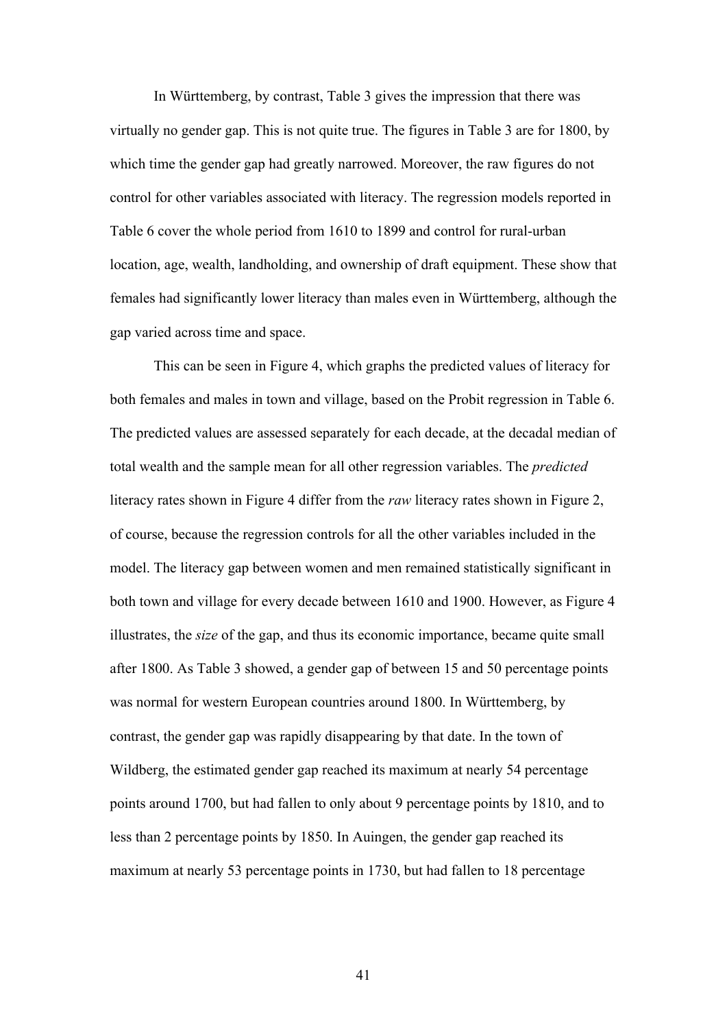In Württemberg, by contrast, Table 3 gives the impression that there was virtually no gender gap. This is not quite true. The figures in Table 3 are for 1800, by which time the gender gap had greatly narrowed. Moreover, the raw figures do not control for other variables associated with literacy. The regression models reported in Table 6 cover the whole period from 1610 to 1899 and control for rural-urban location, age, wealth, landholding, and ownership of draft equipment. These show that females had significantly lower literacy than males even in Württemberg, although the gap varied across time and space.

This can be seen in Figure 4, which graphs the predicted values of literacy for both females and males in town and village, based on the Probit regression in Table 6. The predicted values are assessed separately for each decade, at the decadal median of total wealth and the sample mean for all other regression variables. The *predicted* literacy rates shown in Figure 4 differ from the *raw* literacy rates shown in Figure 2, of course, because the regression controls for all the other variables included in the model. The literacy gap between women and men remained statistically significant in both town and village for every decade between 1610 and 1900. However, as Figure 4 illustrates, the *size* of the gap, and thus its economic importance, became quite small after 1800. As Table 3 showed, a gender gap of between 15 and 50 percentage points was normal for western European countries around 1800. In Württemberg, by contrast, the gender gap was rapidly disappearing by that date. In the town of Wildberg, the estimated gender gap reached its maximum at nearly 54 percentage points around 1700, but had fallen to only about 9 percentage points by 1810, and to less than 2 percentage points by 1850. In Auingen, the gender gap reached its maximum at nearly 53 percentage points in 1730, but had fallen to 18 percentage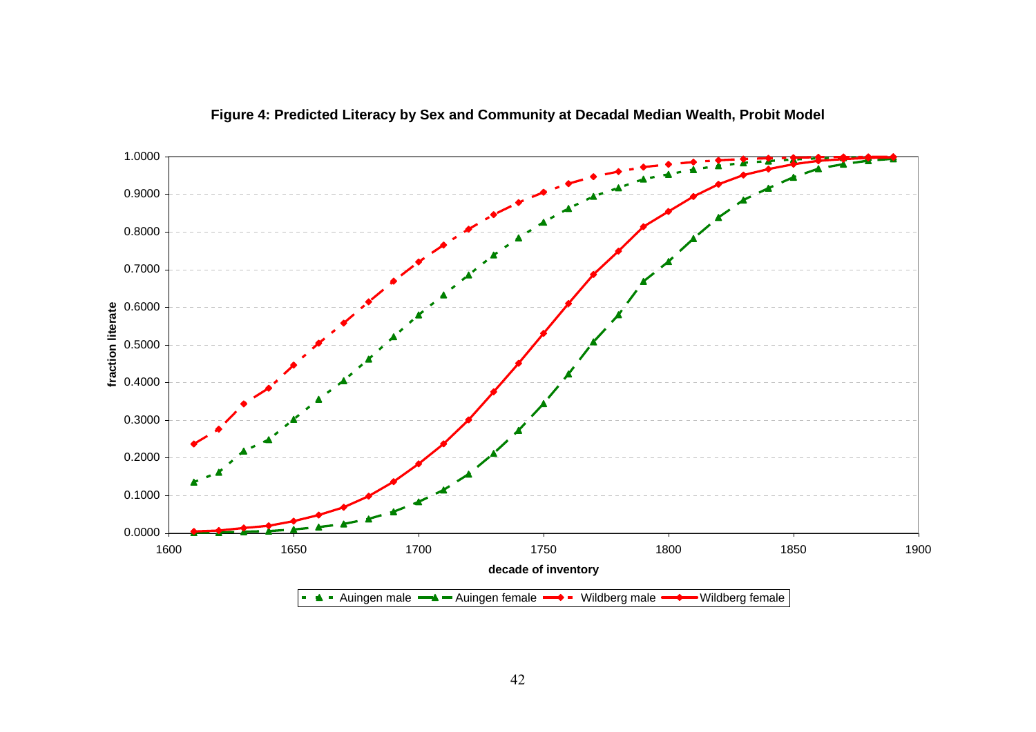**Figure 4: Predicted Literacy by Sex and Community at Decadal Median Wealth, Probit Model**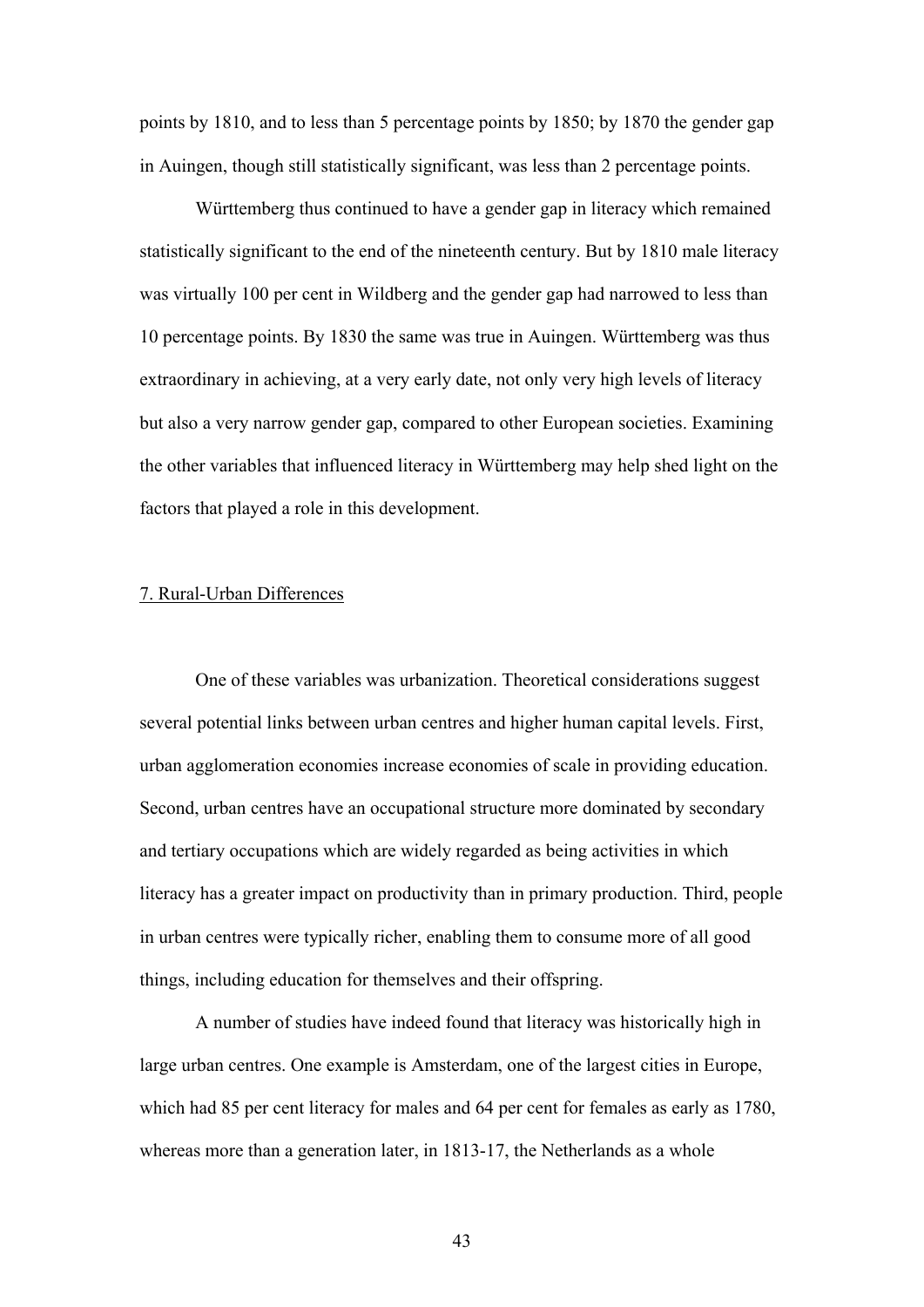points by 1810, and to less than 5 percentage points by 1850; by 1870 the gender gap in Auingen, though still statistically significant, was less than 2 percentage points.

Württemberg thus continued to have a gender gap in literacy which remained statistically significant to the end of the nineteenth century. But by 1810 male literacy was virtually 100 per cent in Wildberg and the gender gap had narrowed to less than 10 percentage points. By 1830 the same was true in Auingen. Württemberg was thus extraordinary in achieving, at a very early date, not only very high levels of literacy but also a very narrow gender gap, compared to other European societies. Examining the other variables that influenced literacy in Württemberg may help shed light on the factors that played a role in this development.

## 7. Rural-Urban Differences

One of these variables was urbanization. Theoretical considerations suggest several potential links between urban centres and higher human capital levels. First, urban agglomeration economies increase economies of scale in providing education. Second, urban centres have an occupational structure more dominated by secondary and tertiary occupations which are widely regarded as being activities in which literacy has a greater impact on productivity than in primary production. Third, people in urban centres were typically richer, enabling them to consume more of all good things, including education for themselves and their offspring.

A number of studies have indeed found that literacy was historically high in large urban centres. One example is Amsterdam, one of the largest cities in Europe, which had 85 per cent literacy for males and 64 per cent for females as early as 1780, whereas more than a generation later, in 1813-17, the Netherlands as a whole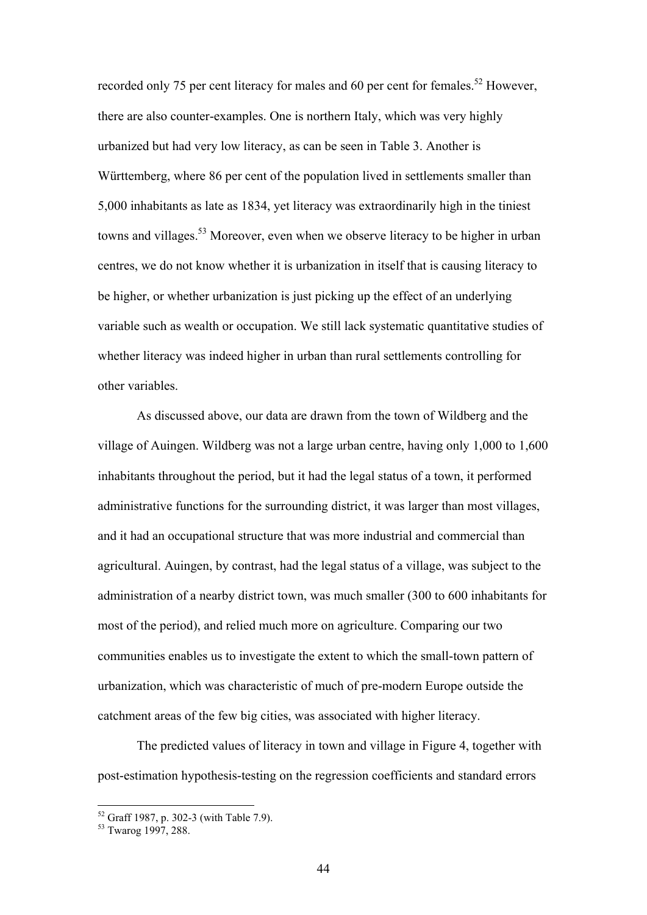recorded only 75 per cent literacy for males and 60 per cent for females.[52] However, there are also counter-examples. One is northern Italy, which was very highly urbanized but had very low literacy, as can be seen in Table 3. Another is Württemberg, where 86 per cent of the population lived in settlements smaller than 5,000 inhabitants as late as 1834, yet literacy was extraordinarily high in the tiniest towns and villages.[53] Moreover, even when we observe literacy to be higher in urban centres, we do not know whether it is urbanization in itself that is causing literacy to be higher, or whether urbanization is just picking up the effect of an underlying variable such as wealth or occupation. We still lack systematic quantitative studies of whether literacy was indeed higher in urban than rural settlements controlling for other variables.

As discussed above, our data are drawn from the town of Wildberg and the village of Auingen. Wildberg was not a large urban centre, having only 1,000 to 1,600 inhabitants throughout the period, but it had the legal status of a town, it performed administrative functions for the surrounding district, it was larger than most villages, and it had an occupational structure that was more industrial and commercial than agricultural. Auingen, by contrast, had the legal status of a village, was subject to the administration of a nearby district town, was much smaller (300 to 600 inhabitants for most of the period), and relied much more on agriculture. Comparing our two communities enables us to investigate the extent to which the small-town pattern of urbanization, which was characteristic of much of pre-modern Europe outside the catchment areas of the few big cities, was associated with higher literacy.

The predicted values of literacy in town and village in Figure 4, together with post-estimation hypothesis-testing on the regression coefficients and standard errors

---

[52] Graff 1987, p. 302-3 (with Table 7.9).

[53] Twarog 1997, 288.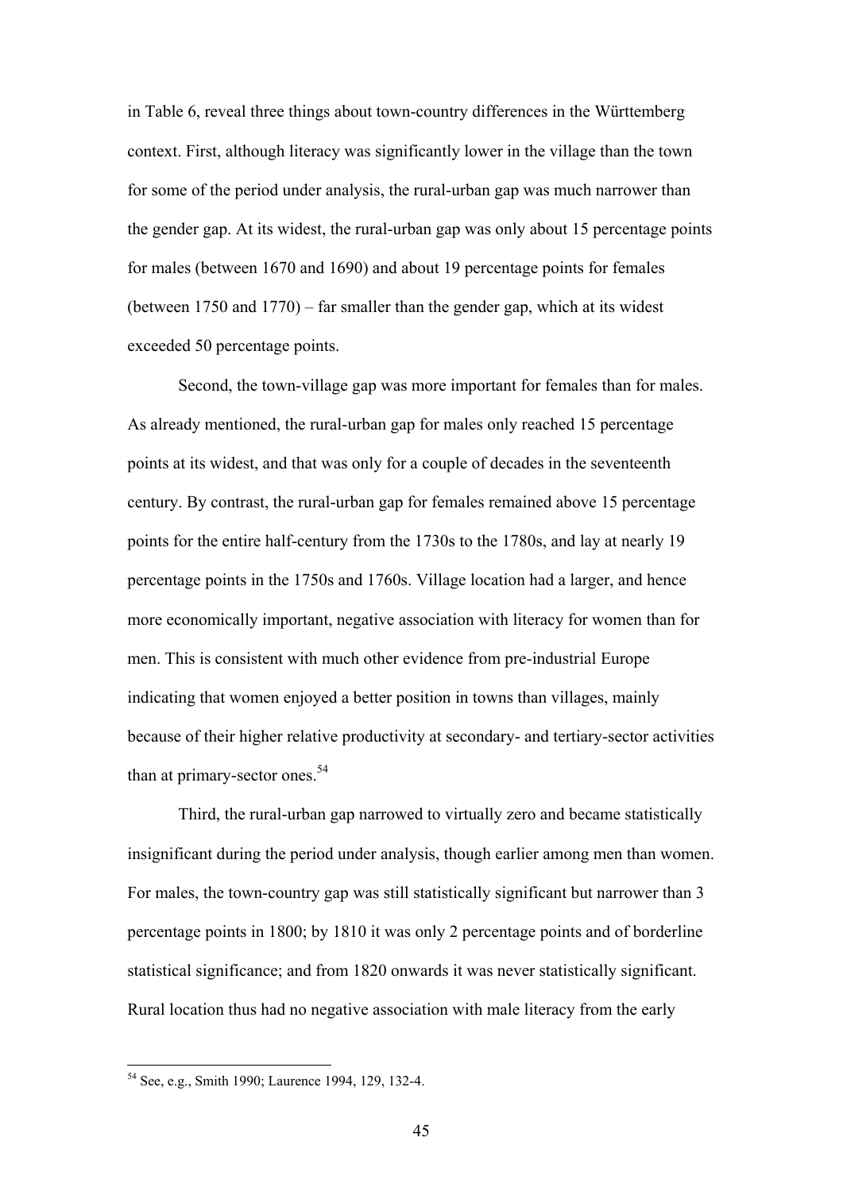in Table 6, reveal three things about town-country differences in the Württemberg context. First, although literacy was significantly lower in the village than the town for some of the period under analysis, the rural-urban gap was much narrower than the gender gap. At its widest, the rural-urban gap was only about 15 percentage points for males (between 1670 and 1690) and about 19 percentage points for females (between 1750 and 1770) – far smaller than the gender gap, which at its widest exceeded 50 percentage points.

Second, the town-village gap was more important for females than for males. As already mentioned, the rural-urban gap for males only reached 15 percentage points at its widest, and that was only for a couple of decades in the seventeenth century. By contrast, the rural-urban gap for females remained above 15 percentage points for the entire half-century from the 1730s to the 1780s, and lay at nearly 19 percentage points in the 1750s and 1760s. Village location had a larger, and hence more economically important, negative association with literacy for women than for men. This is consistent with much other evidence from pre-industrial Europe indicating that women enjoyed a better position in towns than villages, mainly because of their higher relative productivity at secondary- and tertiary-sector activities than at primary-sector ones.[54]

Third, the rural-urban gap narrowed to virtually zero and became statistically insignificant during the period under analysis, though earlier among men than women. For males, the town-country gap was still statistically significant but narrower than 3 percentage points in 1800; by 1810 it was only 2 percentage points and of borderline statistical significance; and from 1820 onwards it was never statistically significant. Rural location thus had no negative association with male literacy from the early

[54] See, e.g., Smith 1990; Laurence 1994, 129, 132-4.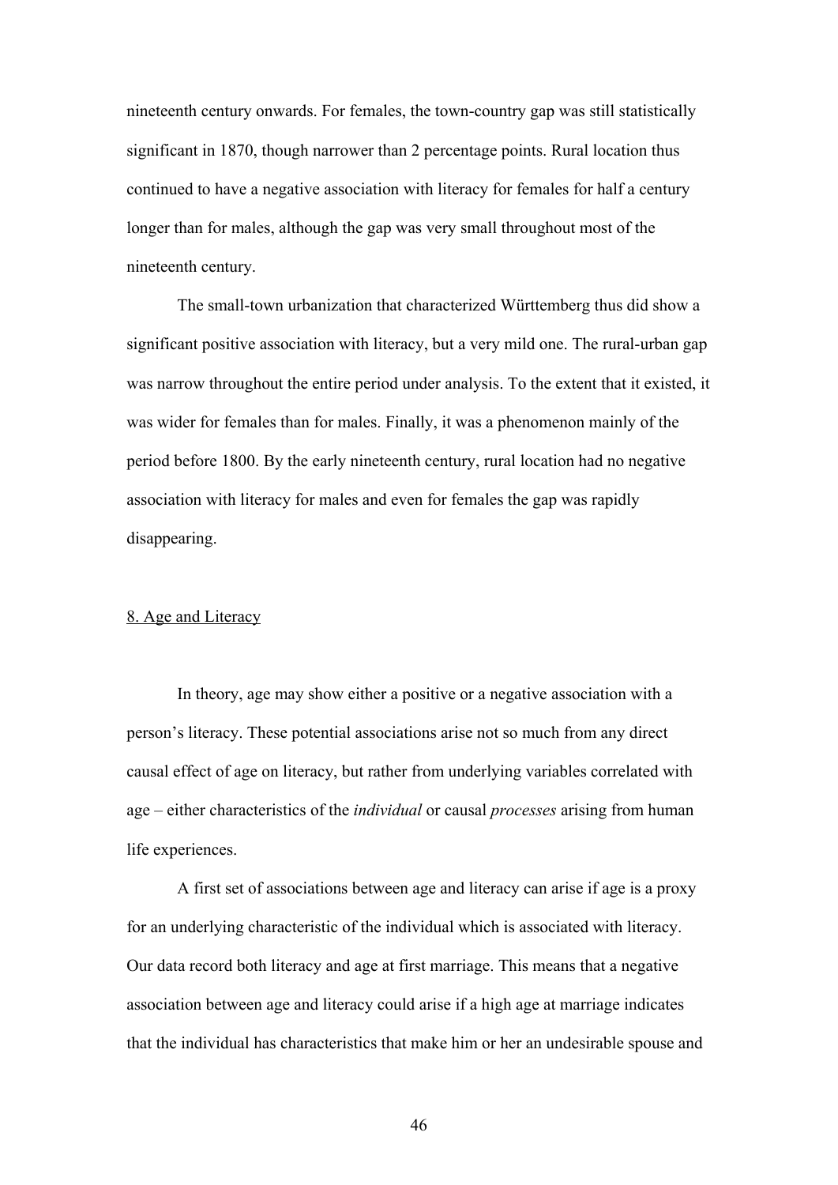nineteenth century onwards. For females, the town-country gap was still statistically significant in 1870, though narrower than 2 percentage points. Rural location thus continued to have a negative association with literacy for females for half a century longer than for males, although the gap was very small throughout most of the nineteenth century.

The small-town urbanization that characterized Württemberg thus did show a significant positive association with literacy, but a very mild one. The rural-urban gap was narrow throughout the entire period under analysis. To the extent that it existed, it was wider for females than for males. Finally, it was a phenomenon mainly of the period before 1800. By the early nineteenth century, rural location had no negative association with literacy for males and even for females the gap was rapidly disappearing.

## 8. Age and Literacy

In theory, age may show either a positive or a negative association with a person's literacy. These potential associations arise not so much from any direct causal effect of age on literacy, but rather from underlying variables correlated with age – either characteristics of the *individual* or causal *processes* arising from human life experiences.

A first set of associations between age and literacy can arise if age is a proxy for an underlying characteristic of the individual which is associated with literacy. Our data record both literacy and age at first marriage. This means that a negative association between age and literacy could arise if a high age at marriage indicates that the individual has characteristics that make him or her an undesirable spouse and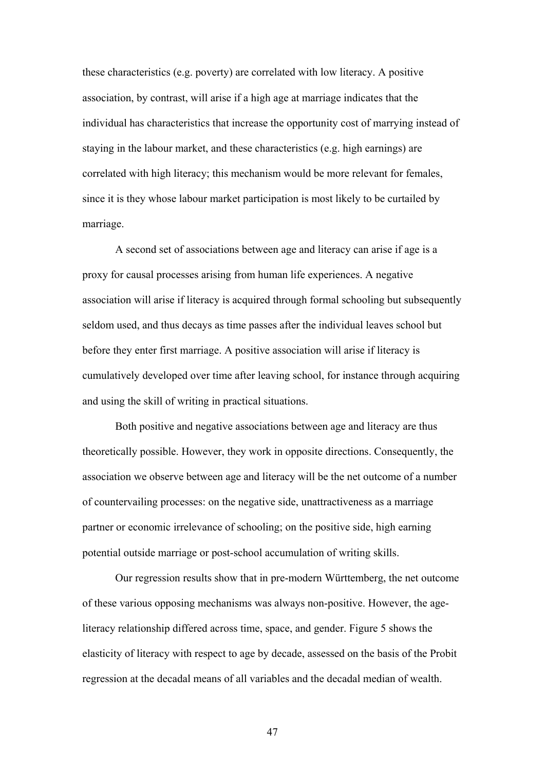these characteristics (e.g. poverty) are correlated with low literacy. A positive association, by contrast, will arise if a high age at marriage indicates that the individual has characteristics that increase the opportunity cost of marrying instead of staying in the labour market, and these characteristics (e.g. high earnings) are correlated with high literacy; this mechanism would be more relevant for females, since it is they whose labour market participation is most likely to be curtailed by marriage.

A second set of associations between age and literacy can arise if age is a proxy for causal processes arising from human life experiences. A negative association will arise if literacy is acquired through formal schooling but subsequently seldom used, and thus decays as time passes after the individual leaves school but before they enter first marriage. A positive association will arise if literacy is cumulatively developed over time after leaving school, for instance through acquiring and using the skill of writing in practical situations.

Both positive and negative associations between age and literacy are thus theoretically possible. However, they work in opposite directions. Consequently, the association we observe between age and literacy will be the net outcome of a number of countervailing processes: on the negative side, unattractiveness as a marriage partner or economic irrelevance of schooling; on the positive side, high earning potential outside marriage or post-school accumulation of writing skills.

Our regression results show that in pre-modern Württemberg, the net outcome of these various opposing mechanisms was always non-positive. However, the age-literacy relationship differed across time, space, and gender. Figure 5 shows the elasticity of literacy with respect to age by decade, assessed on the basis of the Probit regression at the decadal means of all variables and the decadal median of wealth.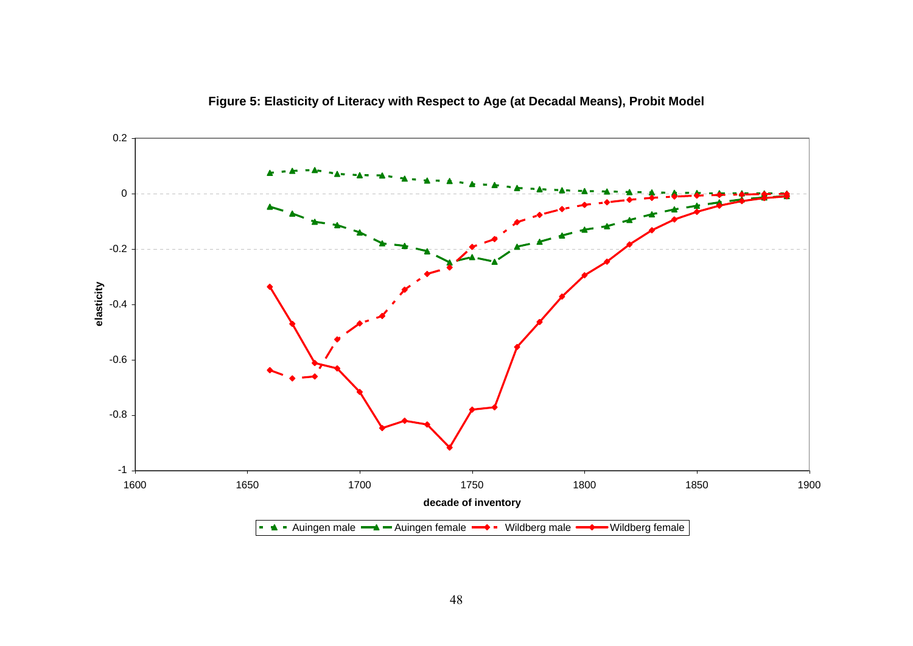**Figure 5: Elasticity of Literacy with Respect to Age (at Decadal Means), Probit Model**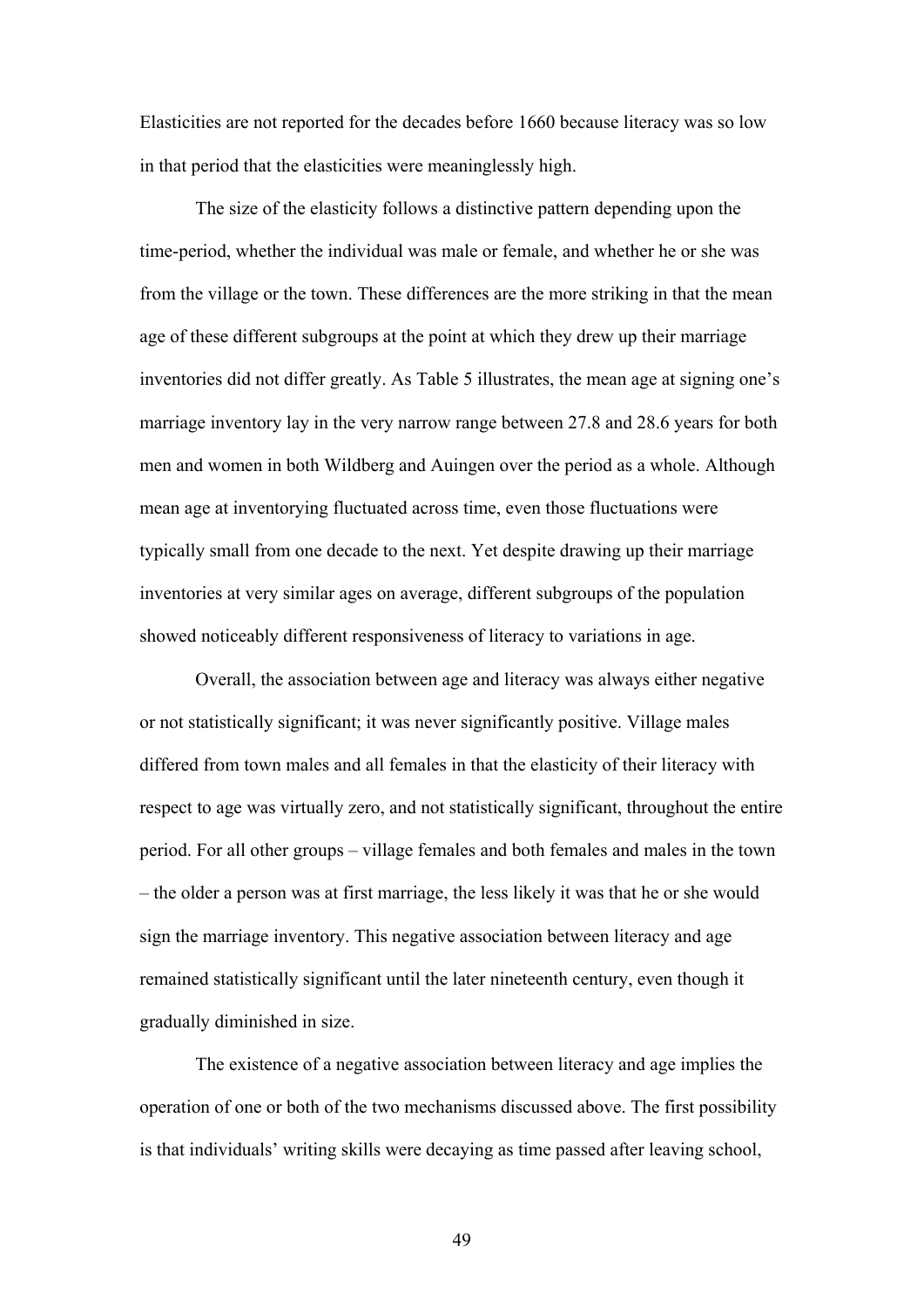Elasticities are not reported for the decades before 1660 because literacy was so low in that period that the elasticities were meaninglessly high.

The size of the elasticity follows a distinctive pattern depending upon the time-period, whether the individual was male or female, and whether he or she was from the village or the town. These differences are the more striking in that the mean age of these different subgroups at the point at which they drew up their marriage inventories did not differ greatly. As Table 5 illustrates, the mean age at signing one's marriage inventory lay in the very narrow range between 27.8 and 28.6 years for both men and women in both Wildberg and Auingen over the period as a whole. Although mean age at inventorying fluctuated across time, even those fluctuations were typically small from one decade to the next. Yet despite drawing up their marriage inventories at very similar ages on average, different subgroups of the population showed noticeably different responsiveness of literacy to variations in age.

Overall, the association between age and literacy was always either negative or not statistically significant; it was never significantly positive. Village males differed from town males and all females in that the elasticity of their literacy with respect to age was virtually zero, and not statistically significant, throughout the entire period. For all other groups – village females and both females and males in the town – the older a person was at first marriage, the less likely it was that he or she would sign the marriage inventory. This negative association between literacy and age remained statistically significant until the later nineteenth century, even though it gradually diminished in size.

The existence of a negative association between literacy and age implies the operation of one or both of the two mechanisms discussed above. The first possibility is that individuals' writing skills were decaying as time passed after leaving school,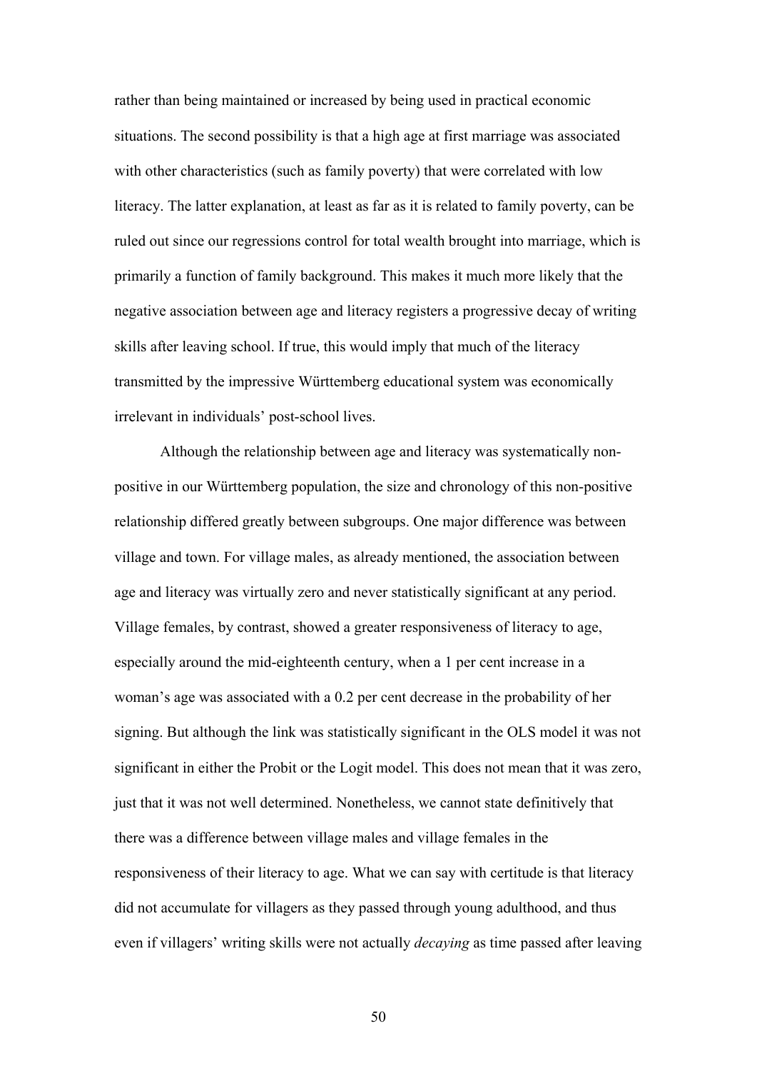rather than being maintained or increased by being used in practical economic situations. The second possibility is that a high age at first marriage was associated with other characteristics (such as family poverty) that were correlated with low literacy. The latter explanation, at least as far as it is related to family poverty, can be ruled out since our regressions control for total wealth brought into marriage, which is primarily a function of family background. This makes it much more likely that the negative association between age and literacy registers a progressive decay of writing skills after leaving school. If true, this would imply that much of the literacy transmitted by the impressive Württemberg educational system was economically irrelevant in individuals' post-school lives.

Although the relationship between age and literacy was systematically non-positive in our Württemberg population, the size and chronology of this non-positive relationship differed greatly between subgroups. One major difference was between village and town. For village males, as already mentioned, the association between age and literacy was virtually zero and never statistically significant at any period. Village females, by contrast, showed a greater responsiveness of literacy to age, especially around the mid-eighteenth century, when a 1 per cent increase in a woman's age was associated with a 0.2 per cent decrease in the probability of her signing. But although the link was statistically significant in the OLS model it was not significant in either the Probit or the Logit model. This does not mean that it was zero, just that it was not well determined. Nonetheless, we cannot state definitively that there was a difference between village males and village females in the responsiveness of their literacy to age. What we can say with certitude is that literacy did not accumulate for villagers as they passed through young adulthood, and thus even if villagers' writing skills were not actually *decaying* as time passed after leaving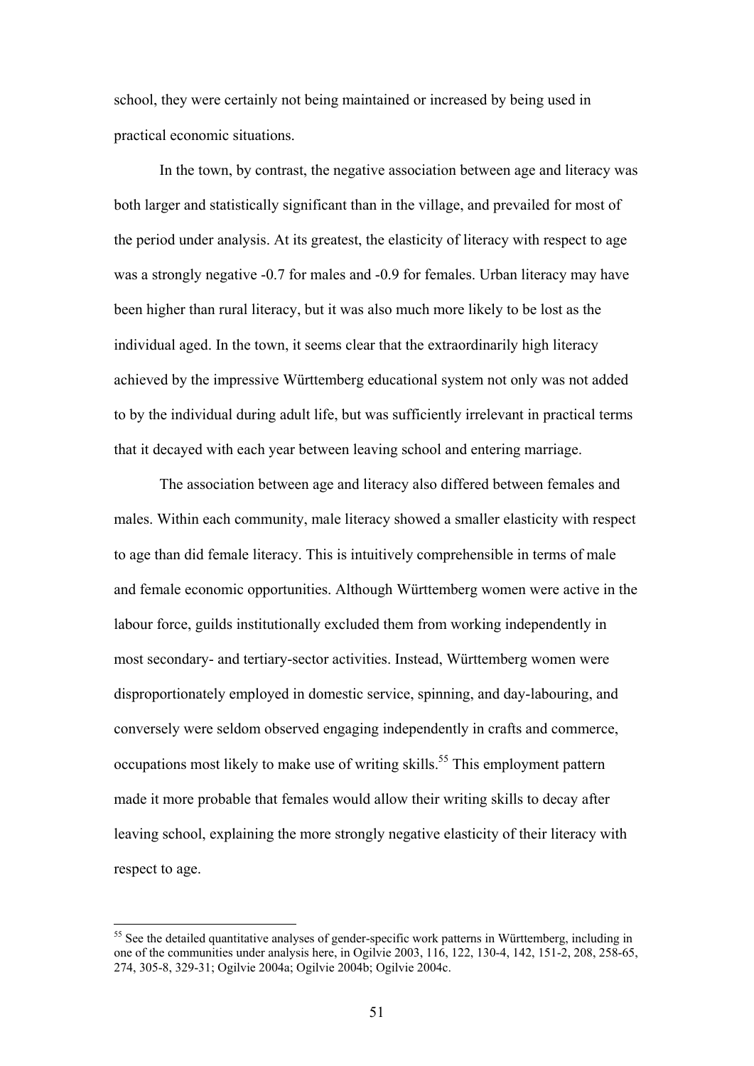school, they were certainly not being maintained or increased by being used in practical economic situations.

In the town, by contrast, the negative association between age and literacy was both larger and statistically significant than in the village, and prevailed for most of the period under analysis. At its greatest, the elasticity of literacy with respect to age was a strongly negative -0.7 for males and -0.9 for females. Urban literacy may have been higher than rural literacy, but it was also much more likely to be lost as the individual aged. In the town, it seems clear that the extraordinarily high literacy achieved by the impressive Württemberg educational system not only was not added to by the individual during adult life, but was sufficiently irrelevant in practical terms that it decayed with each year between leaving school and entering marriage.

The association between age and literacy also differed between females and males. Within each community, male literacy showed a smaller elasticity with respect to age than did female literacy. This is intuitively comprehensible in terms of male and female economic opportunities. Although Württemberg women were active in the labour force, guilds institutionally excluded them from working independently in most secondary- and tertiary-sector activities. Instead, Württemberg women were disproportionately employed in domestic service, spinning, and day-labouring, and conversely were seldom observed engaging independently in crafts and commerce, occupations most likely to make use of writing skills.[55] This employment pattern made it more probable that females would allow their writing skills to decay after leaving school, explaining the more strongly negative elasticity of their literacy with respect to age.

---

[55] See the detailed quantitative analyses of gender-specific work patterns in Württemberg, including in one of the communities under analysis here, in Ogilvie 2003, 116, 122, 130-4, 142, 151-2, 208, 258-65, 274, 305-8, 329-31; Ogilvie 2004a; Ogilvie 2004b; Ogilvie 2004c.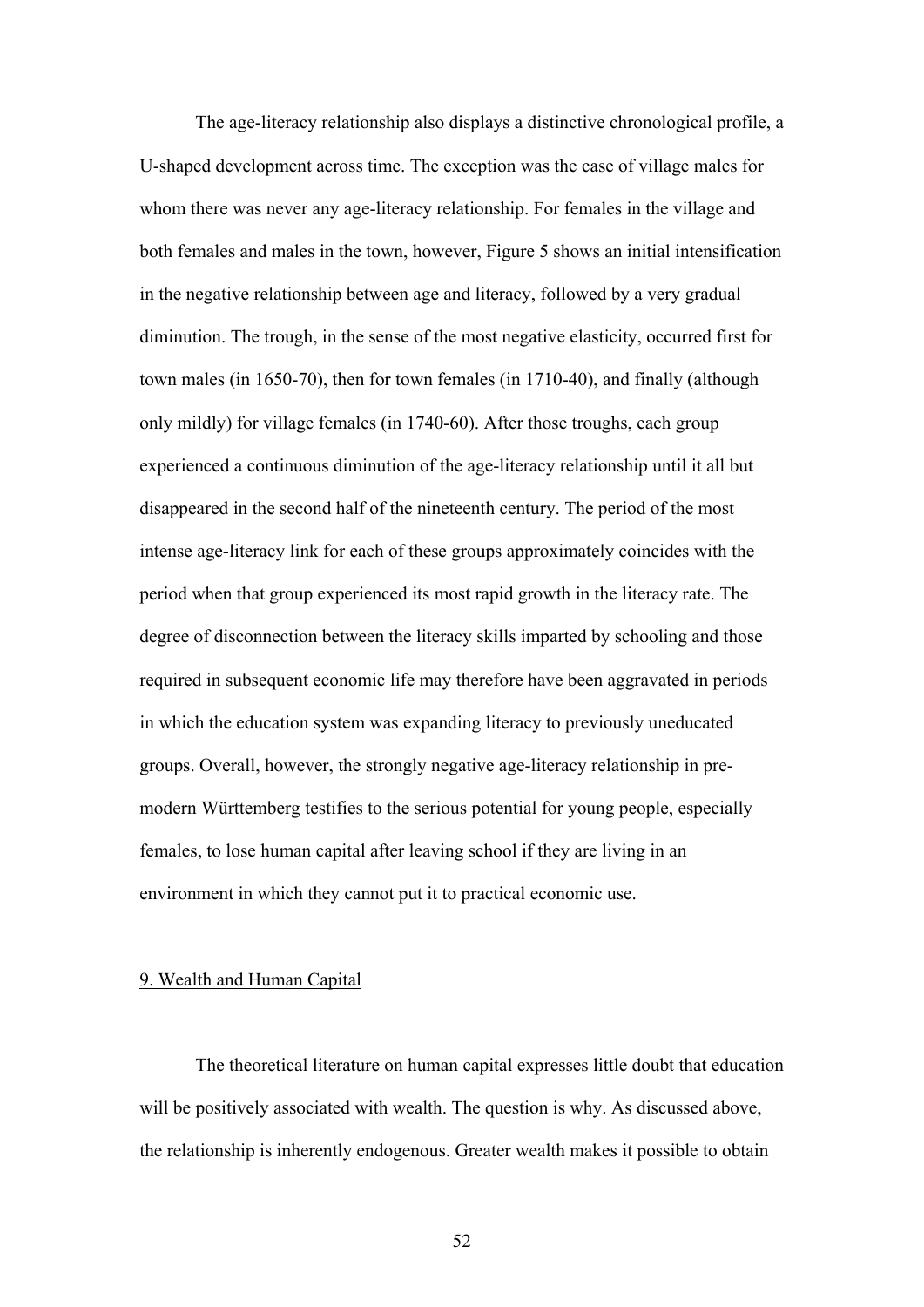The age-literacy relationship also displays a distinctive chronological profile, a U-shaped development across time. The exception was the case of village males for whom there was never any age-literacy relationship. For females in the village and both females and males in the town, however, Figure 5 shows an initial intensification in the negative relationship between age and literacy, followed by a very gradual diminution. The trough, in the sense of the most negative elasticity, occurred first for town males (in 1650-70), then for town females (in 1710-40), and finally (although only mildly) for village females (in 1740-60). After those troughs, each group experienced a continuous diminution of the age-literacy relationship until it all but disappeared in the second half of the nineteenth century. The period of the most intense age-literacy link for each of these groups approximately coincides with the period when that group experienced its most rapid growth in the literacy rate. The degree of disconnection between the literacy skills imparted by schooling and those required in subsequent economic life may therefore have been aggravated in periods in which the education system was expanding literacy to previously uneducated groups. Overall, however, the strongly negative age-literacy relationship in pre-modern Württemberg testifies to the serious potential for young people, especially females, to lose human capital after leaving school if they are living in an environment in which they cannot put it to practical economic use.

## 9. Wealth and Human Capital

The theoretical literature on human capital expresses little doubt that education will be positively associated with wealth. The question is why. As discussed above, the relationship is inherently endogenous. Greater wealth makes it possible to obtain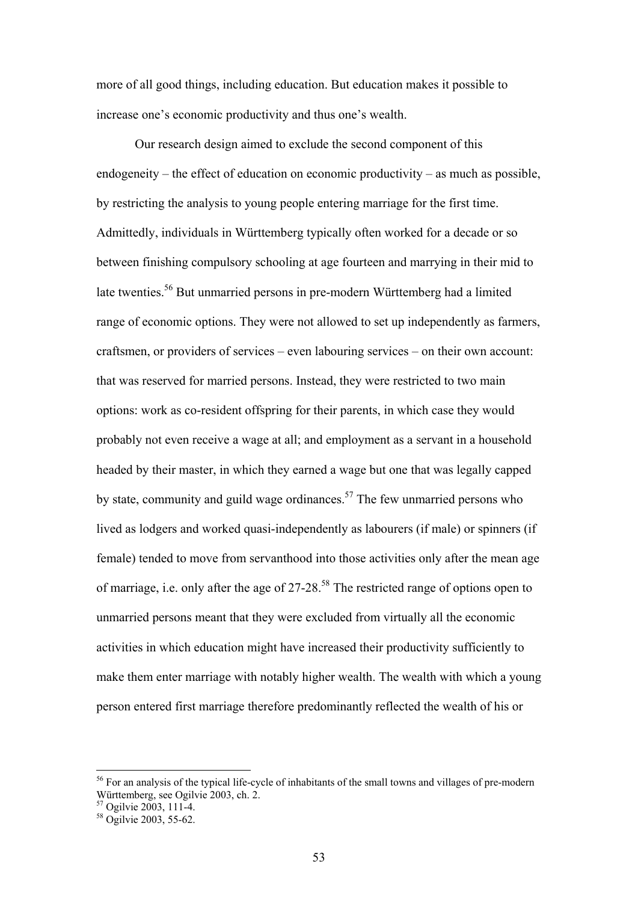more of all good things, including education. But education makes it possible to increase one's economic productivity and thus one's wealth.

Our research design aimed to exclude the second component of this endogeneity – the effect of education on economic productivity – as much as possible, by restricting the analysis to young people entering marriage for the first time. Admittedly, individuals in Württemberg typically often worked for a decade or so between finishing compulsory schooling at age fourteen and marrying in their mid to late twenties.[56] But unmarried persons in pre-modern Württemberg had a limited range of economic options. They were not allowed to set up independently as farmers, craftsmen, or providers of services – even labouring services – on their own account: that was reserved for married persons. Instead, they were restricted to two main options: work as co-resident offspring for their parents, in which case they would probably not even receive a wage at all; and employment as a servant in a household headed by their master, in which they earned a wage but one that was legally capped by state, community and guild wage ordinances.[57] The few unmarried persons who lived as lodgers and worked quasi-independently as labourers (if male) or spinners (if female) tended to move from servanthood into those activities only after the mean age of marriage, i.e. only after the age of 27-28.[58] The restricted range of options open to unmarried persons meant that they were excluded from virtually all the economic activities in which education might have increased their productivity sufficiently to make them enter marriage with notably higher wealth. The wealth with which a young person entered first marriage therefore predominantly reflected the wealth of his or

---

[56] For an analysis of the typical life-cycle of inhabitants of the small towns and villages of pre-modern Württemberg, see Ogilvie 2003, ch. 2.

[57] Ogilvie 2003, 111-4.

[58] Ogilvie 2003, 55-62.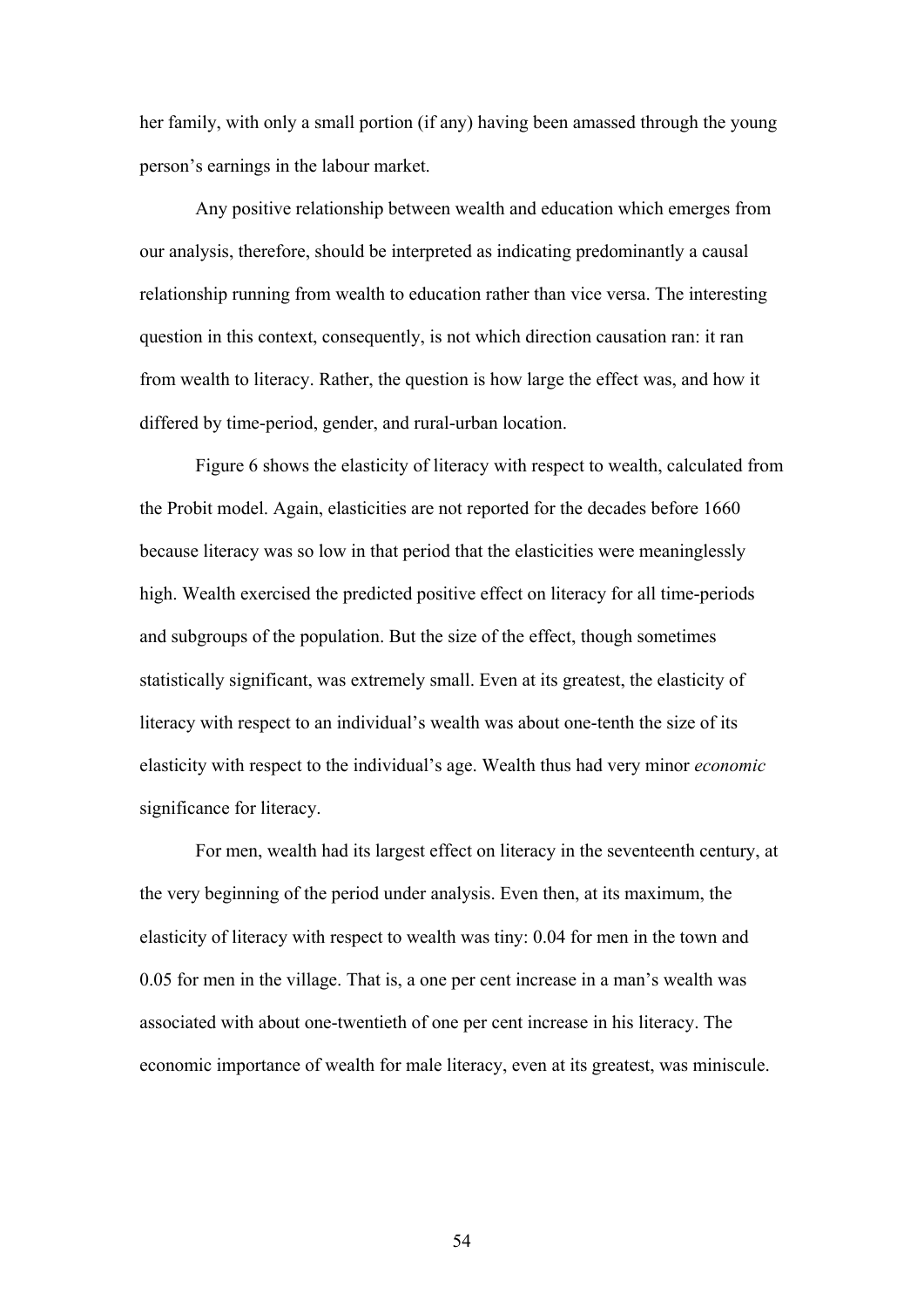her family, with only a small portion (if any) having been amassed through the young person's earnings in the labour market.

Any positive relationship between wealth and education which emerges from our analysis, therefore, should be interpreted as indicating predominantly a causal relationship running from wealth to education rather than vice versa. The interesting question in this context, consequently, is not which direction causation ran: it ran from wealth to literacy. Rather, the question is how large the effect was, and how it differed by time-period, gender, and rural-urban location.

Figure 6 shows the elasticity of literacy with respect to wealth, calculated from the Probit model. Again, elasticities are not reported for the decades before 1660 because literacy was so low in that period that the elasticities were meaninglessly high. Wealth exercised the predicted positive effect on literacy for all time-periods and subgroups of the population. But the size of the effect, though sometimes statistically significant, was extremely small. Even at its greatest, the elasticity of literacy with respect to an individual's wealth was about one-tenth the size of its elasticity with respect to the individual's age. Wealth thus had very minor *economic* significance for literacy.

For men, wealth had its largest effect on literacy in the seventeenth century, at the very beginning of the period under analysis. Even then, at its maximum, the elasticity of literacy with respect to wealth was tiny: 0.04 for men in the town and 0.05 for men in the village. That is, a one per cent increase in a man's wealth was associated with about one-twentieth of one per cent increase in his literacy. The economic importance of wealth for male literacy, even at its greatest, was miniscule.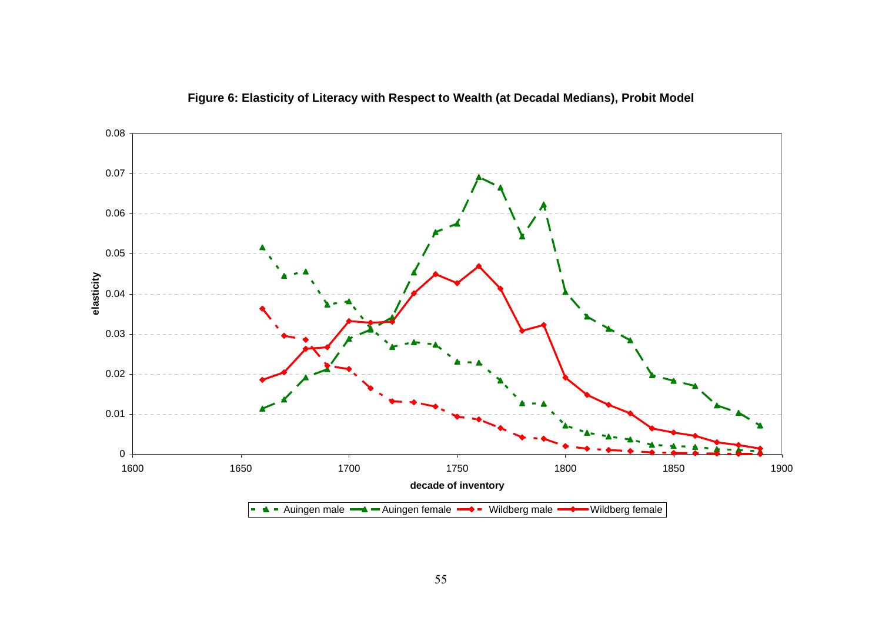**Figure 6: Elasticity of Literacy with Respect to Wealth (at Decadal Medians), Probit Model**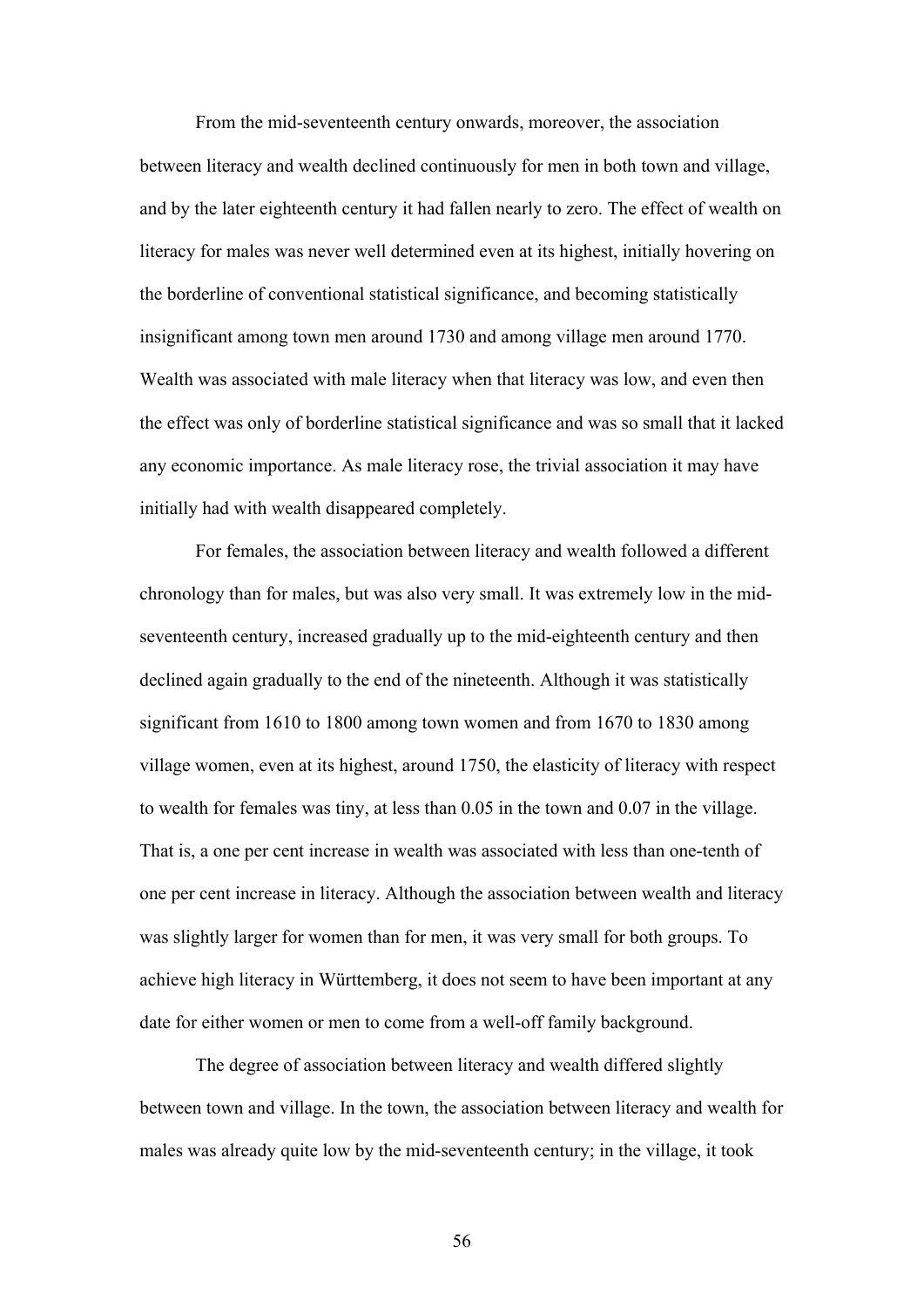From the mid-seventeenth century onwards, moreover, the association between literacy and wealth declined continuously for men in both town and village, and by the later eighteenth century it had fallen nearly to zero. The effect of wealth on literacy for males was never well determined even at its highest, initially hovering on the borderline of conventional statistical significance, and becoming statistically insignificant among town men around 1730 and among village men around 1770. Wealth was associated with male literacy when that literacy was low, and even then the effect was only of borderline statistical significance and was so small that it lacked any economic importance. As male literacy rose, the trivial association it may have initially had with wealth disappeared completely.

For females, the association between literacy and wealth followed a different chronology than for males, but was also very small. It was extremely low in the mid-seventeenth century, increased gradually up to the mid-eighteenth century and then declined again gradually to the end of the nineteenth. Although it was statistically significant from 1610 to 1800 among town women and from 1670 to 1830 among village women, even at its highest, around 1750, the elasticity of literacy with respect to wealth for females was tiny, at less than 0.05 in the town and 0.07 in the village. That is, a one per cent increase in wealth was associated with less than one-tenth of one per cent increase in literacy. Although the association between wealth and literacy was slightly larger for women than for men, it was very small for both groups. To achieve high literacy in Württemberg, it does not seem to have been important at any date for either women or men to come from a well-off family background.

The degree of association between literacy and wealth differed slightly between town and village. In the town, the association between literacy and wealth for males was already quite low by the mid-seventeenth century; in the village, it took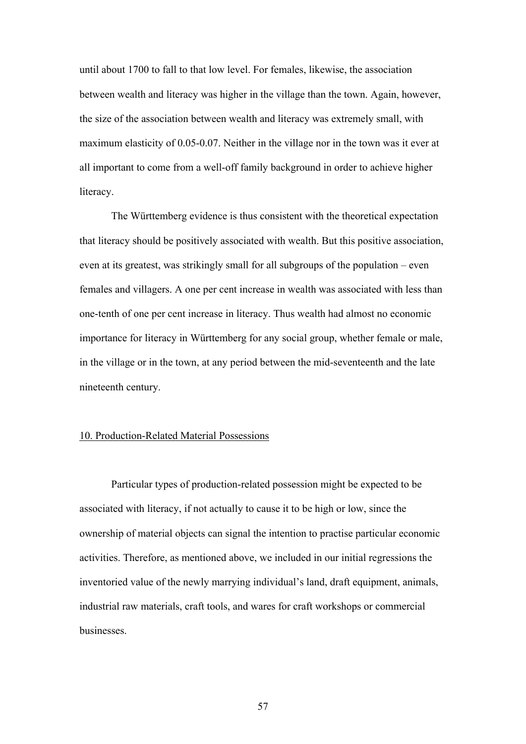until about 1700 to fall to that low level. For females, likewise, the association between wealth and literacy was higher in the village than the town. Again, however, the size of the association between wealth and literacy was extremely small, with maximum elasticity of 0.05-0.07. Neither in the village nor in the town was it ever at all important to come from a well-off family background in order to achieve higher literacy.

The Württemberg evidence is thus consistent with the theoretical expectation that literacy should be positively associated with wealth. But this positive association, even at its greatest, was strikingly small for all subgroups of the population – even females and villagers. A one per cent increase in wealth was associated with less than one-tenth of one per cent increase in literacy. Thus wealth had almost no economic importance for literacy in Württemberg for any social group, whether female or male, in the village or in the town, at any period between the mid-seventeenth and the late nineteenth century.

## 10. Production-Related Material Possessions

Particular types of production-related possession might be expected to be associated with literacy, if not actually to cause it to be high or low, since the ownership of material objects can signal the intention to practise particular economic activities. Therefore, as mentioned above, we included in our initial regressions the inventoried value of the newly marrying individual's land, draft equipment, animals, industrial raw materials, craft tools, and wares for craft workshops or commercial businesses.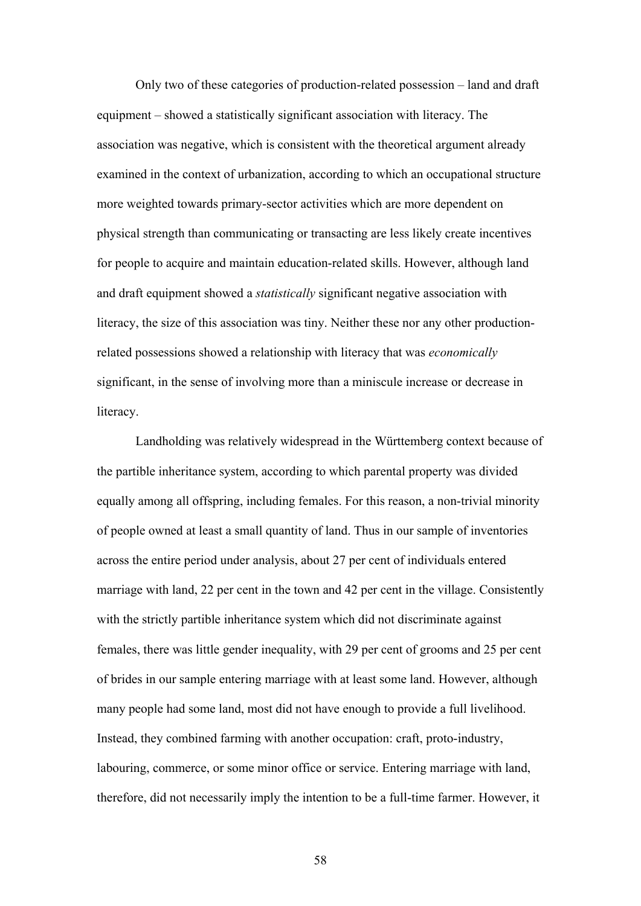Only two of these categories of production-related possession – land and draft equipment – showed a statistically significant association with literacy. The association was negative, which is consistent with the theoretical argument already examined in the context of urbanization, according to which an occupational structure more weighted towards primary-sector activities which are more dependent on physical strength than communicating or transacting are less likely create incentives for people to acquire and maintain education-related skills. However, although land and draft equipment showed a *statistically* significant negative association with literacy, the size of this association was tiny. Neither these nor any other production-related possessions showed a relationship with literacy that was *economically* significant, in the sense of involving more than a miniscule increase or decrease in literacy.

Landholding was relatively widespread in the Württemberg context because of the partible inheritance system, according to which parental property was divided equally among all offspring, including females. For this reason, a non-trivial minority of people owned at least a small quantity of land. Thus in our sample of inventories across the entire period under analysis, about 27 per cent of individuals entered marriage with land, 22 per cent in the town and 42 per cent in the village. Consistently with the strictly partible inheritance system which did not discriminate against females, there was little gender inequality, with 29 per cent of grooms and 25 per cent of brides in our sample entering marriage with at least some land. However, although many people had some land, most did not have enough to provide a full livelihood. Instead, they combined farming with another occupation: craft, proto-industry, labouring, commerce, or some minor office or service. Entering marriage with land, therefore, did not necessarily imply the intention to be a full-time farmer. However, it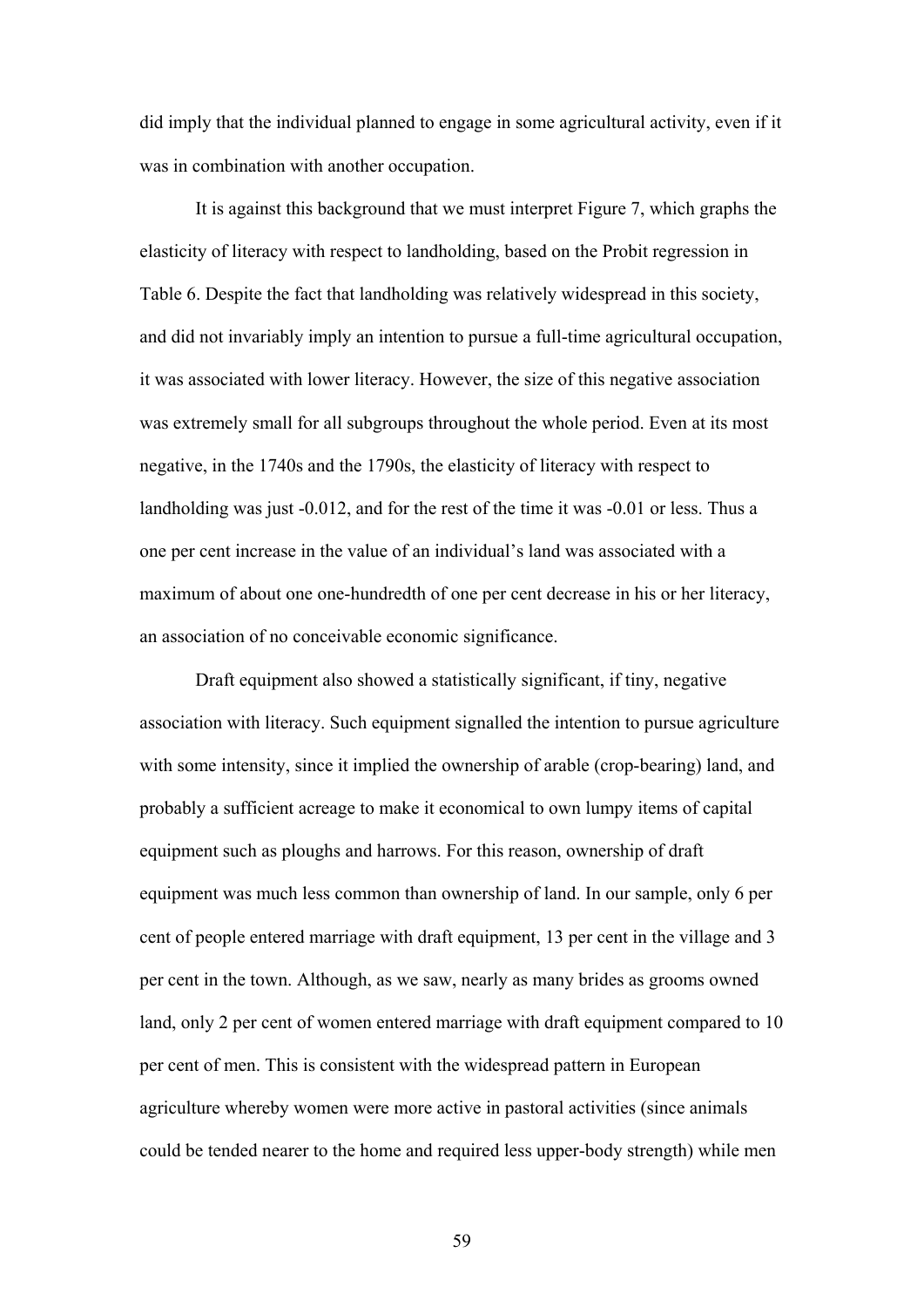did imply that the individual planned to engage in some agricultural activity, even if it was in combination with another occupation.

It is against this background that we must interpret Figure 7, which graphs the elasticity of literacy with respect to landholding, based on the Probit regression in Table 6. Despite the fact that landholding was relatively widespread in this society, and did not invariably imply an intention to pursue a full-time agricultural occupation, it was associated with lower literacy. However, the size of this negative association was extremely small for all subgroups throughout the whole period. Even at its most negative, in the 1740s and the 1790s, the elasticity of literacy with respect to landholding was just -0.012, and for the rest of the time it was -0.01 or less. Thus a one per cent increase in the value of an individual's land was associated with a maximum of about one one-hundredth of one per cent decrease in his or her literacy, an association of no conceivable economic significance.

Draft equipment also showed a statistically significant, if tiny, negative association with literacy. Such equipment signalled the intention to pursue agriculture with some intensity, since it implied the ownership of arable (crop-bearing) land, and probably a sufficient acreage to make it economical to own lumpy items of capital equipment such as ploughs and harrows. For this reason, ownership of draft equipment was much less common than ownership of land. In our sample, only 6 per cent of people entered marriage with draft equipment, 13 per cent in the village and 3 per cent in the town. Although, as we saw, nearly as many brides as grooms owned land, only 2 per cent of women entered marriage with draft equipment compared to 10 per cent of men. This is consistent with the widespread pattern in European agriculture whereby women were more active in pastoral activities (since animals could be tended nearer to the home and required less upper-body strength) while men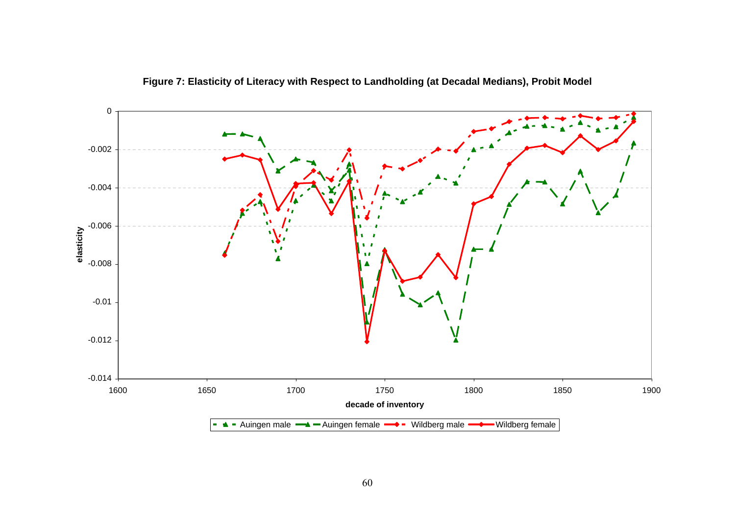**Figure 7: Elasticity of Literacy with Respect to Landholding (at Decadal Medians), Probit Model**

elasticity

decade of inventory

Auingen male, Auingen female, Wildberg male, Wildberg female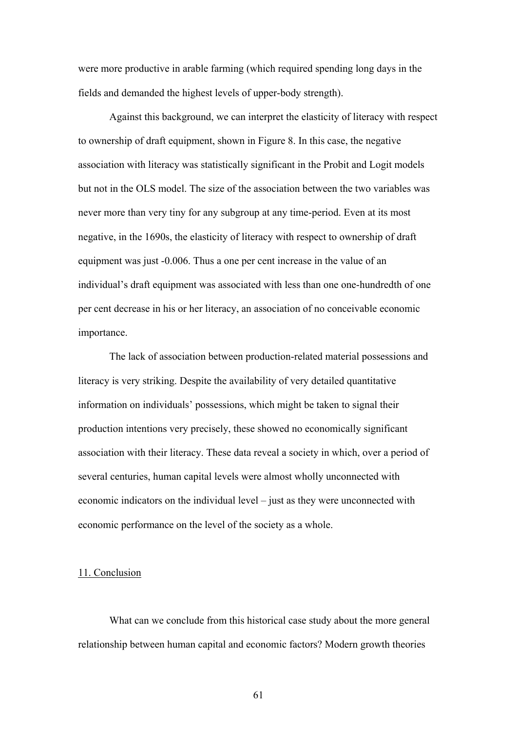were more productive in arable farming (which required spending long days in the fields and demanded the highest levels of upper-body strength).

Against this background, we can interpret the elasticity of literacy with respect to ownership of draft equipment, shown in Figure 8. In this case, the negative association with literacy was statistically significant in the Probit and Logit models but not in the OLS model. The size of the association between the two variables was never more than very tiny for any subgroup at any time-period. Even at its most negative, in the 1690s, the elasticity of literacy with respect to ownership of draft equipment was just -0.006. Thus a one per cent increase in the value of an individual's draft equipment was associated with less than one one-hundredth of one per cent decrease in his or her literacy, an association of no conceivable economic importance.

The lack of association between production-related material possessions and literacy is very striking. Despite the availability of very detailed quantitative information on individuals' possessions, which might be taken to signal their production intentions very precisely, these showed no economically significant association with their literacy. These data reveal a society in which, over a period of several centuries, human capital levels were almost wholly unconnected with economic indicators on the individual level – just as they were unconnected with economic performance on the level of the society as a whole.

## 11. Conclusion

What can we conclude from this historical case study about the more general relationship between human capital and economic factors? Modern growth theories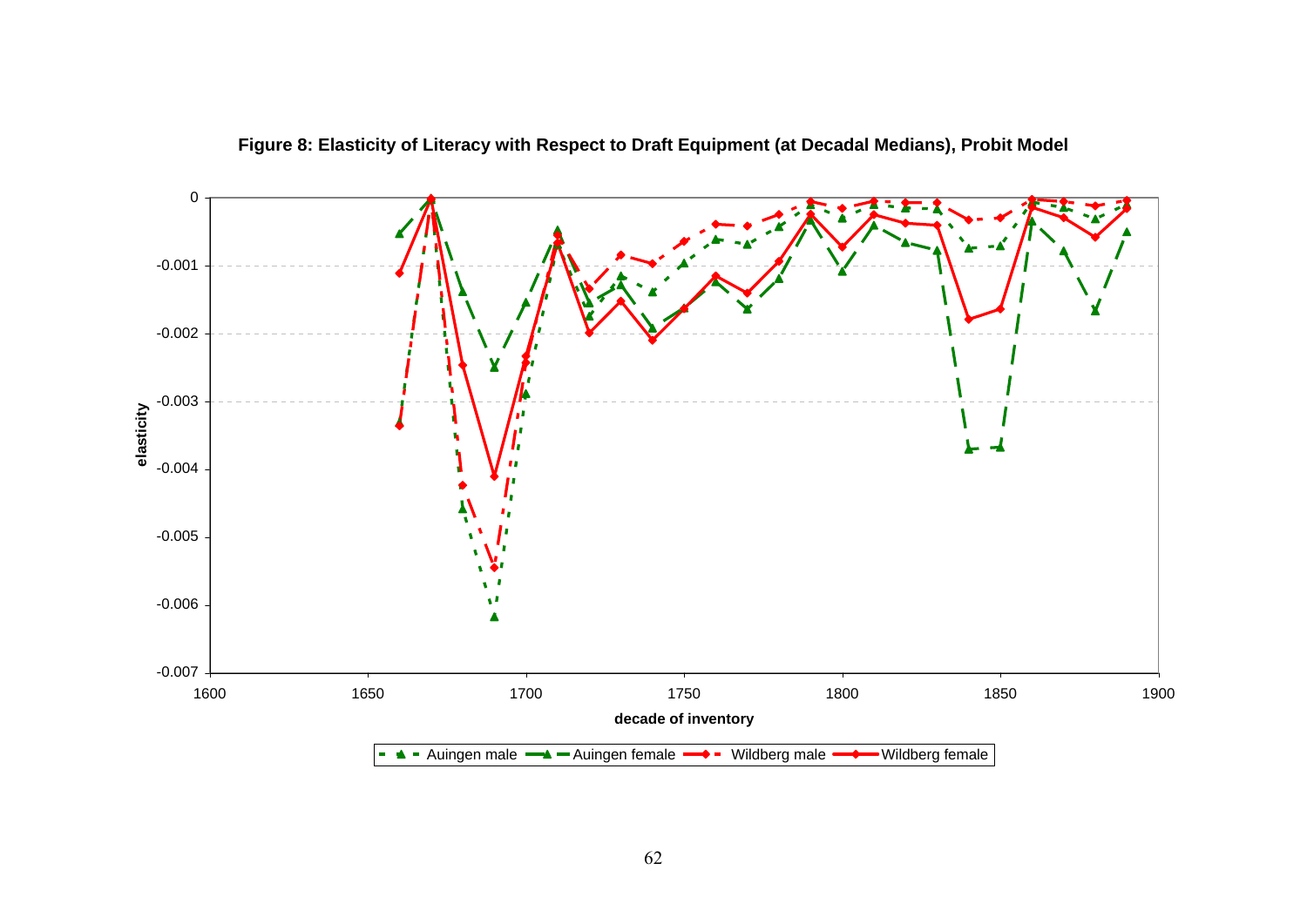**Figure 8: Elasticity of Literacy with Respect to Draft Equipment (at Decadal Medians), Probit Model**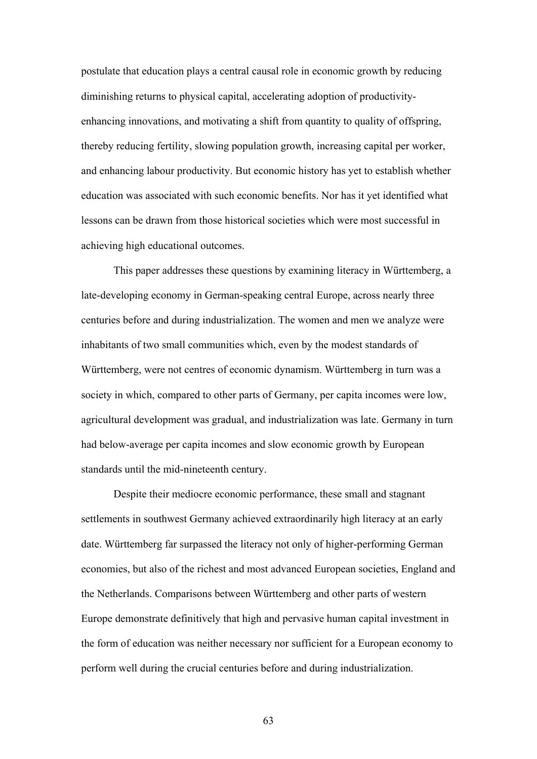postulate that education plays a central causal role in economic growth by reducing diminishing returns to physical capital, accelerating adoption of productivity-enhancing innovations, and motivating a shift from quantity to quality of offspring, thereby reducing fertility, slowing population growth, increasing capital per worker, and enhancing labour productivity. But economic history has yet to establish whether education was associated with such economic benefits. Nor has it yet identified what lessons can be drawn from those historical societies which were most successful in achieving high educational outcomes.

This paper addresses these questions by examining literacy in Württemberg, a late-developing economy in German-speaking central Europe, across nearly three centuries before and during industrialization. The women and men we analyze were inhabitants of two small communities which, even by the modest standards of Württemberg, were not centres of economic dynamism. Württemberg in turn was a society in which, compared to other parts of Germany, per capita incomes were low, agricultural development was gradual, and industrialization was late. Germany in turn had below-average per capita incomes and slow economic growth by European standards until the mid-nineteenth century.

Despite their mediocre economic performance, these small and stagnant settlements in southwest Germany achieved extraordinarily high literacy at an early date. Württemberg far surpassed the literacy not only of higher-performing German economies, but also of the richest and most advanced European societies, England and the Netherlands. Comparisons between Württemberg and other parts of western Europe demonstrate definitively that high and pervasive human capital investment in the form of education was neither necessary nor sufficient for a European economy to perform well during the crucial centuries before and during industrialization.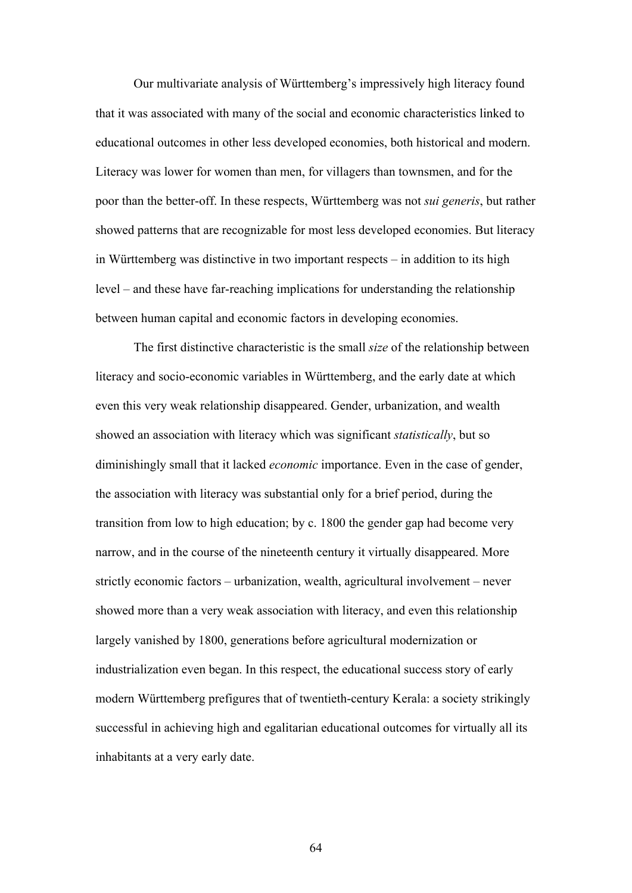Our multivariate analysis of Württemberg's impressively high literacy found that it was associated with many of the social and economic characteristics linked to educational outcomes in other less developed economies, both historical and modern. Literacy was lower for women than men, for villagers than townsmen, and for the poor than the better-off. In these respects, Württemberg was not *sui generis*, but rather showed patterns that are recognizable for most less developed economies. But literacy in Württemberg was distinctive in two important respects – in addition to its high level – and these have far-reaching implications for understanding the relationship between human capital and economic factors in developing economies.

The first distinctive characteristic is the small *size* of the relationship between literacy and socio-economic variables in Württemberg, and the early date at which even this very weak relationship disappeared. Gender, urbanization, and wealth showed an association with literacy which was significant *statistically*, but so diminishingly small that it lacked *economic* importance. Even in the case of gender, the association with literacy was substantial only for a brief period, during the transition from low to high education; by c. 1800 the gender gap had become very narrow, and in the course of the nineteenth century it virtually disappeared. More strictly economic factors – urbanization, wealth, agricultural involvement – never showed more than a very weak association with literacy, and even this relationship largely vanished by 1800, generations before agricultural modernization or industrialization even began. In this respect, the educational success story of early modern Württemberg prefigures that of twentieth-century Kerala: a society strikingly successful in achieving high and egalitarian educational outcomes for virtually all its inhabitants at a very early date.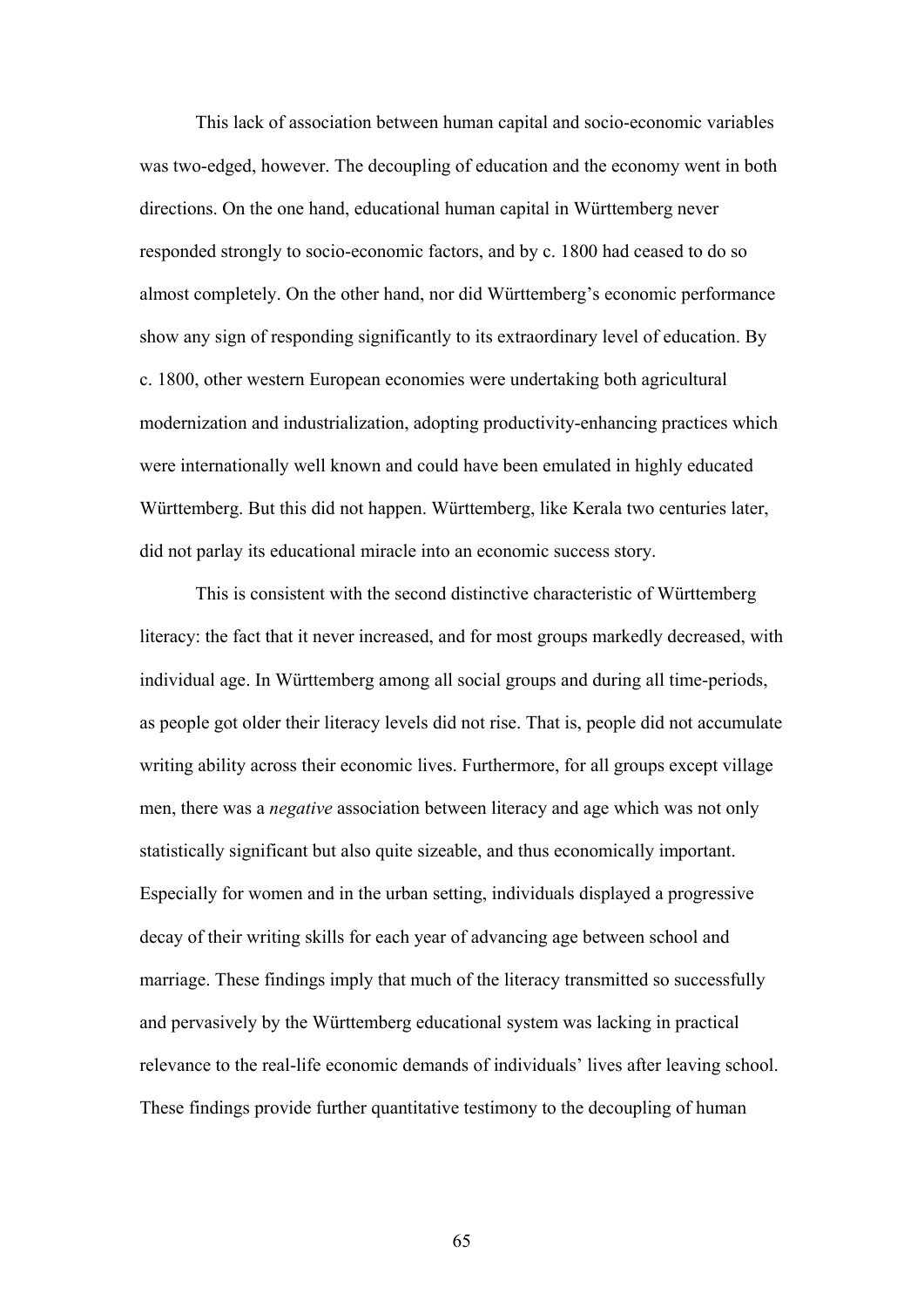This lack of association between human capital and socio-economic variables was two-edged, however. The decoupling of education and the economy went in both directions. On the one hand, educational human capital in Württemberg never responded strongly to socio-economic factors, and by c. 1800 had ceased to do so almost completely. On the other hand, nor did Württemberg's economic performance show any sign of responding significantly to its extraordinary level of education. By c. 1800, other western European economies were undertaking both agricultural modernization and industrialization, adopting productivity-enhancing practices which were internationally well known and could have been emulated in highly educated Württemberg. But this did not happen. Württemberg, like Kerala two centuries later, did not parlay its educational miracle into an economic success story.

This is consistent with the second distinctive characteristic of Württemberg literacy: the fact that it never increased, and for most groups markedly decreased, with individual age. In Württemberg among all social groups and during all time-periods, as people got older their literacy levels did not rise. That is, people did not accumulate writing ability across their economic lives. Furthermore, for all groups except village men, there was a *negative* association between literacy and age which was not only statistically significant but also quite sizeable, and thus economically important. Especially for women and in the urban setting, individuals displayed a progressive decay of their writing skills for each year of advancing age between school and marriage. These findings imply that much of the literacy transmitted so successfully and pervasively by the Württemberg educational system was lacking in practical relevance to the real-life economic demands of individuals' lives after leaving school. These findings provide further quantitative testimony to the decoupling of human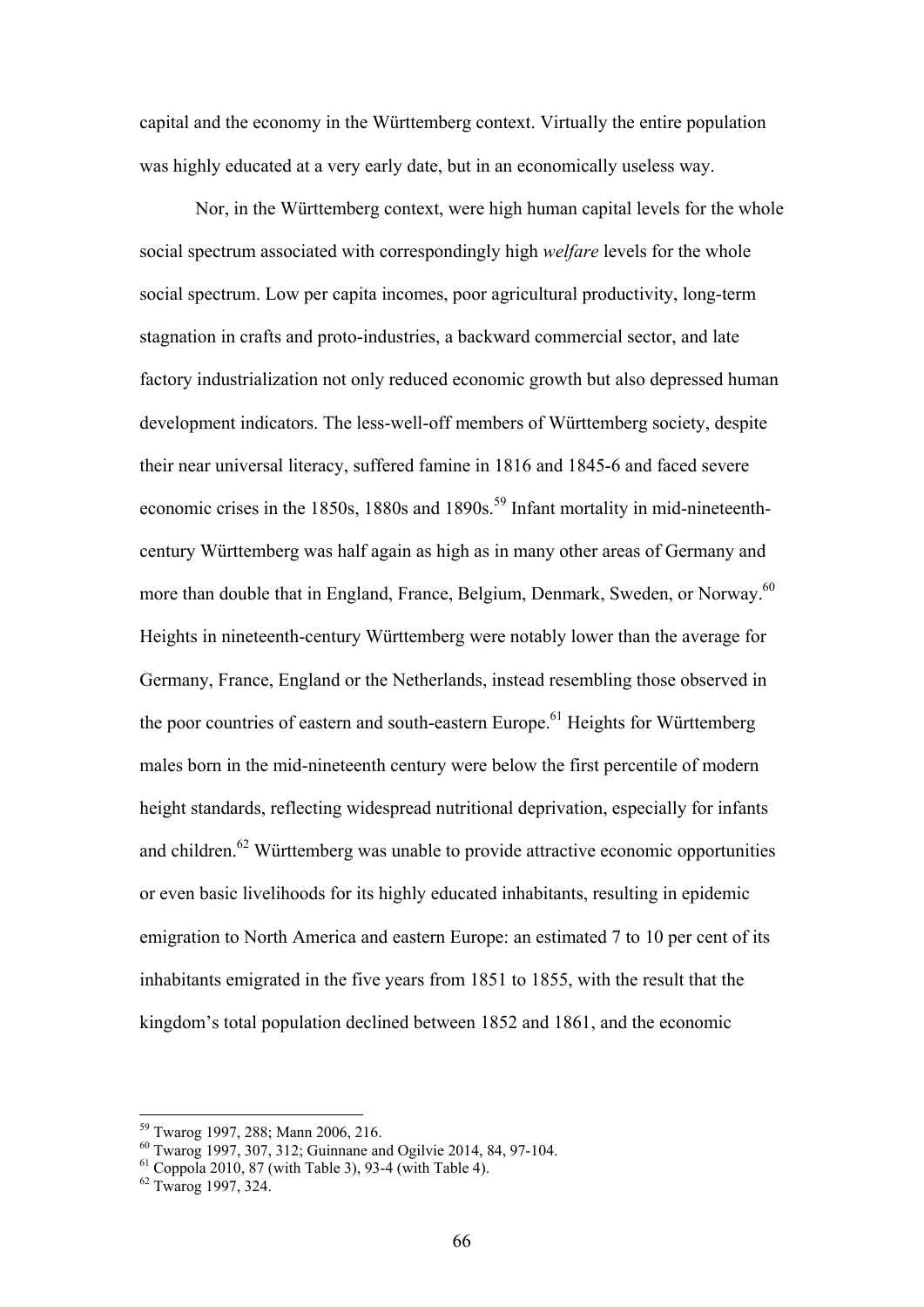capital and the economy in the Württemberg context. Virtually the entire population was highly educated at a very early date, but in an economically useless way.

Nor, in the Württemberg context, were high human capital levels for the whole social spectrum associated with correspondingly high *welfare* levels for the whole social spectrum. Low per capita incomes, poor agricultural productivity, long-term stagnation in crafts and proto-industries, a backward commercial sector, and late factory industrialization not only reduced economic growth but also depressed human development indicators. The less-well-off members of Württemberg society, despite their near universal literacy, suffered famine in 1816 and 1845-6 and faced severe economic crises in the 1850s, 1880s and 1890s.[59] Infant mortality in mid-nineteenth-century Württemberg was half again as high as in many other areas of Germany and more than double that in England, France, Belgium, Denmark, Sweden, or Norway.[60] Heights in nineteenth-century Württemberg were notably lower than the average for Germany, France, England or the Netherlands, instead resembling those observed in the poor countries of eastern and south-eastern Europe.[61] Heights for Württemberg males born in the mid-nineteenth century were below the first percentile of modern height standards, reflecting widespread nutritional deprivation, especially for infants and children.[62] Württemberg was unable to provide attractive economic opportunities or even basic livelihoods for its highly educated inhabitants, resulting in epidemic emigration to North America and eastern Europe: an estimated 7 to 10 per cent of its inhabitants emigrated in the five years from 1851 to 1855, with the result that the kingdom's total population declined between 1852 and 1861, and the economic

---

[59] Twarog 1997, 288; Mann 2006, 216.

[60] Twarog 1997, 307, 312; Guinnane and Ogilvie 2014, 84, 97-104.

[61] Coppola 2010, 87 (with Table 3), 93-4 (with Table 4).

[62] Twarog 1997, 324.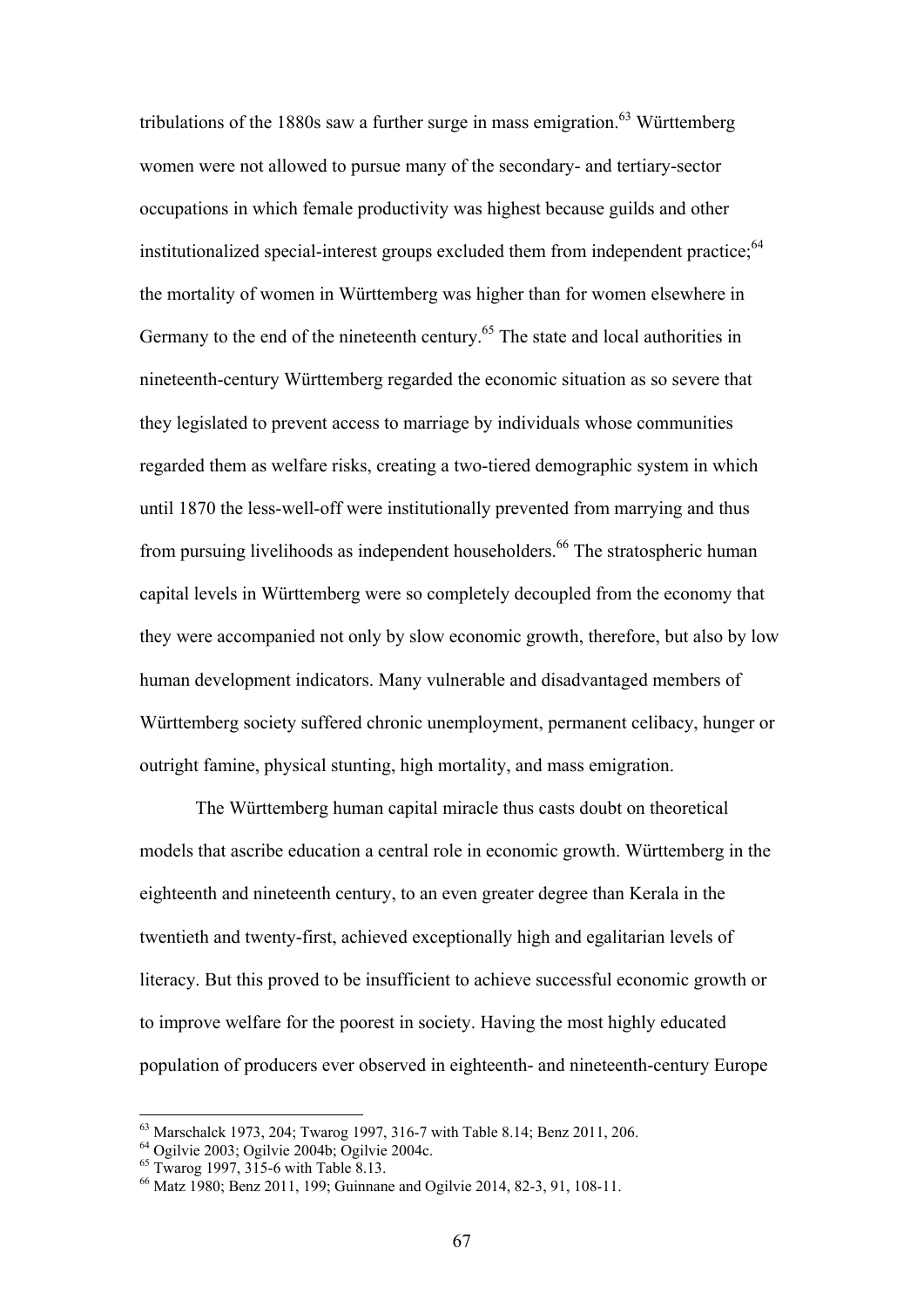tribulations of the 1880s saw a further surge in mass emigration.[63] Württemberg women were not allowed to pursue many of the secondary- and tertiary-sector occupations in which female productivity was highest because guilds and other institutionalized special-interest groups excluded them from independent practice;[64] the mortality of women in Württemberg was higher than for women elsewhere in Germany to the end of the nineteenth century.[65] The state and local authorities in nineteenth-century Württemberg regarded the economic situation as so severe that they legislated to prevent access to marriage by individuals whose communities regarded them as welfare risks, creating a two-tiered demographic system in which until 1870 the less-well-off were institutionally prevented from marrying and thus from pursuing livelihoods as independent householders.[66] The stratospheric human capital levels in Württemberg were so completely decoupled from the economy that they were accompanied not only by slow economic growth, therefore, but also by low human development indicators. Many vulnerable and disadvantaged members of Württemberg society suffered chronic unemployment, permanent celibacy, hunger or outright famine, physical stunting, high mortality, and mass emigration.

The Württemberg human capital miracle thus casts doubt on theoretical models that ascribe education a central role in economic growth. Württemberg in the eighteenth and nineteenth century, to an even greater degree than Kerala in the twentieth and twenty-first, achieved exceptionally high and egalitarian levels of literacy. But this proved to be insufficient to achieve successful economic growth or to improve welfare for the poorest in society. Having the most highly educated population of producers ever observed in eighteenth- and nineteenth-century Europe

---

[63] Marschalck 1973, 204; Twarog 1997, 316-7 with Table 8.14; Benz 2011, 206.

[64] Ogilvie 2003; Ogilvie 2004b; Ogilvie 2004c.

[65] Twarog 1997, 315-6 with Table 8.13.

[66] Matz 1980; Benz 2011, 199; Guinnane and Ogilvie 2014, 82-3, 91, 108-11.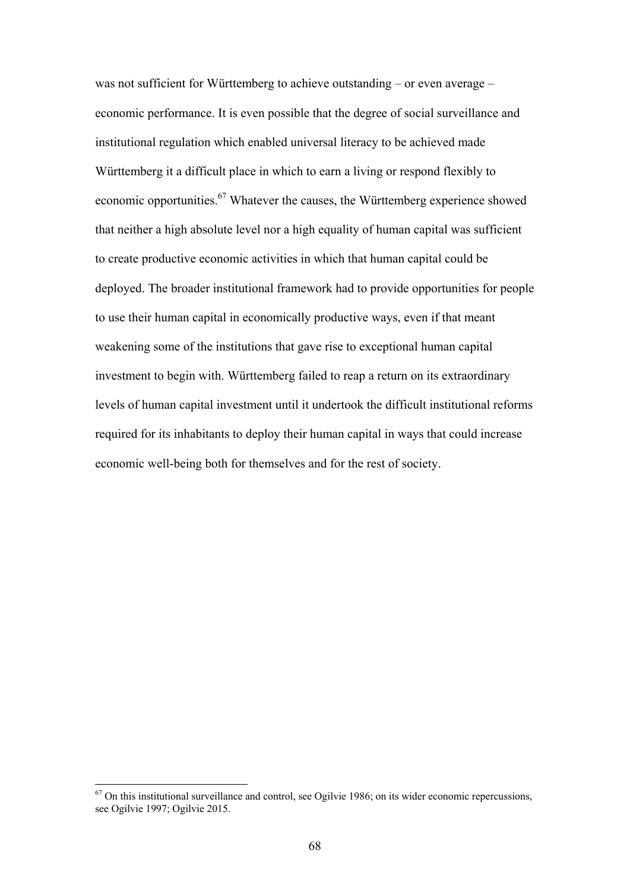was not sufficient for Württemberg to achieve outstanding – or even average – economic performance. It is even possible that the degree of social surveillance and institutional regulation which enabled universal literacy to be achieved made Württemberg it a difficult place in which to earn a living or respond flexibly to economic opportunities.[67] Whatever the causes, the Württemberg experience showed that neither a high absolute level nor a high equality of human capital was sufficient to create productive economic activities in which that human capital could be deployed. The broader institutional framework had to provide opportunities for people to use their human capital in economically productive ways, even if that meant weakening some of the institutions that gave rise to exceptional human capital investment to begin with. Württemberg failed to reap a return on its extraordinary levels of human capital investment until it undertook the difficult institutional reforms required for its inhabitants to deploy their human capital in ways that could increase economic well-being both for themselves and for the rest of society.

[67] On this institutional surveillance and control, see Ogilvie 1986; on its wider economic repercussions, see Ogilvie 1997; Ogilvie 2015.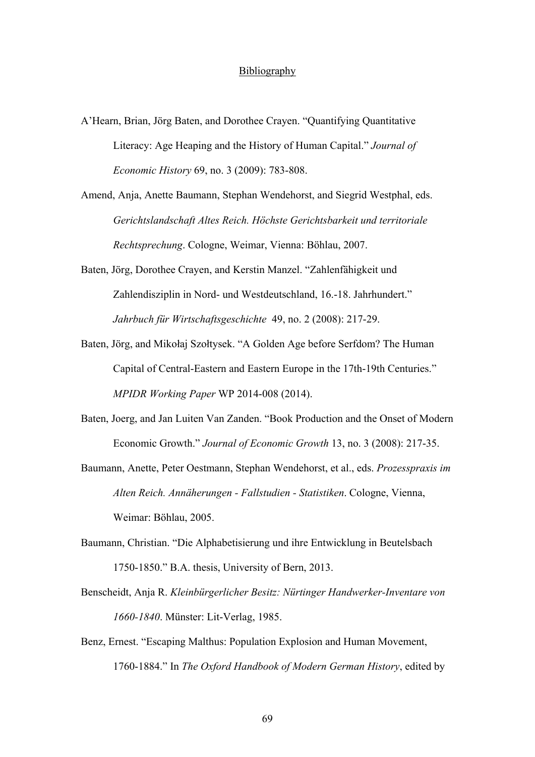## Bibliography

A'Hearn, Brian, Jörg Baten, and Dorothee Crayen. "Quantifying Quantitative Literacy: Age Heaping and the History of Human Capital." *Journal of Economic History* 69, no. 3 (2009): 783-808.

Amend, Anja, Anette Baumann, Stephan Wendehorst, and Siegrid Westphal, eds. *Gerichtslandschaft Altes Reich. Höchste Gerichtsbarkeit und territoriale Rechtsprechung*. Cologne, Weimar, Vienna: Böhlau, 2007.

Baten, Jörg, Dorothee Crayen, and Kerstin Manzel. "Zahlenfähigkeit und Zahlendisziplin in Nord- und Westdeutschland, 16.-18. Jahrhundert." *Jahrbuch für Wirtschaftsgeschichte* 49, no. 2 (2008): 217-29.

Baten, Jörg, and Mikołaj Szołtysek. "A Golden Age before Serfdom? The Human Capital of Central-Eastern and Eastern Europe in the 17th-19th Centuries." *MPIDR Working Paper* WP 2014-008 (2014).

Baten, Joerg, and Jan Luiten Van Zanden. "Book Production and the Onset of Modern Economic Growth." *Journal of Economic Growth* 13, no. 3 (2008): 217-35.

Baumann, Anette, Peter Oestmann, Stephan Wendehorst, et al., eds. *Prozesspraxis im Alten Reich. Annäherungen - Fallstudien - Statistiken*. Cologne, Vienna, Weimar: Böhlau, 2005.

Baumann, Christian. "Die Alphabetisierung und ihre Entwicklung in Beutelsbach 1750-1850." B.A. thesis, University of Bern, 2013.

Benscheidt, Anja R. *Kleinbürgerlicher Besitz: Nürtinger Handwerker-Inventare von 1660-1840*. Münster: Lit-Verlag, 1985.

Benz, Ernest. "Escaping Malthus: Population Explosion and Human Movement, 1760-1884." In *The Oxford Handbook of Modern German History*, edited by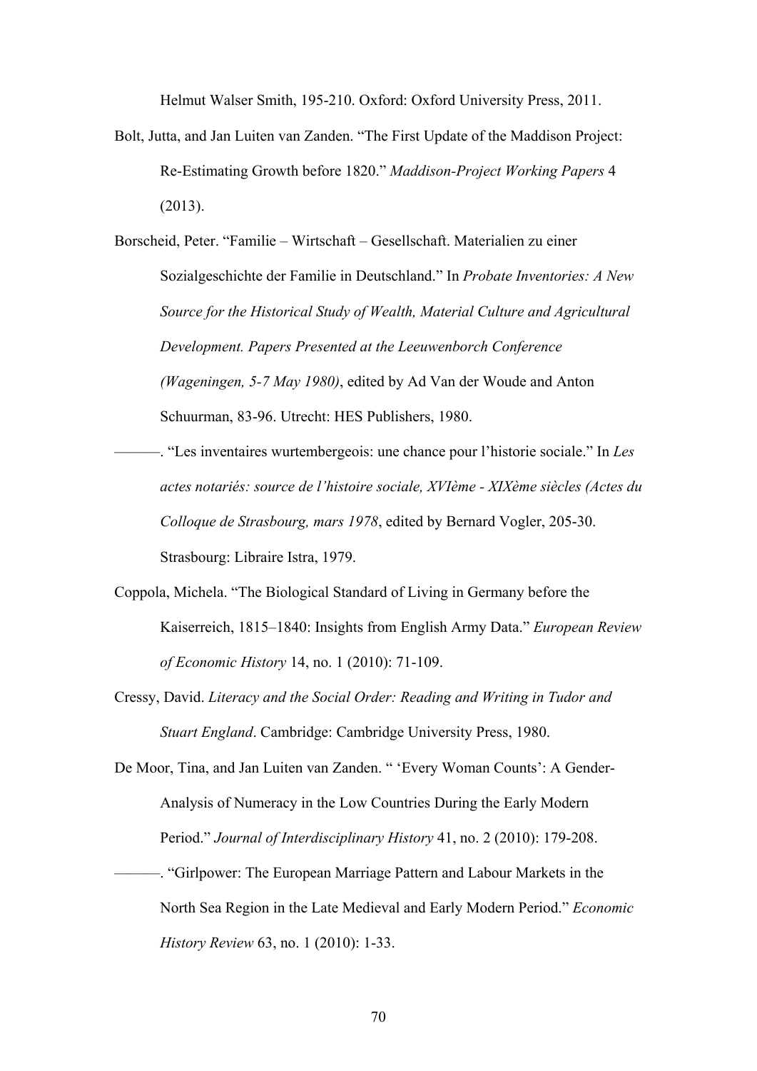Helmut Walser Smith, 195-210. Oxford: Oxford University Press, 2011.

Bolt, Jutta, and Jan Luiten van Zanden. "The First Update of the Maddison Project: Re-Estimating Growth before 1820." *Maddison-Project Working Papers* 4 (2013).

Borscheid, Peter. "Familie – Wirtschaft – Gesellschaft. Materialien zu einer Sozialgeschichte der Familie in Deutschland." In *Probate Inventories: A New Source for the Historical Study of Wealth, Material Culture and Agricultural Development. Papers Presented at the Leeuwenborch Conference (Wageningen, 5-7 May 1980)*, edited by Ad Van der Woude and Anton Schuurman, 83-96. Utrecht: HES Publishers, 1980.

———. "Les inventaires wurtembergeois: une chance pour l'historie sociale." In *Les actes notariés: source de l'histoire sociale, XVIème - XIXème siècles (Actes du Colloque de Strasbourg, mars 1978*, edited by Bernard Vogler, 205-30. Strasbourg: Libraire Istra, 1979.

Coppola, Michela. "The Biological Standard of Living in Germany before the Kaiserreich, 1815–1840: Insights from English Army Data." *European Review of Economic History* 14, no. 1 (2010): 71-109.

Cressy, David. *Literacy and the Social Order: Reading and Writing in Tudor and Stuart England*. Cambridge: Cambridge University Press, 1980.

De Moor, Tina, and Jan Luiten van Zanden. " 'Every Woman Counts': A Gender-Analysis of Numeracy in the Low Countries During the Early Modern Period." *Journal of Interdisciplinary History* 41, no. 2 (2010): 179-208.

———. "Girlpower: The European Marriage Pattern and Labour Markets in the North Sea Region in the Late Medieval and Early Modern Period." *Economic History Review* 63, no. 1 (2010): 1-33.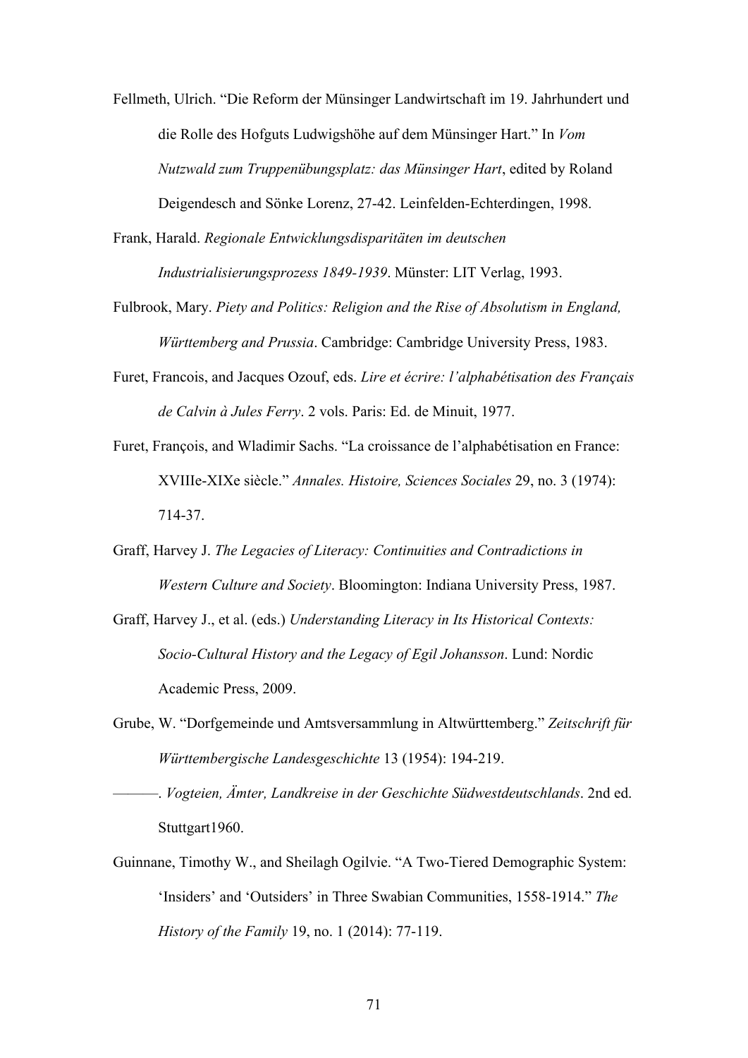Fellmeth, Ulrich. “Die Reform der Münsinger Landwirtschaft im 19. Jahrhundert und die Rolle des Hofguts Ludwigshöhe auf dem Münsinger Hart.” In *Vom Nutzwald zum Truppenübungsplatz: das Münsinger Hart*, edited by Roland Deigendesch and Sönke Lorenz, 27-42. Leinfelden-Echterdingen, 1998.

Frank, Harald. *Regionale Entwicklungsdisparitäten im deutschen Industrialisierungsprozess 1849-1939*. Münster: LIT Verlag, 1993.

Fulbrook, Mary. *Piety and Politics: Religion and the Rise of Absolutism in England, Württemberg and Prussia*. Cambridge: Cambridge University Press, 1983.

Furet, Francois, and Jacques Ozouf, eds. *Lire et écrire: l’alphabétisation des Français de Calvin à Jules Ferry*. 2 vols. Paris: Ed. de Minuit, 1977.

Furet, François, and Wladimir Sachs. “La croissance de l’alphabétisation en France: XVIIIe-XIXe siècle.” *Annales. Histoire, Sciences Sociales* 29, no. 3 (1974): 714-37.

Graff, Harvey J. *The Legacies of Literacy: Continuities and Contradictions in Western Culture and Society*. Bloomington: Indiana University Press, 1987.

Graff, Harvey J., et al. (eds.) *Understanding Literacy in Its Historical Contexts: Socio-Cultural History and the Legacy of Egil Johansson*. Lund: Nordic Academic Press, 2009.

Grube, W. “Dorfgemeinde und Amtsversammlung in Altwürttemberg.” *Zeitschrift für Württembergische Landesgeschichte* 13 (1954): 194-219.

———. *Vogteien, Ämter, Landkreise in der Geschichte Südwestdeutschlands*. 2nd ed. Stuttgart1960.

Guinnane, Timothy W., and Sheilagh Ogilvie. “A Two-Tiered Demographic System: ‘Insiders’ and ‘Outsiders’ in Three Swabian Communities, 1558-1914.” *The History of the Family* 19, no. 1 (2014): 77-119.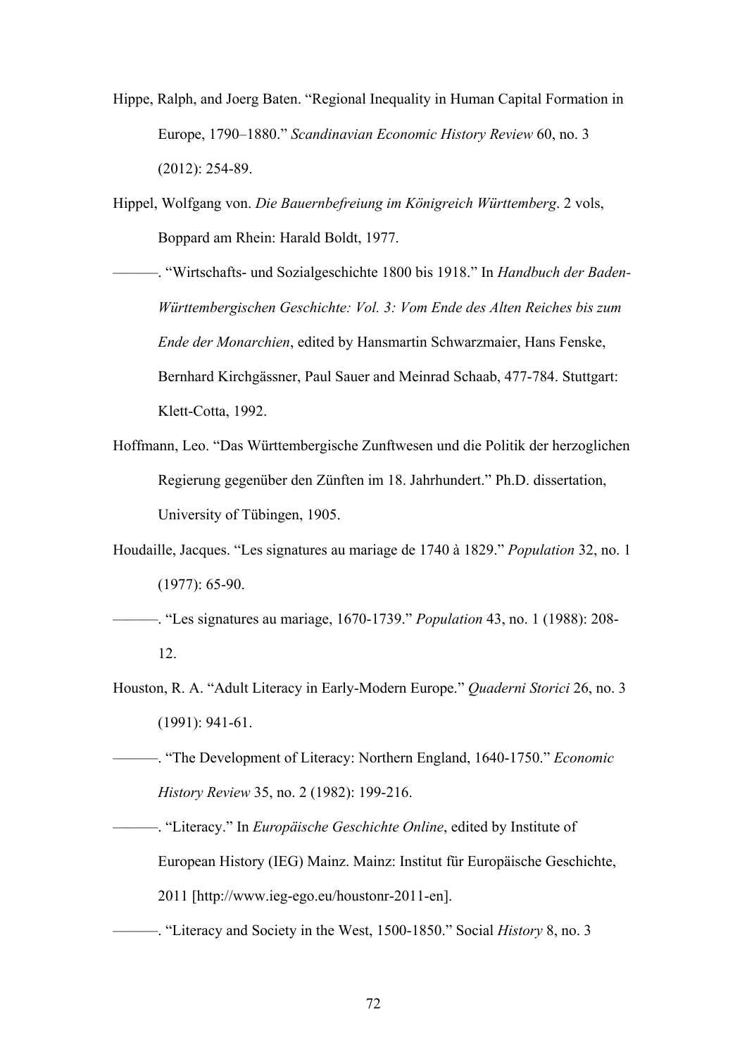Hippe, Ralph, and Joerg Baten. "Regional Inequality in Human Capital Formation in Europe, 1790–1880." *Scandinavian Economic History Review* 60, no. 3 (2012): 254-89.

Hippel, Wolfgang von. *Die Bauernbefreiung im Königreich Württemberg*. 2 vols, Boppard am Rhein: Harald Boldt, 1977.

———. "Wirtschafts- und Sozialgeschichte 1800 bis 1918." In *Handbuch der Baden-Württembergischen Geschichte: Vol. 3: Vom Ende des Alten Reiches bis zum Ende der Monarchien*, edited by Hansmartin Schwarzmaier, Hans Fenske, Bernhard Kirchgässner, Paul Sauer and Meinrad Schaab, 477-784. Stuttgart: Klett-Cotta, 1992.

Hoffmann, Leo. "Das Württembergische Zunftwesen und die Politik der herzoglichen Regierung gegenüber den Zünften im 18. Jahrhundert." Ph.D. dissertation, University of Tübingen, 1905.

Houdaille, Jacques. "Les signatures au mariage de 1740 à 1829." *Population* 32, no. 1 (1977): 65-90.

———. "Les signatures au mariage, 1670-1739." *Population* 43, no. 1 (1988): 208-12.

Houston, R. A. "Adult Literacy in Early-Modern Europe." *Quaderni Storici* 26, no. 3 (1991): 941-61.

———. "The Development of Literacy: Northern England, 1640-1750." *Economic History Review* 35, no. 2 (1982): 199-216.

———. "Literacy." In *Europäische Geschichte Online*, edited by Institute of European History (IEG) Mainz. Mainz: Institut für Europäische Geschichte, 2011 [http://www.ieg-ego.eu/houstonr-2011-en].

———. "Literacy and Society in the West, 1500-1850." Social *History* 8, no. 3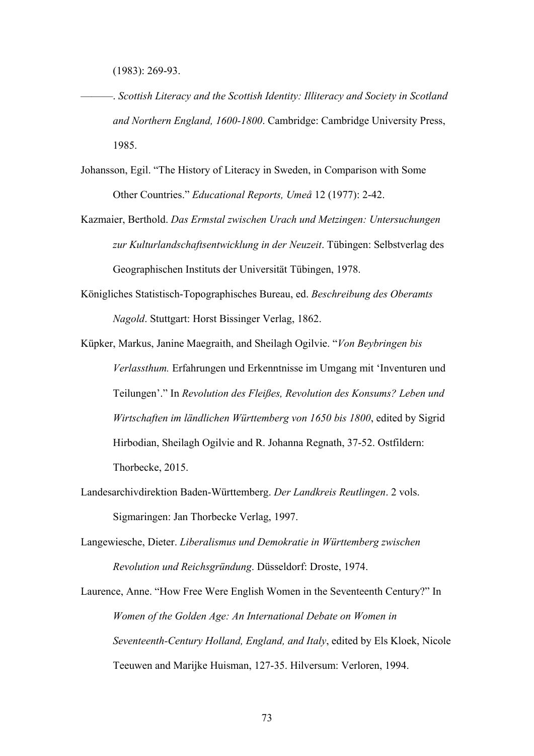(1983): 269-93.

———. *Scottish Literacy and the Scottish Identity: Illiteracy and Society in Scotland and Northern England, 1600-1800*. Cambridge: Cambridge University Press, 1985.

Johansson, Egil. "The History of Literacy in Sweden, in Comparison with Some Other Countries." *Educational Reports, Umeå* 12 (1977): 2-42.

Kazmaier, Berthold. *Das Ermstal zwischen Urach und Metzingen: Untersuchungen zur Kulturlandschaftsentwicklung in der Neuzeit*. Tübingen: Selbstverlag des Geographischen Instituts der Universität Tübingen, 1978.

Königliches Statistisch-Topographisches Bureau, ed. *Beschreibung des Oberamts Nagold*. Stuttgart: Horst Bissinger Verlag, 1862.

Küpker, Markus, Janine Maegraith, and Sheilagh Ogilvie. "*Von Beybringen bis Verlassthum.* Erfahrungen und Erkenntnisse im Umgang mit 'Inventuren und Teilungen'." In *Revolution des Fleißes, Revolution des Konsums? Leben und Wirtschaften im ländlichen Württemberg von 1650 bis 1800*, edited by Sigrid Hirbodian, Sheilagh Ogilvie and R. Johanna Regnath, 37-52. Ostfildern: Thorbecke, 2015.

Landesarchivdirektion Baden-Württemberg. *Der Landkreis Reutlingen*. 2 vols. Sigmaringen: Jan Thorbecke Verlag, 1997.

Langewiesche, Dieter. *Liberalismus und Demokratie in Württemberg zwischen Revolution und Reichsgründung*. Düsseldorf: Droste, 1974.

Laurence, Anne. "How Free Were English Women in the Seventeenth Century?" In *Women of the Golden Age: An International Debate on Women in Seventeenth-Century Holland, England, and Italy*, edited by Els Kloek, Nicole Teeuwen and Marijke Huisman, 127-35. Hilversum: Verloren, 1994.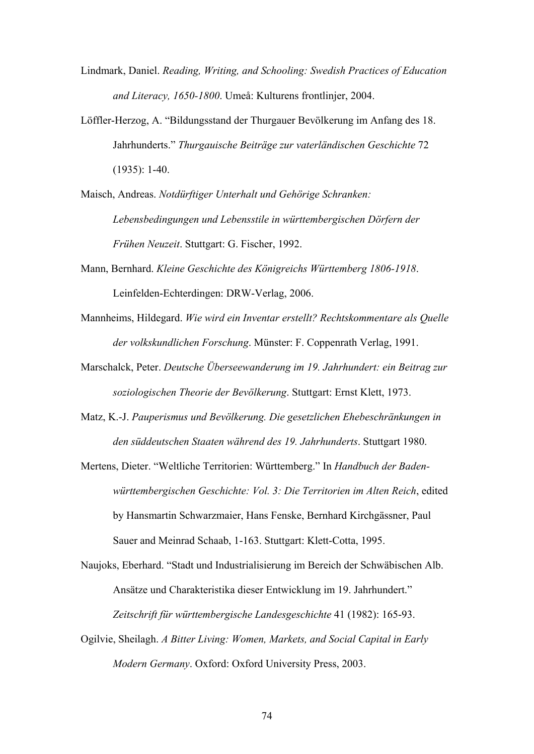Lindmark, Daniel. *Reading, Writing, and Schooling: Swedish Practices of Education and Literacy, 1650-1800*. Umeå: Kulturens frontlinjer, 2004.

Löffler-Herzog, A. "Bildungsstand der Thurgauer Bevölkerung im Anfang des 18. Jahrhunderts." *Thurgauische Beiträge zur vaterländischen Geschichte* 72 (1935): 1-40.

Maisch, Andreas. *Notdürftiger Unterhalt und Gehörige Schranken: Lebensbedingungen und Lebensstile in württembergischen Dörfern der Frühen Neuzeit*. Stuttgart: G. Fischer, 1992.

Mann, Bernhard. *Kleine Geschichte des Königreichs Württemberg 1806-1918*. Leinfelden-Echterdingen: DRW-Verlag, 2006.

Mannheims, Hildegard. *Wie wird ein Inventar erstellt? Rechtskommentare als Quelle der volkskundlichen Forschung*. Münster: F. Coppenrath Verlag, 1991.

Marschalck, Peter. *Deutsche Überseewanderung im 19. Jahrhundert: ein Beitrag zur soziologischen Theorie der Bevölkerung*. Stuttgart: Ernst Klett, 1973.

Matz, K.-J. *Pauperismus und Bevölkerung. Die gesetzlichen Ehebeschränkungen in den süddeutschen Staaten während des 19. Jahrhunderts*. Stuttgart 1980.

Mertens, Dieter. "Weltliche Territorien: Württemberg." In *Handbuch der Baden-württembergischen Geschichte: Vol. 3: Die Territorien im Alten Reich*, edited by Hansmartin Schwarzmaier, Hans Fenske, Bernhard Kirchgässner, Paul Sauer and Meinrad Schaab, 1-163. Stuttgart: Klett-Cotta, 1995.

Naujoks, Eberhard. "Stadt und Industrialisierung im Bereich der Schwäbischen Alb. Ansätze und Charakteristika dieser Entwicklung im 19. Jahrhundert." *Zeitschrift für württembergische Landesgeschichte* 41 (1982): 165-93.

Ogilvie, Sheilagh. *A Bitter Living: Women, Markets, and Social Capital in Early Modern Germany*. Oxford: Oxford University Press, 2003.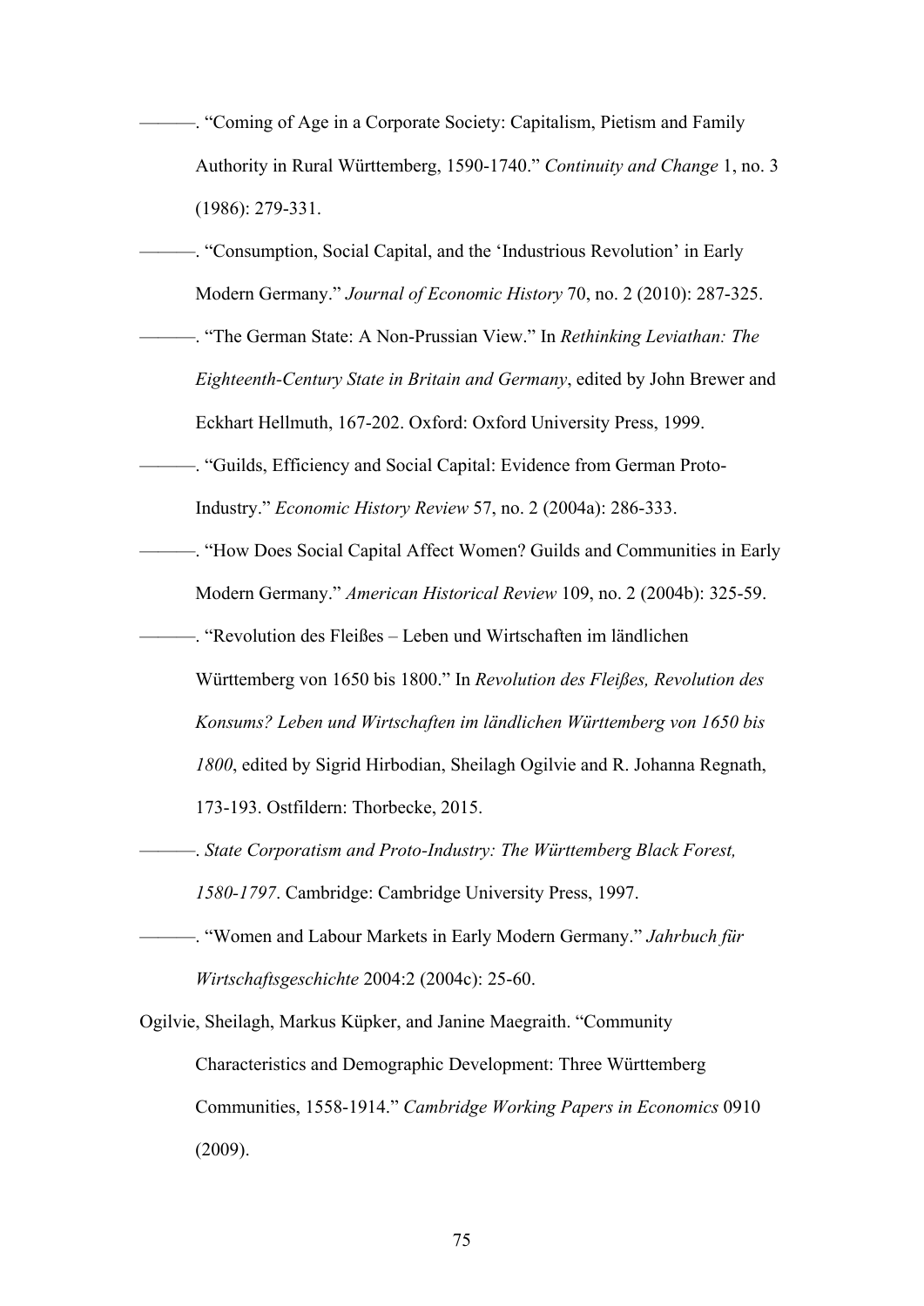———. "Coming of Age in a Corporate Society: Capitalism, Pietism and Family Authority in Rural Württemberg, 1590-1740." *Continuity and Change* 1, no. 3 (1986): 279-331.

———. "Consumption, Social Capital, and the 'Industrious Revolution' in Early Modern Germany." *Journal of Economic History* 70, no. 2 (2010): 287-325.

———. "The German State: A Non-Prussian View." In *Rethinking Leviathan: The Eighteenth-Century State in Britain and Germany*, edited by John Brewer and Eckhart Hellmuth, 167-202. Oxford: Oxford University Press, 1999.

———. "Guilds, Efficiency and Social Capital: Evidence from German Proto-Industry." *Economic History Review* 57, no. 2 (2004a): 286-333.

———. "How Does Social Capital Affect Women? Guilds and Communities in Early Modern Germany." *American Historical Review* 109, no. 2 (2004b): 325-59.

———. "Revolution des Fleißes – Leben und Wirtschaften im ländlichen Württemberg von 1650 bis 1800." In *Revolution des Fleißes, Revolution des Konsums? Leben und Wirtschaften im ländlichen Württemberg von 1650 bis 1800*, edited by Sigrid Hirbodian, Sheilagh Ogilvie and R. Johanna Regnath, 173-193. Ostfildern: Thorbecke, 2015.

———. *State Corporatism and Proto-Industry: The Württemberg Black Forest, 1580-1797*. Cambridge: Cambridge University Press, 1997.

———. "Women and Labour Markets in Early Modern Germany." *Jahrbuch für Wirtschaftsgeschichte* 2004:2 (2004c): 25-60.

Ogilvie, Sheilagh, Markus Küpker, and Janine Maegraith. "Community Characteristics and Demographic Development: Three Württemberg Communities, 1558-1914." *Cambridge Working Papers in Economics* 0910 (2009).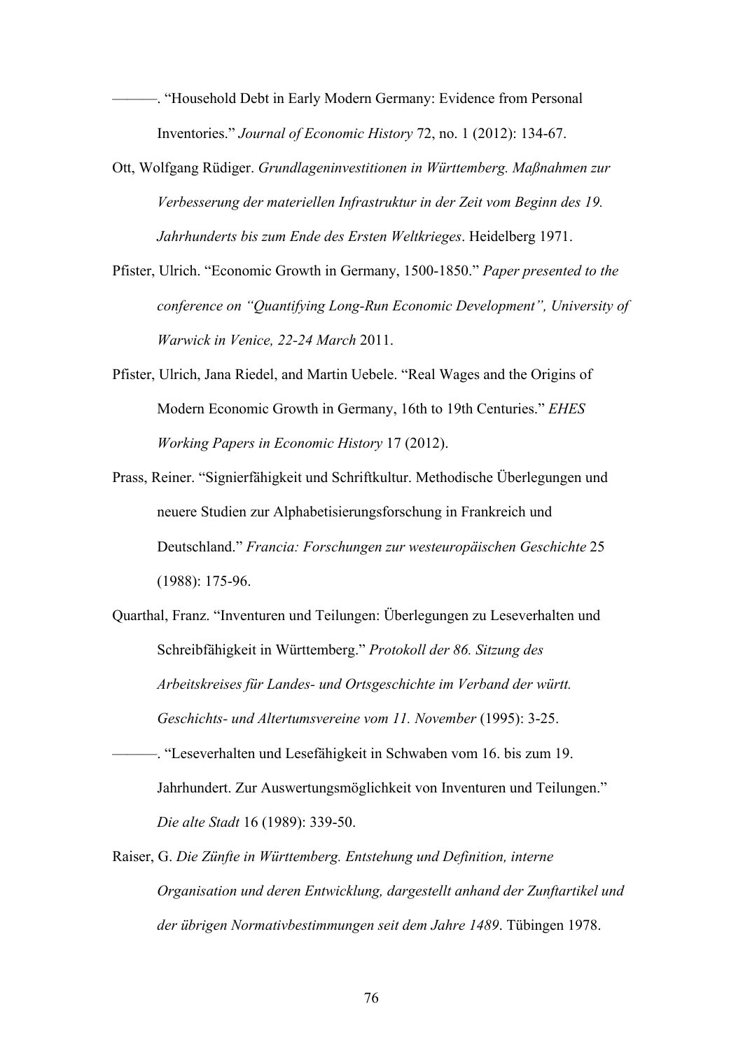———. "Household Debt in Early Modern Germany: Evidence from Personal Inventories." *Journal of Economic History* 72, no. 1 (2012): 134-67.

Ott, Wolfgang Rüdiger. *Grundlageninvestitionen in Württemberg. Maßnahmen zur Verbesserung der materiellen Infrastruktur in der Zeit vom Beginn des 19. Jahrhunderts bis zum Ende des Ersten Weltkrieges*. Heidelberg 1971.

Pfister, Ulrich. "Economic Growth in Germany, 1500-1850." *Paper presented to the conference on "Quantifying Long-Run Economic Development", University of Warwick in Venice, 22-24 March* 2011.

Pfister, Ulrich, Jana Riedel, and Martin Uebele. "Real Wages and the Origins of Modern Economic Growth in Germany, 16th to 19th Centuries." *EHES Working Papers in Economic History* 17 (2012).

Prass, Reiner. "Signierfähigkeit und Schriftkultur. Methodische Überlegungen und neuere Studien zur Alphabetisierungsforschung in Frankreich und Deutschland." *Francia: Forschungen zur westeuropäischen Geschichte* 25 (1988): 175-96.

Quarthal, Franz. "Inventuren und Teilungen: Überlegungen zu Leseverhalten und Schreibfähigkeit in Württemberg." *Protokoll der 86. Sitzung des Arbeitskreises für Landes- und Ortsgeschichte im Verband der württ. Geschichts- und Altertumsvereine vom 11. November* (1995): 3-25.

———. "Leseverhalten und Lesefähigkeit in Schwaben vom 16. bis zum 19. Jahrhundert. Zur Auswertungsmöglichkeit von Inventuren und Teilungen." *Die alte Stadt* 16 (1989): 339-50.

Raiser, G. *Die Zünfte in Württemberg. Entstehung und Definition, interne Organisation und deren Entwicklung, dargestellt anhand der Zunftartikel und der übrigen Normativbestimmungen seit dem Jahre 1489*. Tübingen 1978.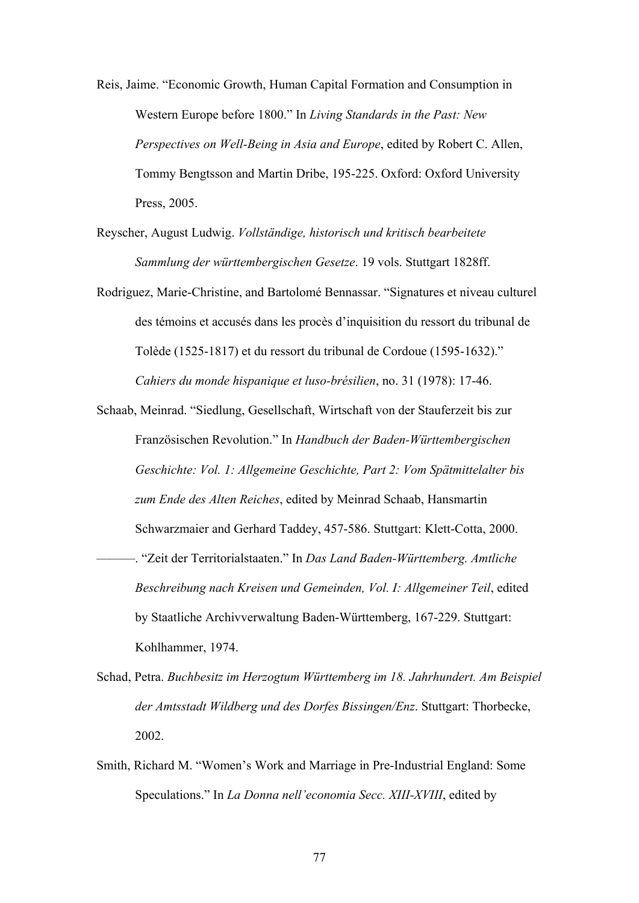Reis, Jaime. "Economic Growth, Human Capital Formation and Consumption in Western Europe before 1800." In *Living Standards in the Past: New Perspectives on Well-Being in Asia and Europe*, edited by Robert C. Allen, Tommy Bengtsson and Martin Dribe, 195-225. Oxford: Oxford University Press, 2005.

Reyscher, August Ludwig. *Vollständige, historisch und kritisch bearbeitete Sammlung der württembergischen Gesetze*. 19 vols. Stuttgart 1828ff.

Rodriguez, Marie-Christine, and Bartolomé Bennassar. "Signatures et niveau culturel des témoins et accusés dans les procès d'inquisition du ressort du tribunal de Tolède (1525-1817) et du ressort du tribunal de Cordoue (1595-1632)." *Cahiers du monde hispanique et luso-brésilien*, no. 31 (1978): 17-46.

Schaab, Meinrad. "Siedlung, Gesellschaft, Wirtschaft von der Stauferzeit bis zur Französischen Revolution." In *Handbuch der Baden-Württembergischen Geschichte: Vol. 1: Allgemeine Geschichte, Part 2: Vom Spätmittelalter bis zum Ende des Alten Reiches*, edited by Meinrad Schaab, Hansmartin Schwarzmaier and Gerhard Taddey, 457-586. Stuttgart: Klett-Cotta, 2000.

———. "Zeit der Territorialstaaten." In *Das Land Baden-Württemberg. Amtliche Beschreibung nach Kreisen und Gemeinden, Vol. I: Allgemeiner Teil*, edited by Staatliche Archivverwaltung Baden-Württemberg, 167-229. Stuttgart: Kohlhammer, 1974.

Schad, Petra. *Buchbesitz im Herzogtum Württemberg im 18. Jahrhundert. Am Beispiel der Amtsstadt Wildberg und des Dorfes Bissingen/Enz*. Stuttgart: Thorbecke, 2002.

Smith, Richard M. "Women's Work and Marriage in Pre-Industrial England: Some Speculations." In *La Donna nell'economia Secc. XIII-XVIII*, edited by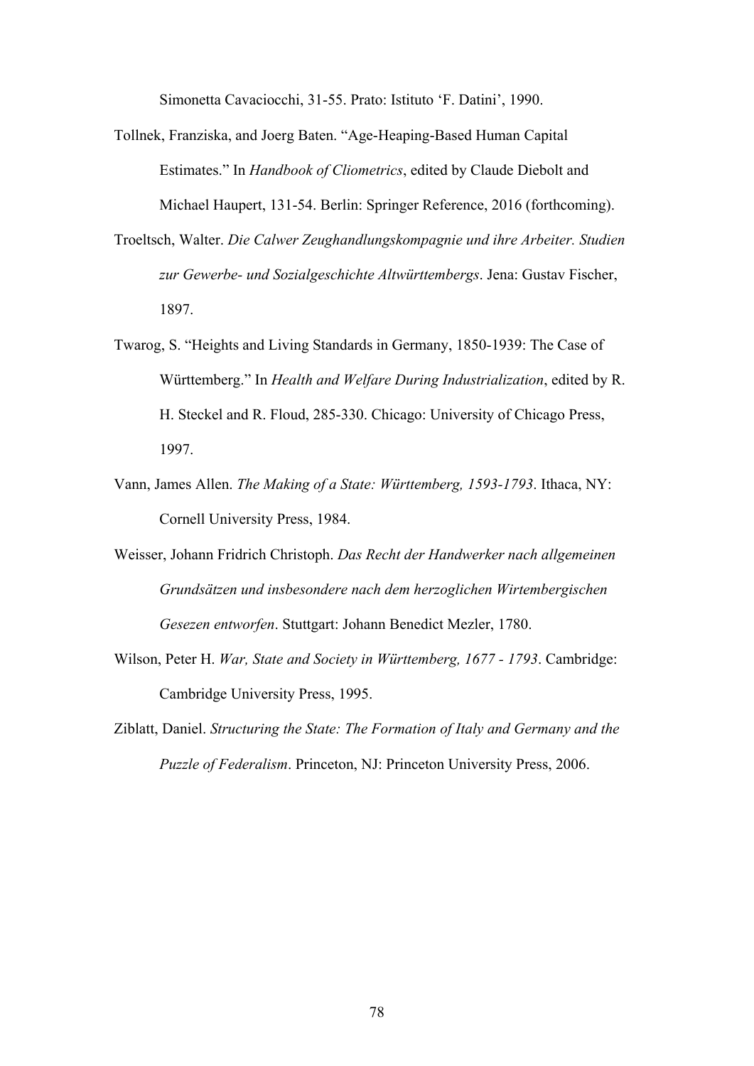Simonetta Cavaciocchi, 31-55. Prato: Istituto 'F. Datini', 1990.

Tollnek, Franziska, and Joerg Baten. "Age-Heaping-Based Human Capital Estimates." In *Handbook of Cliometrics*, edited by Claude Diebolt and Michael Haupert, 131-54. Berlin: Springer Reference, 2016 (forthcoming).

Troeltsch, Walter. *Die Calwer Zeughandlungskompagnie und ihre Arbeiter. Studien zur Gewerbe- und Sozialgeschichte Altwürttembergs*. Jena: Gustav Fischer, 1897.

Twarog, S. "Heights and Living Standards in Germany, 1850-1939: The Case of Württemberg." In *Health and Welfare During Industrialization*, edited by R. H. Steckel and R. Floud, 285-330. Chicago: University of Chicago Press, 1997.

Vann, James Allen. *The Making of a State: Württemberg, 1593-1793*. Ithaca, NY: Cornell University Press, 1984.

Weisser, Johann Fridrich Christoph. *Das Recht der Handwerker nach allgemeinen Grundsätzen und insbesondere nach dem herzoglichen Wirtembergischen Gesezen entworfen*. Stuttgart: Johann Benedict Mezler, 1780.

Wilson, Peter H. *War, State and Society in Württemberg, 1677 - 1793*. Cambridge: Cambridge University Press, 1995.

Ziblatt, Daniel. *Structuring the State: The Formation of Italy and Germany and the Puzzle of Federalism*. Princeton, NJ: Princeton University Press, 2006.